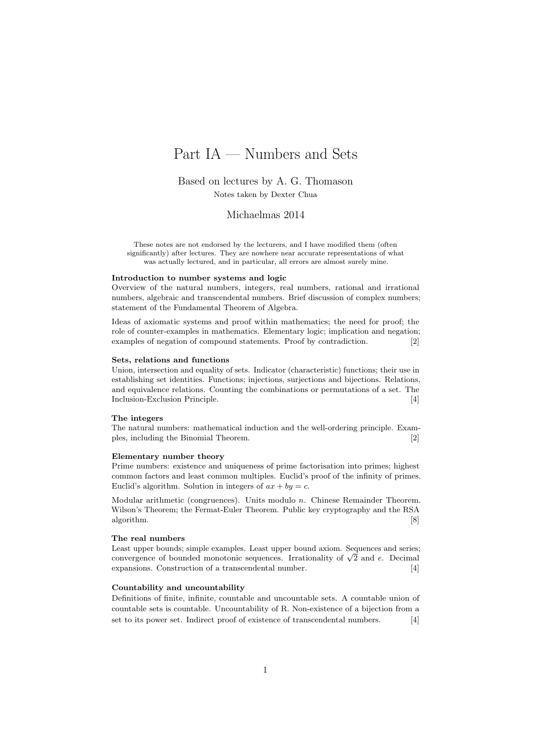# Part IA — Numbers and Sets

Based on lectures by A. G. Thomason

Notes taken by Dexter Chua

Michaelmas 2014

These notes are not endorsed by the lecturers, and I have modified them (often significantly) after lectures. They are nowhere near accurate representations of what was actually lectured, and in particular, all errors are almost surely mine.

**Introduction to number systems and logic**

Overview of the natural numbers, integers, real numbers, rational and irrational numbers, algebraic and transcendental numbers. Brief discussion of complex numbers; statement of the Fundamental Theorem of Algebra.

Ideas of axiomatic systems and proof within mathematics; the need for proof; the role of counter-examples in mathematics. Elementary logic; implication and negation; examples of negation of compound statements. Proof by contradiction. [2]

**Sets, relations and functions**

Union, intersection and equality of sets. Indicator (characteristic) functions; their use in establishing set identities. Functions; injections, surjections and bijections. Relations, and equivalence relations. Counting the combinations or permutations of a set. The Inclusion-Exclusion Principle. [4]

**The integers**

The natural numbers: mathematical induction and the well-ordering principle. Examples, including the Binomial Theorem. [2]

**Elementary number theory**

Prime numbers: existence and uniqueness of prime factorisation into primes; highest common factors and least common multiples. Euclid's proof of the infinity of primes. Euclid's algorithm. Solution in integers of $ax + by = c$.

Modular arithmetic (congruences). Units modulo $n$. Chinese Remainder Theorem. Wilson's Theorem; the Fermat-Euler Theorem. Public key cryptography and the RSA algorithm. [8]

**The real numbers**

Least upper bounds; simple examples. Least upper bound axiom. Sequences and series; convergence of bounded monotonic sequences. Irrationality of $\sqrt{2}$ and $e$. Decimal expansions. Construction of a transcendental number. [4]

**Countability and uncountability**

Definitions of finite, infinite, countable and uncountable sets. A countable union of countable sets is countable. Uncountability of R. Non-existence of a bijection from a set to its power set. Indirect proof of existence of transcendental numbers. [4]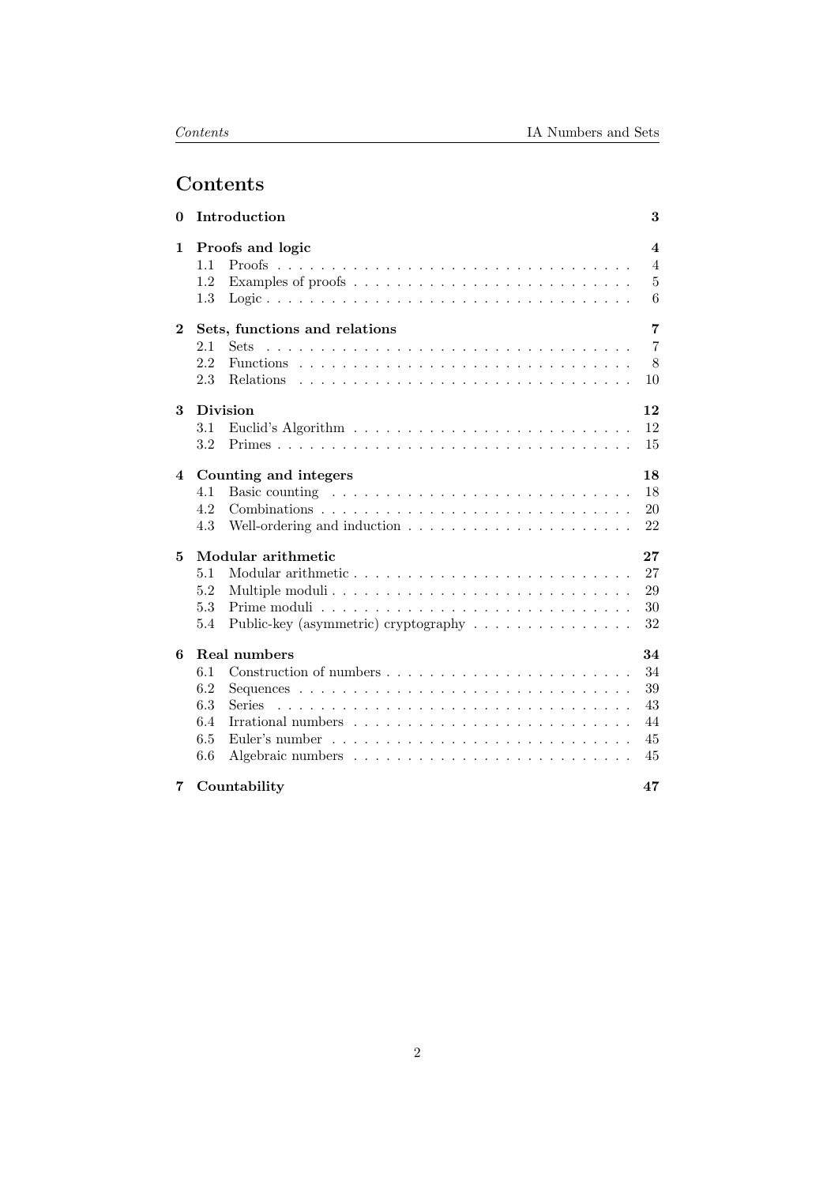# Contents

**0 Introduction** **3**

**1 Proofs and logic** **4**

- 1.1 Proofs . . . 4
- 1.2 Examples of proofs . . . 5
- 1.3 Logic . . . 6

**2 Sets, functions and relations** **7**

- 2.1 Sets . . . 7
- 2.2 Functions . . . 8
- 2.3 Relations . . . 10

**3 Division** **12**

- 3.1 Euclid's Algorithm . . . 12
- 3.2 Primes . . . 15

**4 Counting and integers** **18**

- 4.1 Basic counting . . . 18
- 4.2 Combinations . . . 20
- 4.3 Well-ordering and induction . . . 22

**5 Modular arithmetic** **27**

- 5.1 Modular arithmetic . . . 27
- 5.2 Multiple moduli . . . 29
- 5.3 Prime moduli . . . 30
- 5.4 Public-key (asymmetric) cryptography . . . 32

**6 Real numbers** **34**

- 6.1 Construction of numbers . . . 34
- 6.2 Sequences . . . 39
- 6.3 Series . . . 43
- 6.4 Irrational numbers . . . 44
- 6.5 Euler's number . . . 45
- 6.6 Algebraic numbers . . . 45

**7 Countability** **47**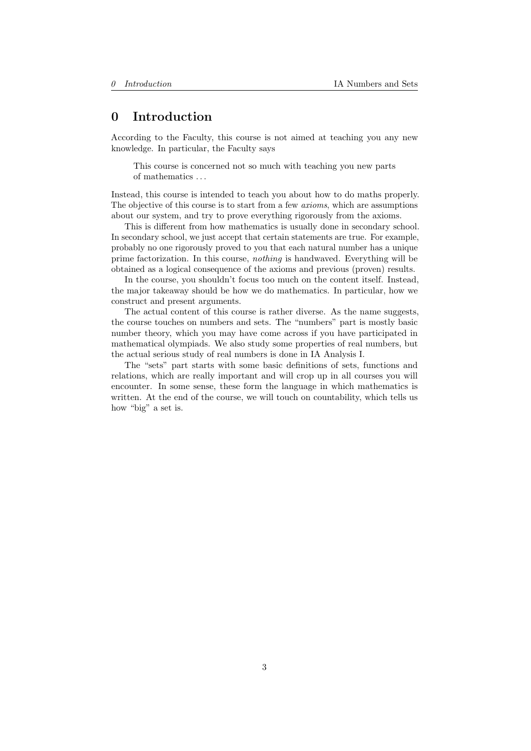# 0 Introduction

According to the Faculty, this course is not aimed at teaching you any new knowledge. In particular, the Faculty says

> This course is concerned not so much with teaching you new parts of mathematics . . .

Instead, this course is intended to teach you about how to do maths properly. The objective of this course is to start from a few *axioms*, which are assumptions about our system, and try to prove everything rigorously from the axioms.

This is different from how mathematics is usually done in secondary school. In secondary school, we just accept that certain statements are true. For example, probably no one rigorously proved to you that each natural number has a unique prime factorization. In this course, *nothing* is handwaved. Everything will be obtained as a logical consequence of the axioms and previous (proven) results.

In the course, you shouldn't focus too much on the content itself. Instead, the major takeaway should be how we do mathematics. In particular, how we construct and present arguments.

The actual content of this course is rather diverse. As the name suggests, the course touches on numbers and sets. The "numbers" part is mostly basic number theory, which you may have come across if you have participated in mathematical olympiads. We also study some properties of real numbers, but the actual serious study of real numbers is done in IA Analysis I.

The "sets" part starts with some basic definitions of sets, functions and relations, which are really important and will crop up in all courses you will encounter. In some sense, these form the language in which mathematics is written. At the end of the course, we will touch on countability, which tells us how "big" a set is.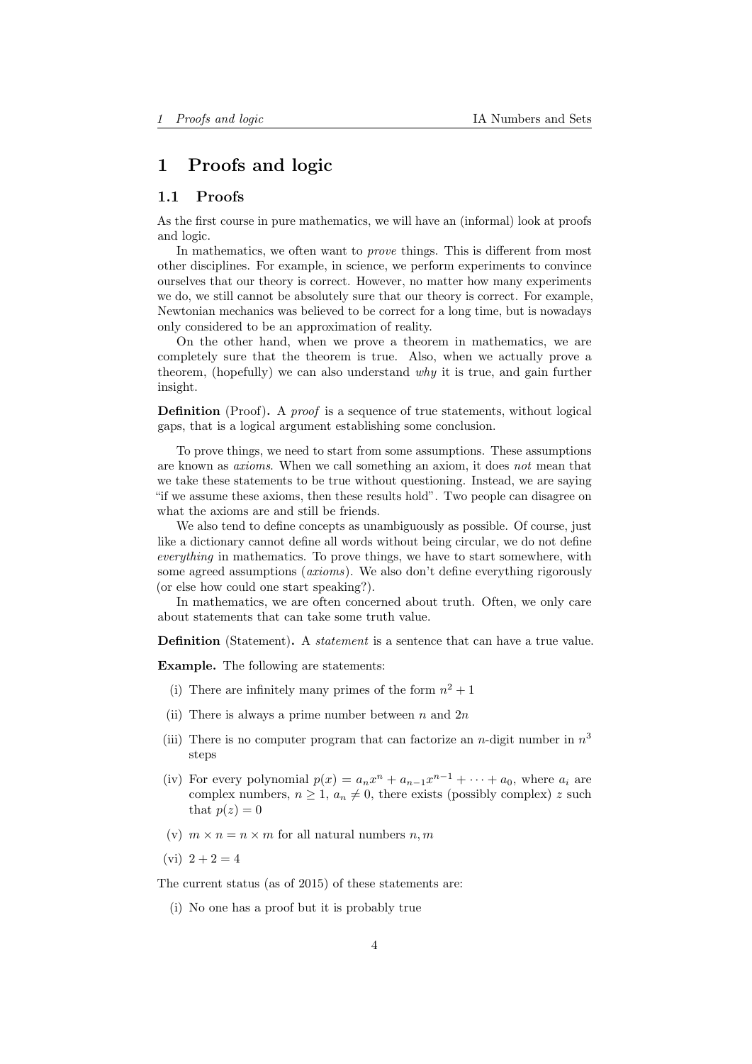# 1 Proofs and logic

## 1.1 Proofs

As the first course in pure mathematics, we will have an (informal) look at proofs and logic.

In mathematics, we often want to *prove* things. This is different from most other disciplines. For example, in science, we perform experiments to convince ourselves that our theory is correct. However, no matter how many experiments we do, we still cannot be absolutely sure that our theory is correct. For example, Newtonian mechanics was believed to be correct for a long time, but is nowadays only considered to be an approximation of reality.

On the other hand, when we prove a theorem in mathematics, we are completely sure that the theorem is true. Also, when we actually prove a theorem, (hopefully) we can also understand *why* it is true, and gain further insight.

**Definition** (Proof)**.** A *proof* is a sequence of true statements, without logical gaps, that is a logical argument establishing some conclusion.

To prove things, we need to start from some assumptions. These assumptions are known as *axioms*. When we call something an axiom, it does *not* mean that we take these statements to be true without questioning. Instead, we are saying "if we assume these axioms, then these results hold". Two people can disagree on what the axioms are and still be friends.

We also tend to define concepts as unambiguously as possible. Of course, just like a dictionary cannot define all words without being circular, we do not define *everything* in mathematics. To prove things, we have to start somewhere, with some agreed assumptions (*axioms*). We also don't define everything rigorously (or else how could one start speaking?).

In mathematics, we are often concerned about truth. Often, we only care about statements that can take some truth value.

**Definition** (Statement)**.** A *statement* is a sentence that can have a true value.

**Example.** The following are statements:

(i) There are infinitely many primes of the form $n^2 + 1$

(ii) There is always a prime number between $n$ and $2n$

(iii) There is no computer program that can factorize an $n$-digit number in $n^3$ steps

(iv) For every polynomial $p(x) = a_n x^n + a_{n-1}x^{n-1} + \cdots + a_0$, where $a_i$ are complex numbers, $n \geq 1$, $a_n \neq 0$, there exists (possibly complex) $z$ such that $p(z) = 0$

(v) $m \times n = n \times m$ for all natural numbers $n, m$

(vi) $2 + 2 = 4$

The current status (as of 2015) of these statements are:

(i) No one has a proof but it is probably true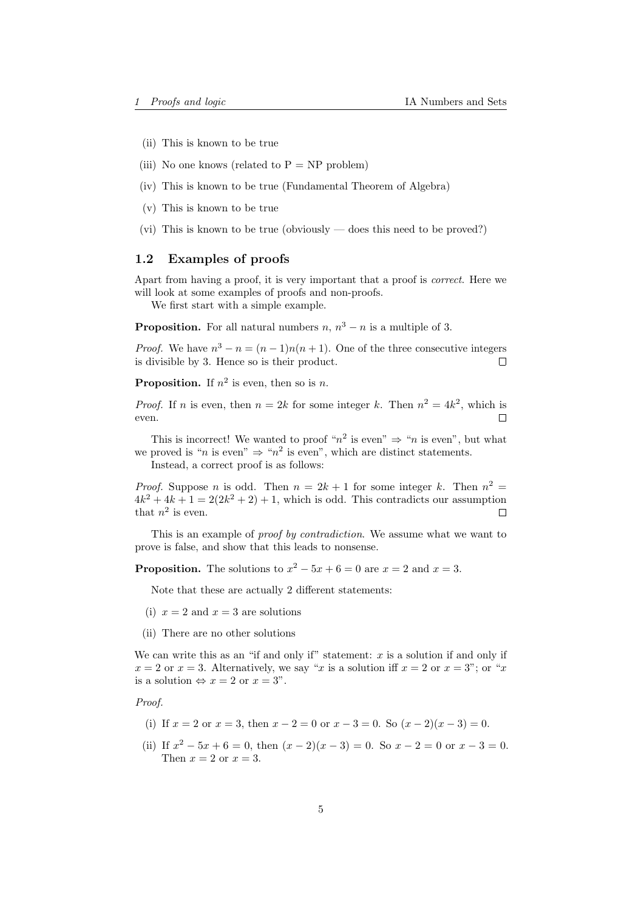(ii) This is known to be true

(iii) No one knows (related to P = NP problem)

(iv) This is known to be true (Fundamental Theorem of Algebra)

(v) This is known to be true

(vi) This is known to be true (obviously — does this need to be proved?)

## 1.2 Examples of proofs

Apart from having a proof, it is very important that a proof is *correct*. Here we will look at some examples of proofs and non-proofs.

We first start with a simple example.

**Proposition.** For all natural numbers $n$, $n^3 - n$ is a multiple of 3.

*Proof.* We have $n^3 - n = (n-1)n(n+1)$. One of the three consecutive integers is divisible by 3. Hence so is their product. □

**Proposition.** If $n^2$ is even, then so is $n$.

*Proof.* If $n$ is even, then $n = 2k$ for some integer $k$. Then $n^2 = 4k^2$, which is even. □

This is incorrect! We wanted to proof "$n^2$ is even" $\Rightarrow$ "$n$ is even", but what we proved is "$n$ is even" $\Rightarrow$ "$n^2$ is even", which are distinct statements.

Instead, a correct proof is as follows:

*Proof.* Suppose $n$ is odd. Then $n = 2k+1$ for some integer $k$. Then $n^2 = 4k^2 + 4k + 1 = 2(2k^2 + 2) + 1$, which is odd. This contradicts our assumption that $n^2$ is even. □

This is an example of *proof by contradiction*. We assume what we want to prove is false, and show that this leads to nonsense.

**Proposition.** The solutions to $x^2 - 5x + 6 = 0$ are $x = 2$ and $x = 3$.

Note that these are actually 2 different statements:

(i) $x = 2$ and $x = 3$ are solutions

(ii) There are no other solutions

We can write this as an "if and only if" statement: $x$ is a solution if and only if $x = 2$ or $x = 3$. Alternatively, we say "$x$ is a solution iff $x = 2$ or $x = 3$"; or "$x$ is a solution $\Leftrightarrow x = 2$ or $x = 3$".

*Proof.*

(i) If $x = 2$ or $x = 3$, then $x - 2 = 0$ or $x - 3 = 0$. So $(x-2)(x-3) = 0$.

(ii) If $x^2 - 5x + 6 = 0$, then $(x-2)(x-3) = 0$. So $x - 2 = 0$ or $x - 3 = 0$. Then $x = 2$ or $x = 3$.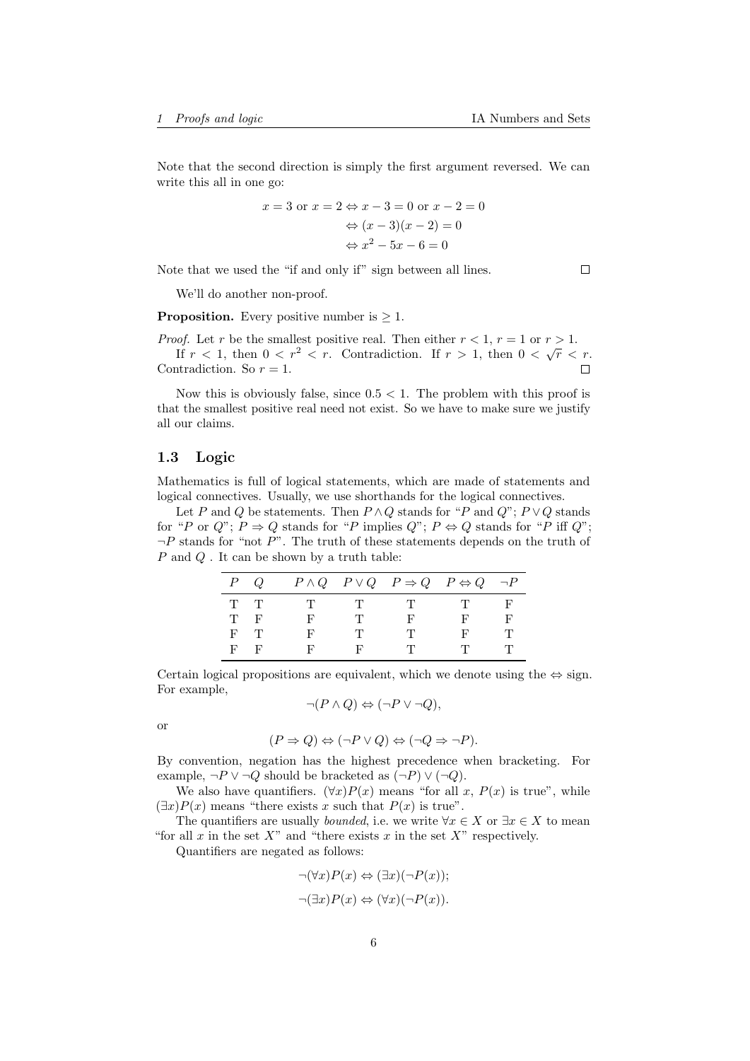Note that the second direction is simply the first argument reversed. We can write this all in one go:

$$\begin{aligned} x = 3 \text{ or } x = 2 &\Leftrightarrow x - 3 = 0 \text{ or } x - 2 = 0 \\ &\Leftrightarrow (x-3)(x-2) = 0 \\ &\Leftrightarrow x^2 - 5x - 6 = 0 \end{aligned}$$

Note that we used the "if and only if" sign between all lines. □

We'll do another non-proof.

**Proposition.** Every positive number is $\geq 1$.

*Proof.* Let $r$ be the smallest positive real. Then either $r < 1$, $r = 1$ or $r > 1$.

If $r < 1$, then $0 < r^2 < r$. Contradiction. If $r > 1$, then $0 < \sqrt{r} < r$. Contradiction. So $r = 1$. □

Now this is obviously false, since $0.5 < 1$. The problem with this proof is that the smallest positive real need not exist. So we have to make sure we justify all our claims.

## 1.3 Logic

Mathematics is full of logical statements, which are made of statements and logical connectives. Usually, we use shorthands for the logical connectives.

Let $P$ and $Q$ be statements. Then $P \wedge Q$ stands for "$P$ and $Q$"; $P \vee Q$ stands for "$P$ or $Q$"; $P \Rightarrow Q$ stands for "$P$ implies $Q$"; $P \Leftrightarrow Q$ stands for "$P$ iff $Q$"; $\neg P$ stands for "not $P$". The truth of these statements depends on the truth of $P$ and $Q$ . It can be shown by a truth table:

| $P$ | $Q$ | $P \wedge Q$ | $P \vee Q$ | $P \Rightarrow Q$ | $P \Leftrightarrow Q$ | $\neg P$ |
|---|---|---|---|---|---|---|
| T | T | T | T | T | T | F |
| T | F | F | T | F | F | F |
| F | T | F | T | T | F | T |
| F | F | F | F | T | T | T |

Certain logical propositions are equivalent, which we denote using the $\Leftrightarrow$ sign. For example,

$$\neg(P \wedge Q) \Leftrightarrow (\neg P \vee \neg Q),$$

or

$$(P \Rightarrow Q) \Leftrightarrow (\neg P \vee Q) \Leftrightarrow (\neg Q \Rightarrow \neg P).$$

By convention, negation has the highest precedence when bracketing. For example, $\neg P \vee \neg Q$ should be bracketed as $(\neg P) \vee (\neg Q)$.

We also have quantifiers. $(\forall x)P(x)$ means "for all $x$, $P(x)$ is true", while $(\exists x)P(x)$ means "there exists $x$ such that $P(x)$ is true".

The quantifiers are usually *bounded*, i.e. we write $\forall x \in X$ or $\exists x \in X$ to mean "for all $x$ in the set $X$" and "there exists $x$ in the set $X$" respectively.

Quantifiers are negated as follows:

$$\neg(\forall x)P(x) \Leftrightarrow (\exists x)(\neg P(x));$$

$$\neg(\exists x)P(x) \Leftrightarrow (\forall x)(\neg P(x)).$$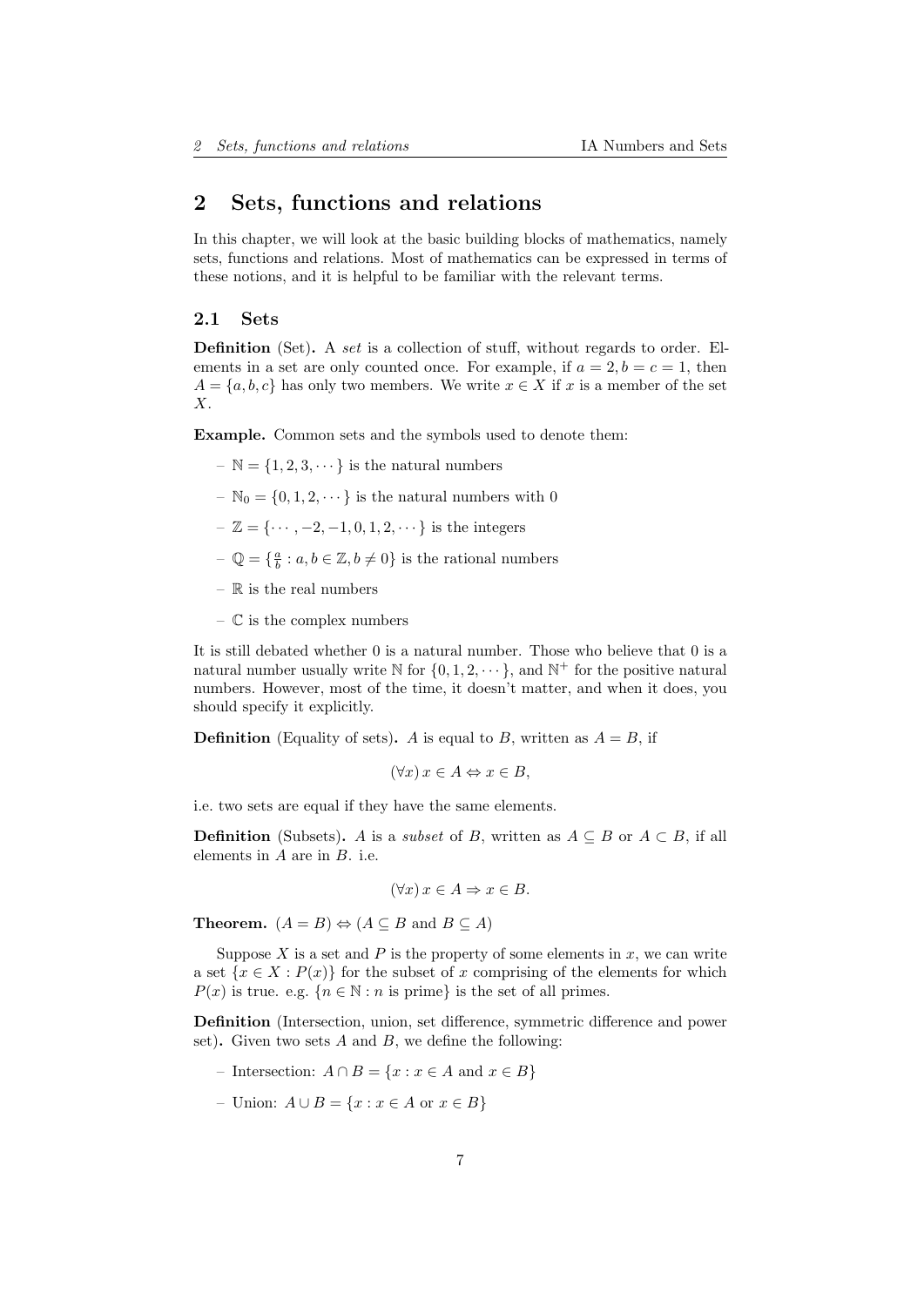# 2 Sets, functions and relations

In this chapter, we will look at the basic building blocks of mathematics, namely sets, functions and relations. Most of mathematics can be expressed in terms of these notions, and it is helpful to be familiar with the relevant terms.

## 2.1 Sets

**Definition** (Set)**.** A *set* is a collection of stuff, without regards to order. Elements in a set are only counted once. For example, if $a = 2, b = c = 1$, then $A = \{a, b, c\}$ has only two members. We write $x \in X$ if $x$ is a member of the set $X$.

**Example.** Common sets and the symbols used to denote them:

- $\mathbb{N} = \{1, 2, 3, \cdots\}$ is the natural numbers
- $\mathbb{N}_0 = \{0, 1, 2, \cdots\}$ is the natural numbers with 0
- $\mathbb{Z} = \{\cdots, -2, -1, 0, 1, 2, \cdots\}$ is the integers
- $\mathbb{Q} = \{\frac{a}{b} : a, b \in \mathbb{Z}, b \neq 0\}$ is the rational numbers
- $\mathbb{R}$ is the real numbers
- $\mathbb{C}$ is the complex numbers

It is still debated whether 0 is a natural number. Those who believe that 0 is a natural number usually write $\mathbb{N}$ for $\{0, 1, 2, \cdots\}$, and $\mathbb{N}^+$ for the positive natural numbers. However, most of the time, it doesn't matter, and when it does, you should specify it explicitly.

**Definition** (Equality of sets)**.** $A$ is equal to $B$, written as $A = B$, if

$$(\forall x)\, x \in A \Leftrightarrow x \in B,$$

i.e. two sets are equal if they have the same elements.

**Definition** (Subsets)**.** $A$ is a *subset* of $B$, written as $A \subseteq B$ or $A \subset B$, if all elements in $A$ are in $B$. i.e.

$$(\forall x)\, x \in A \Rightarrow x \in B.$$

**Theorem.** $(A = B) \Leftrightarrow (A \subseteq B$ and $B \subseteq A)$

Suppose $X$ is a set and $P$ is the property of some elements in $x$, we can write a set $\{x \in X : P(x)\}$ for the subset of $x$ comprising of the elements for which $P(x)$ is true. e.g. $\{n \in \mathbb{N} : n \text{ is prime}\}$ is the set of all primes.

**Definition** (Intersection, union, set difference, symmetric difference and power set)**.** Given two sets $A$ and $B$, we define the following:

- Intersection: $A \cap B = \{x : x \in A \text{ and } x \in B\}$
- Union: $A \cup B = \{x : x \in A \text{ or } x \in B\}$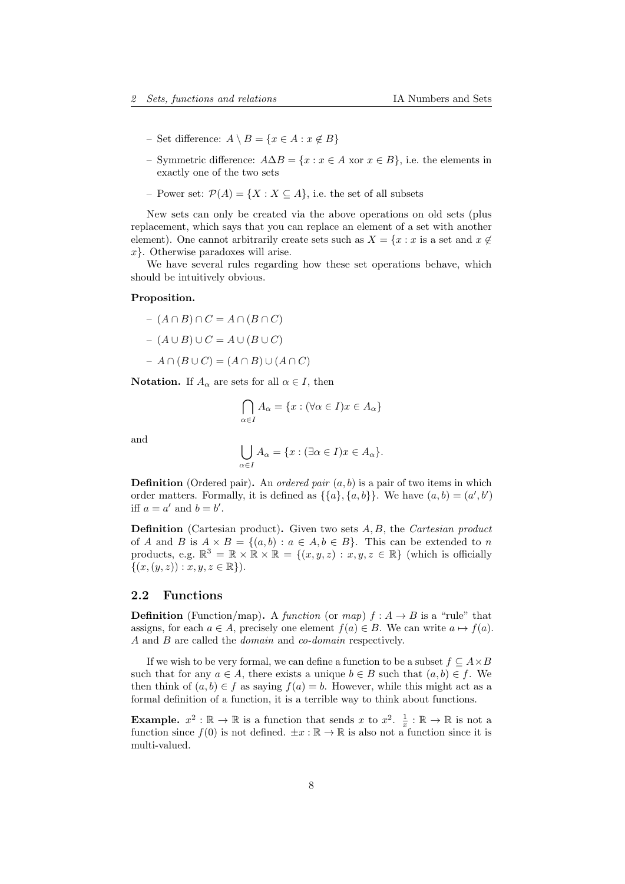- Set difference: $A \setminus B = \{x \in A : x \notin B\}$
- Symmetric difference: $A\Delta B = \{x : x \in A \text{ xor } x \in B\}$, i.e. the elements in exactly one of the two sets
- Power set: $\mathcal{P}(A) = \{X : X \subseteq A\}$, i.e. the set of all subsets

New sets can only be created via the above operations on old sets (plus replacement, which says that you can replace an element of a set with another element). One cannot arbitrarily create sets such as $X = \{x : x \text{ is a set and } x \notin x\}$. Otherwise paradoxes will arise.

We have several rules regarding how these set operations behave, which should be intuitively obvious.

**Proposition.**

- $(A \cap B) \cap C = A \cap (B \cap C)$
- $(A \cup B) \cup C = A \cup (B \cup C)$
- $A \cap (B \cup C) = (A \cap B) \cup (A \cap C)$

**Notation.** If $A_\alpha$ are sets for all $\alpha \in I$, then

$$\bigcap_{\alpha \in I} A_\alpha = \{x : (\forall \alpha \in I) x \in A_\alpha\}$$

and

$$\bigcup_{\alpha \in I} A_\alpha = \{x : (\exists \alpha \in I) x \in A_\alpha\}.$$

**Definition** (Ordered pair)**.** An *ordered pair* $(a, b)$ is a pair of two items in which order matters. Formally, it is defined as $\{\{a\}, \{a, b\}\}$. We have $(a, b) = (a', b')$ iff $a = a'$ and $b = b'$.

**Definition** (Cartesian product)**.** Given two sets $A, B$, the *Cartesian product* of $A$ and $B$ is $A \times B = \{(a, b) : a \in A, b \in B\}$. This can be extended to $n$ products, e.g. $\mathbb{R}^3 = \mathbb{R} \times \mathbb{R} \times \mathbb{R} = \{(x, y, z) : x, y, z \in \mathbb{R}\}$ (which is officially $\{(x, (y, z)) : x, y, z \in \mathbb{R}\}$).

## 2.2 Functions

**Definition** (Function/map)**.** A *function* (or *map*) $f : A \to B$ is a "rule" that assigns, for each $a \in A$, precisely one element $f(a) \in B$. We can write $a \mapsto f(a)$. $A$ and $B$ are called the *domain* and *co-domain* respectively.

If we wish to be very formal, we can define a function to be a subset $f \subseteq A \times B$ such that for any $a \in A$, there exists a unique $b \in B$ such that $(a, b) \in f$. We then think of $(a, b) \in f$ as saying $f(a) = b$. However, while this might act as a formal definition of a function, it is a terrible way to think about functions.

**Example.** $x^2 : \mathbb{R} \to \mathbb{R}$ is a function that sends $x$ to $x^2$. $\frac{1}{x} : \mathbb{R} \to \mathbb{R}$ is not a function since $f(0)$ is not defined. $\pm x : \mathbb{R} \to \mathbb{R}$ is also not a function since it is multi-valued.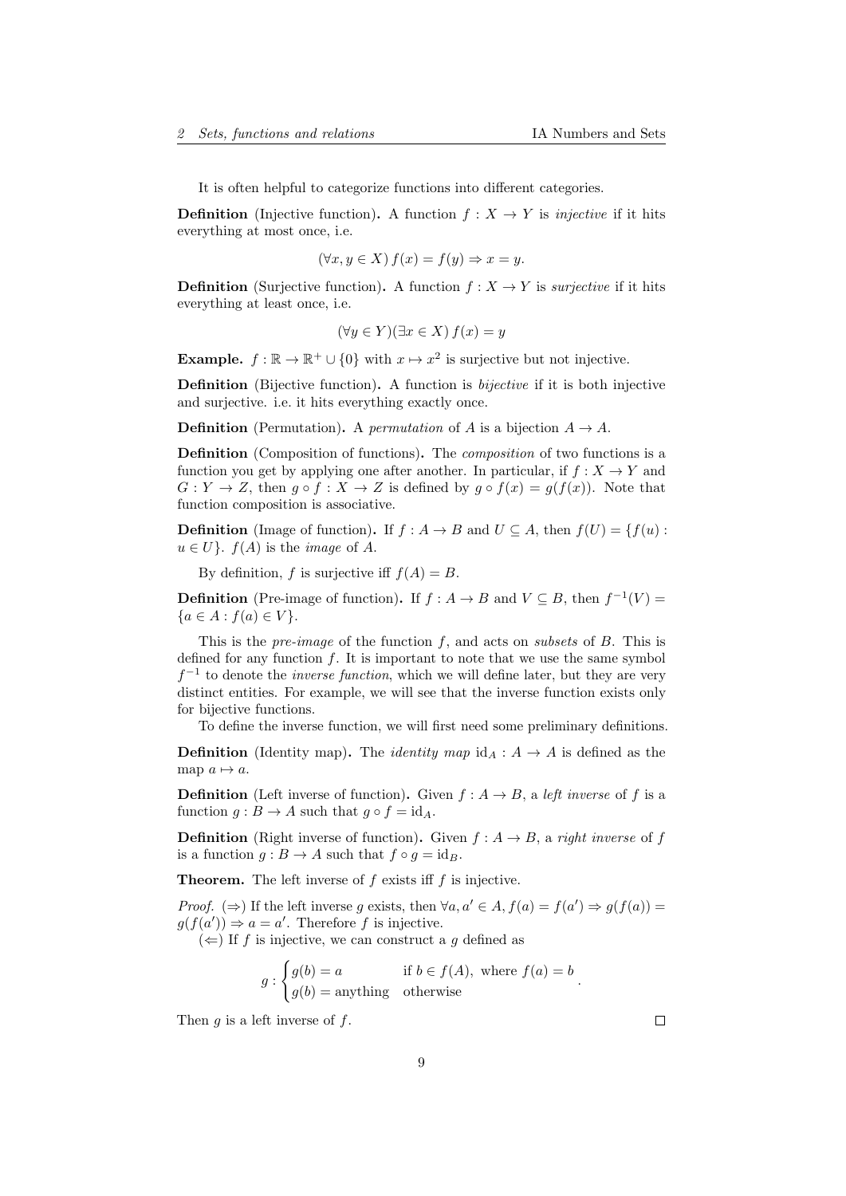It is often helpful to categorize functions into different categories.

**Definition** (Injective function)**.** A function $f : X \to Y$ is *injective* if it hits everything at most once, i.e.

$$(\forall x, y \in X)\, f(x) = f(y) \Rightarrow x = y.$$

**Definition** (Surjective function)**.** A function $f : X \to Y$ is *surjective* if it hits everything at least once, i.e.

$$(\forall y \in Y)(\exists x \in X)\, f(x) = y$$

**Example.** $f : \mathbb{R} \to \mathbb{R}^+ \cup \{0\}$ with $x \mapsto x^2$ is surjective but not injective.

**Definition** (Bijective function)**.** A function is *bijective* if it is both injective and surjective. i.e. it hits everything exactly once.

**Definition** (Permutation)**.** A *permutation* of $A$ is a bijection $A \to A$.

**Definition** (Composition of functions)**.** The *composition* of two functions is a function you get by applying one after another. In particular, if $f : X \to Y$ and $G : Y \to Z$, then $g \circ f : X \to Z$ is defined by $g \circ f(x) = g(f(x))$. Note that function composition is associative.

**Definition** (Image of function)**.** If $f : A \to B$ and $U \subseteq A$, then $f(U) = \{f(u) : u \in U\}$. $f(A)$ is the *image* of $A$.

By definition, $f$ is surjective iff $f(A) = B$.

**Definition** (Pre-image of function)**.** If $f : A \to B$ and $V \subseteq B$, then $f^{-1}(V) = \{a \in A : f(a) \in V\}$.

This is the *pre-image* of the function $f$, and acts on *subsets* of $B$. This is defined for any function $f$. It is important to note that we use the same symbol $f^{-1}$ to denote the *inverse function*, which we will define later, but they are very distinct entities. For example, we will see that the inverse function exists only for bijective functions.

To define the inverse function, we will first need some preliminary definitions.

**Definition** (Identity map)**.** The *identity map* $\mathrm{id}_A : A \to A$ is defined as the map $a \mapsto a$.

**Definition** (Left inverse of function)**.** Given $f : A \to B$, a *left inverse* of $f$ is a function $g : B \to A$ such that $g \circ f = \mathrm{id}_A$.

**Definition** (Right inverse of function)**.** Given $f : A \to B$, a *right inverse* of $f$ is a function $g : B \to A$ such that $f \circ g = \mathrm{id}_B$.

**Theorem.** The left inverse of $f$ exists iff $f$ is injective.

*Proof.* ($\Rightarrow$) If the left inverse $g$ exists, then $\forall a, a' \in A, f(a) = f(a') \Rightarrow g(f(a)) = g(f(a')) \Rightarrow a = a'$. Therefore $f$ is injective.

($\Leftarrow$) If $f$ is injective, we can construct a $g$ defined as

$$g : \begin{cases} g(b) = a & \text{if } b \in f(A), \text{ where } f(a) = b \\ g(b) = \text{anything} & \text{otherwise} \end{cases}.$$

Then $g$ is a left inverse of $f$. $\square$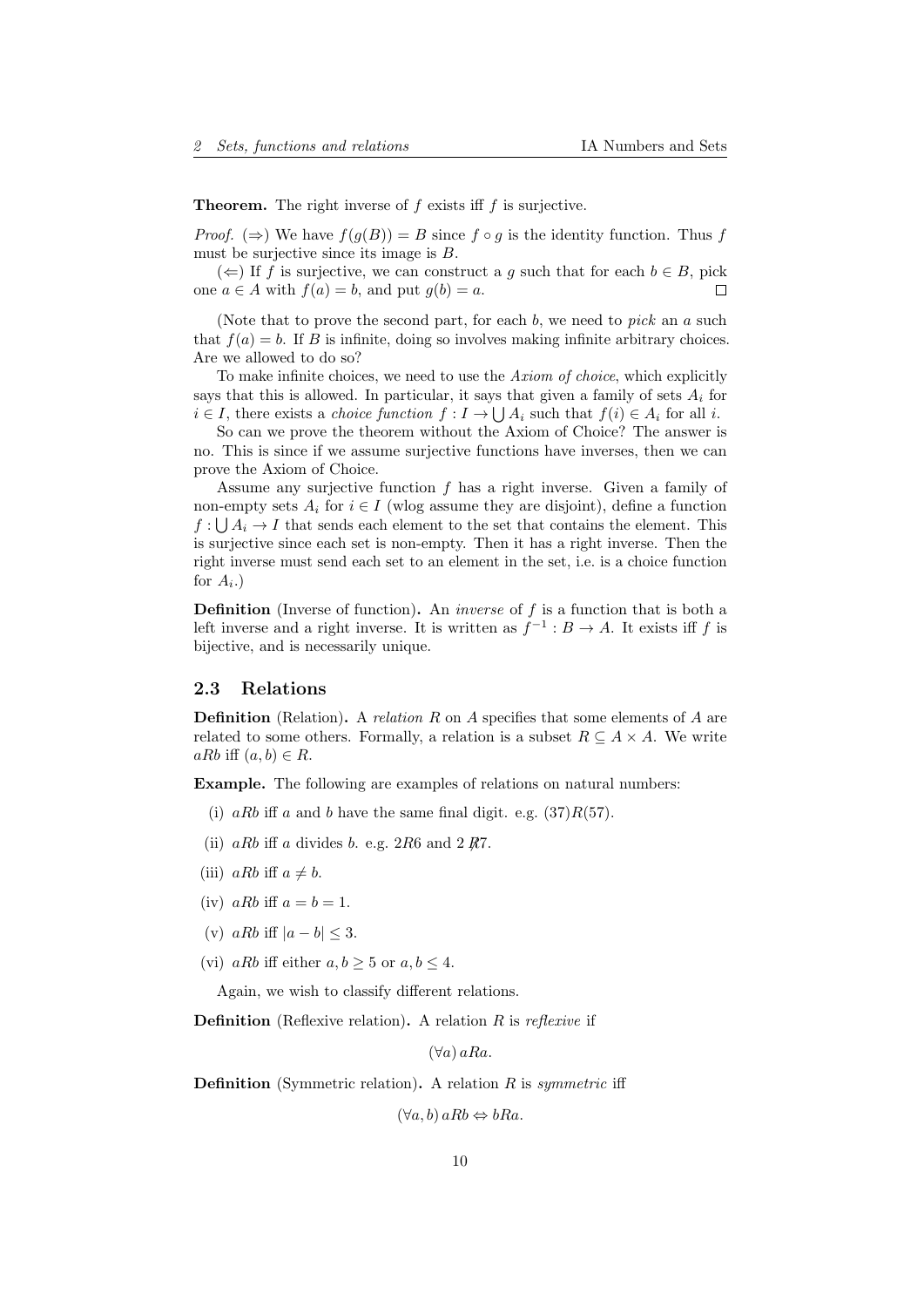**Theorem.** The right inverse of $f$ exists iff $f$ is surjective.

*Proof.* ($\Rightarrow$) We have $f(g(B)) = B$ since $f \circ g$ is the identity function. Thus $f$ must be surjective since its image is $B$.

($\Leftarrow$) If $f$ is surjective, we can construct a $g$ such that for each $b \in B$, pick one $a \in A$ with $f(a) = b$, and put $g(b) = a$. $\square$

(Note that to prove the second part, for each $b$, we need to *pick* an $a$ such that $f(a) = b$. If $B$ is infinite, doing so involves making infinite arbitrary choices. Are we allowed to do so?

To make infinite choices, we need to use the *Axiom of choice*, which explicitly says that this is allowed. In particular, it says that given a family of sets $A_i$ for $i \in I$, there exists a *choice function* $f : I \to \bigcup A_i$ such that $f(i) \in A_i$ for all $i$.

So can we prove the theorem without the Axiom of Choice? The answer is no. This is since if we assume surjective functions have inverses, then we can prove the Axiom of Choice.

Assume any surjective function $f$ has a right inverse. Given a family of non-empty sets $A_i$ for $i \in I$ (wlog assume they are disjoint), define a function $f : \bigcup A_i \to I$ that sends each element to the set that contains the element. This is surjective since each set is non-empty. Then it has a right inverse. Then the right inverse must send each set to an element in the set, i.e. is a choice function for $A_i$.)

**Definition** (Inverse of function). An *inverse* of $f$ is a function that is both a left inverse and a right inverse. It is written as $f^{-1} : B \to A$. It exists iff $f$ is bijective, and is necessarily unique.

## 2.3 Relations

**Definition** (Relation). A *relation* $R$ on $A$ specifies that some elements of $A$ are related to some others. Formally, a relation is a subset $R \subseteq A \times A$. We write $aRb$ iff $(a, b) \in R$.

**Example.** The following are examples of relations on natural numbers:

(i) $aRb$ iff $a$ and $b$ have the same final digit. e.g. $(37)R(57)$.

(ii) $aRb$ iff $a$ divides $b$. e.g. $2R6$ and $2 \not R 7$.

(iii) $aRb$ iff $a \neq b$.

(iv) $aRb$ iff $a = b = 1$.

(v) $aRb$ iff $|a - b| \leq 3$.

(vi) $aRb$ iff either $a, b \geq 5$ or $a, b \leq 4$.

Again, we wish to classify different relations.

**Definition** (Reflexive relation). A relation $R$ is *reflexive* if

$$(\forall a)\, aRa.$$

**Definition** (Symmetric relation). A relation $R$ is *symmetric* iff

$$(\forall a, b)\, aRb \Leftrightarrow bRa.$$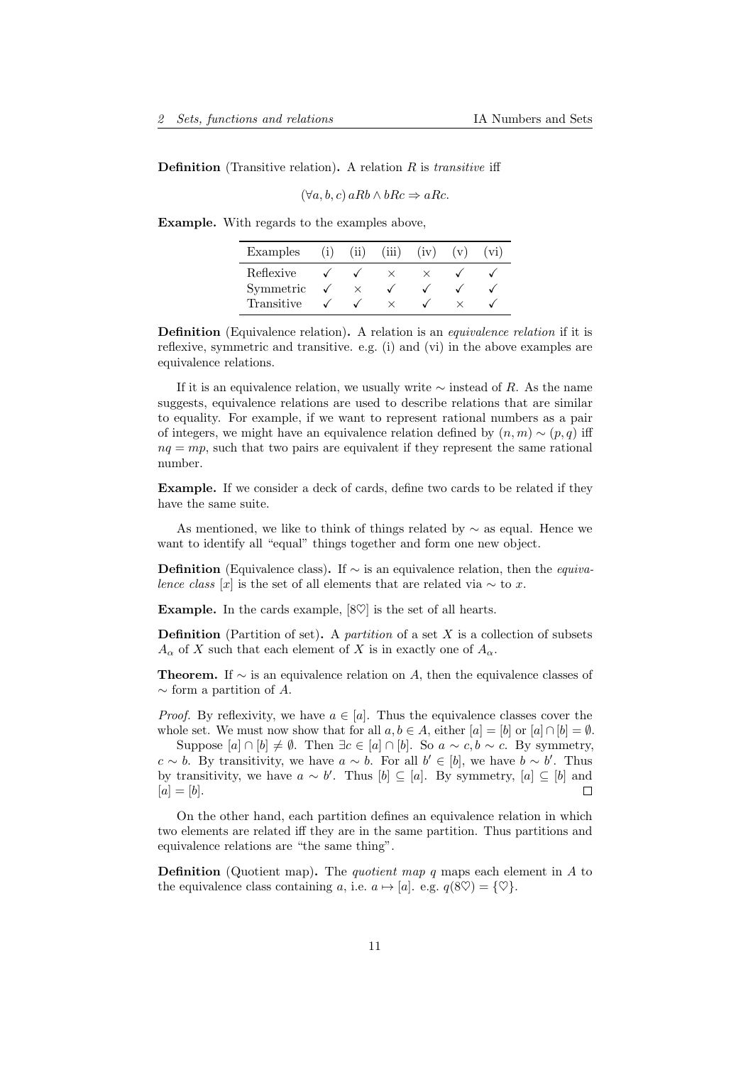**Definition** (Transitive relation)**.** A relation $R$ is *transitive* iff

$$(\forall a, b, c)\, aRb \wedge bRc \Rightarrow aRc.$$

**Example.** With regards to the examples above,

| Examples | (i) | (ii) | (iii) | (iv) | (v) | (vi) |
|---|---|---|---|---|---|---|
| Reflexive | ✓ | ✓ | × | × | ✓ | ✓ |
| Symmetric | ✓ | × | ✓ | ✓ | ✓ | ✓ |
| Transitive | ✓ | ✓ | × | ✓ | × | ✓ |

**Definition** (Equivalence relation)**.** A relation is an *equivalence relation* if it is reflexive, symmetric and transitive. e.g. (i) and (vi) in the above examples are equivalence relations.

If it is an equivalence relation, we usually write $\sim$ instead of $R$. As the name suggests, equivalence relations are used to describe relations that are similar to equality. For example, if we want to represent rational numbers as a pair of integers, we might have an equivalence relation defined by $(n, m) \sim (p, q)$ iff $nq = mp$, such that two pairs are equivalent if they represent the same rational number.

**Example.** If we consider a deck of cards, define two cards to be related if they have the same suite.

As mentioned, we like to think of things related by $\sim$ as equal. Hence we want to identify all "equal" things together and form one new object.

**Definition** (Equivalence class)**.** If $\sim$ is an equivalence relation, then the *equivalence class* $[x]$ is the set of all elements that are related via $\sim$ to $x$.

**Example.** In the cards example, $[8\heartsuit]$ is the set of all hearts.

**Definition** (Partition of set)**.** A *partition* of a set $X$ is a collection of subsets $A_\alpha$ of $X$ such that each element of $X$ is in exactly one of $A_\alpha$.

**Theorem.** If $\sim$ is an equivalence relation on $A$, then the equivalence classes of $\sim$ form a partition of $A$.

*Proof.* By reflexivity, we have $a \in [a]$. Thus the equivalence classes cover the whole set. We must now show that for all $a, b \in A$, either $[a] = [b]$ or $[a] \cap [b] = \emptyset$.

Suppose $[a] \cap [b] \neq \emptyset$. Then $\exists c \in [a] \cap [b]$. So $a \sim c, b \sim c$. By symmetry, $c \sim b$. By transitivity, we have $a \sim b$. For all $b' \in [b]$, we have $b \sim b'$. Thus by transitivity, we have $a \sim b'$. Thus $[b] \subseteq [a]$. By symmetry, $[a] \subseteq [b]$ and $[a] = [b]$. □

On the other hand, each partition defines an equivalence relation in which two elements are related iff they are in the same partition. Thus partitions and equivalence relations are "the same thing".

**Definition** (Quotient map)**.** The *quotient map* $q$ maps each element in $A$ to the equivalence class containing $a$, i.e. $a \mapsto [a]$. e.g. $q(8\heartsuit) = \{\heartsuit\}$.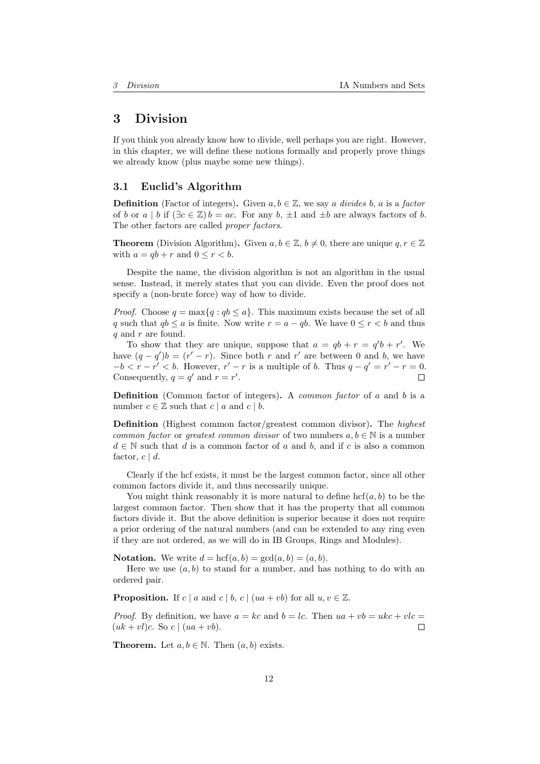# 3 Division

If you think you already know how to divide, well perhaps you are right. However, in this chapter, we will define these notions formally and properly prove things we already know (plus maybe some new things).

## 3.1 Euclid's Algorithm

**Definition** (Factor of integers)**.** Given $a, b \in \mathbb{Z}$, we say *a divides b*, *a* is a *factor* of *b* or $a \mid b$ if $(\exists c \in \mathbb{Z})\, b = ac$. For any $b$, $\pm 1$ and $\pm b$ are always factors of $b$. The other factors are called *proper factors*.

**Theorem** (Division Algorithm)**.** Given $a, b \in \mathbb{Z}$, $b \neq 0$, there are unique $q, r \in \mathbb{Z}$ with $a = qb + r$ and $0 \leq r < b$.

Despite the name, the division algorithm is not an algorithm in the usual sense. Instead, it merely states that you can divide. Even the proof does not specify a (non-brute force) way of how to divide.

*Proof.* Choose $q = \max\{q : qb \leq a\}$. This maximum exists because the set of all $q$ such that $qb \leq a$ is finite. Now write $r = a - qb$. We have $0 \leq r < b$ and thus $q$ and $r$ are found.

To show that they are unique, suppose that $a = qb + r = q'b + r'$. We have $(q - q')b = (r' - r)$. Since both $r$ and $r'$ are between 0 and $b$, we have $-b < r - r' < b$. However, $r' - r$ is a multiple of $b$. Thus $q - q' = r' - r = 0$. Consequently, $q = q'$ and $r = r'$. □

**Definition** (Common factor of integers)**.** A *common factor* of $a$ and $b$ is a number $c \in \mathbb{Z}$ such that $c \mid a$ and $c \mid b$.

**Definition** (Highest common factor/greatest common divisor)**.** The *highest common factor* or *greatest common divisor* of two numbers $a, b \in \mathbb{N}$ is a number $d \in \mathbb{N}$ such that $d$ is a common factor of $a$ and $b$, and if $c$ is also a common factor, $c \mid d$.

Clearly if the hcf exists, it must be the largest common factor, since all other common factors divide it, and thus necessarily unique.

You might think reasonably it is more natural to define $\text{hcf}(a, b)$ to be the largest common factor. Then show that it has the property that all common factors divide it. But the above definition is superior because it does not require a prior ordering of the natural numbers (and can be extended to any ring even if they are not ordered, as we will do in IB Groups, Rings and Modules).

**Notation.** We write $d = \text{hcf}(a, b) = \gcd(a, b) = (a, b)$.

Here we use $(a, b)$ to stand for a number, and has nothing to do with an ordered pair.

**Proposition.** If $c \mid a$ and $c \mid b$, $c \mid (ua + vb)$ for all $u, v \in \mathbb{Z}$.

*Proof.* By definition, we have $a = kc$ and $b = lc$. Then $ua + vb = ukc + vlc = (uk + vl)c$. So $c \mid (ua + vb)$. □

**Theorem.** Let $a, b \in \mathbb{N}$. Then $(a, b)$ exists.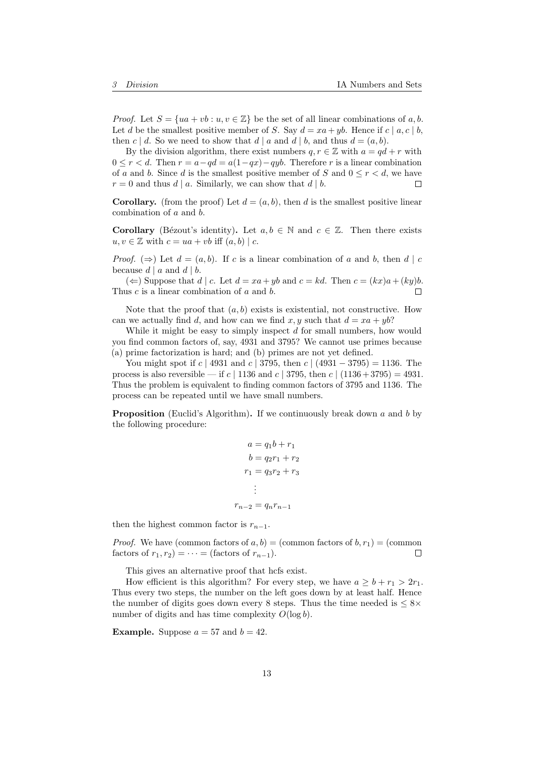*Proof.* Let $S = \{ua + vb : u, v \in \mathbb{Z}\}$ be the set of all linear combinations of $a, b$. Let $d$ be the smallest positive member of $S$. Say $d = xa + yb$. Hence if $c \mid a, c \mid b$, then $c \mid d$. So we need to show that $d \mid a$ and $d \mid b$, and thus $d = (a, b)$.

By the division algorithm, there exist numbers $q, r \in \mathbb{Z}$ with $a = qd + r$ with $0 \leq r < d$. Then $r = a - qd = a(1 - qx) - qyb$. Therefore $r$ is a linear combination of $a$ and $b$. Since $d$ is the smallest positive member of $S$ and $0 \leq r < d$, we have $r = 0$ and thus $d \mid a$. Similarly, we can show that $d \mid b$. $\square$

**Corollary.** (from the proof) Let $d = (a, b)$, then $d$ is the smallest positive linear combination of $a$ and $b$.

**Corollary** (Bézout's identity)**.** Let $a, b \in \mathbb{N}$ and $c \in \mathbb{Z}$. Then there exists $u, v \in \mathbb{Z}$ with $c = ua + vb$ iff $(a, b) \mid c$.

*Proof.* ($\Rightarrow$) Let $d = (a, b)$. If $c$ is a linear combination of $a$ and $b$, then $d \mid c$ because $d \mid a$ and $d \mid b$.

($\Leftarrow$) Suppose that $d \mid c$. Let $d = xa + yb$ and $c = kd$. Then $c = (kx)a + (ky)b$. Thus $c$ is a linear combination of $a$ and $b$. $\square$

Note that the proof that $(a, b)$ exists is existential, not constructive. How can we actually find $d$, and how can we find $x, y$ such that $d = xa + yb$?

While it might be easy to simply inspect $d$ for small numbers, how would you find common factors of, say, 4931 and 3795? We cannot use primes because (a) prime factorization is hard; and (b) primes are not yet defined.

You might spot if $c \mid 4931$ and $c \mid 3795$, then $c \mid (4931 - 3795) = 1136$. The process is also reversible — if $c \mid 1136$ and $c \mid 3795$, then $c \mid (1136 + 3795) = 4931$. Thus the problem is equivalent to finding common factors of 3795 and 1136. The process can be repeated until we have small numbers.

**Proposition** (Euclid's Algorithm)**.** If we continuously break down $a$ and $b$ by the following procedure:

$$
\begin{aligned}
a &= q_1 b + r_1 \\
b &= q_2 r_1 + r_2 \\
r_1 &= q_3 r_2 + r_3 \\
&\vdots \\
r_{n-2} &= q_n r_{n-1}
\end{aligned}
$$

then the highest common factor is $r_{n-1}$.

*Proof.* We have (common factors of $a, b$) = (common factors of $b, r_1$) = (common factors of $r_1, r_2$) $= \cdots =$ (factors of $r_{n-1}$). $\square$

This gives an alternative proof that hcfs exist.

How efficient is this algorithm? For every step, we have $a \geq b + r_1 > 2r_1$. Thus every two steps, the number on the left goes down by at least half. Hence the number of digits goes down every 8 steps. Thus the time needed is $\leq 8\times$ number of digits and has time complexity $O(\log b)$.

**Example.** Suppose $a = 57$ and $b = 42$.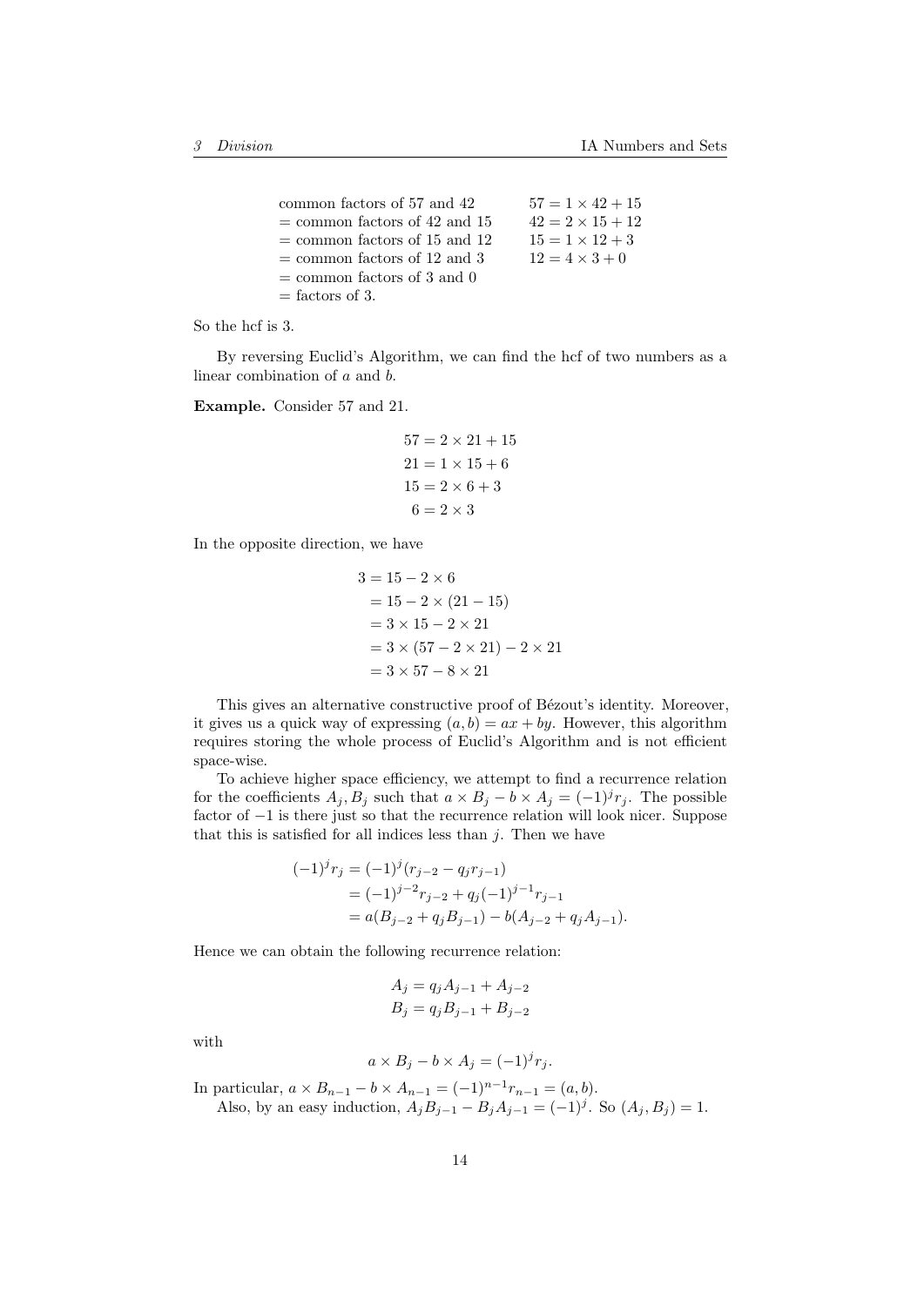| | |
|---|---|
| common factors of 57 and 42 | $57 = 1 \times 42 + 15$ |
| = common factors of 42 and 15 | $42 = 2 \times 15 + 12$ |
| = common factors of 15 and 12 | $15 = 1 \times 12 + 3$ |
| = common factors of 12 and 3 | $12 = 4 \times 3 + 0$ |
| = common factors of 3 and 0 | |
| = factors of 3. | |

So the hcf is 3.

By reversing Euclid's Algorithm, we can find the hcf of two numbers as a linear combination of $a$ and $b$.

**Example.** Consider 57 and 21.

$$\begin{aligned}
57 &= 2 \times 21 + 15 \\
21 &= 1 \times 15 + 6 \\
15 &= 2 \times 6 + 3 \\
6 &= 2 \times 3
\end{aligned}$$

In the opposite direction, we have

$$\begin{aligned}
3 &= 15 - 2 \times 6 \\
&= 15 - 2 \times (21 - 15) \\
&= 3 \times 15 - 2 \times 21 \\
&= 3 \times (57 - 2 \times 21) - 2 \times 21 \\
&= 3 \times 57 - 8 \times 21
\end{aligned}$$

This gives an alternative constructive proof of Bézout's identity. Moreover, it gives us a quick way of expressing $(a, b) = ax + by$. However, this algorithm requires storing the whole process of Euclid's Algorithm and is not efficient space-wise.

To achieve higher space efficiency, we attempt to find a recurrence relation for the coefficients $A_j, B_j$ such that $a \times B_j - b \times A_j = (-1)^j r_j$. The possible factor of $-1$ is there just so that the recurrence relation will look nicer. Suppose that this is satisfied for all indices less than $j$. Then we have

$$\begin{aligned}
(-1)^j r_j &= (-1)^j (r_{j-2} - q_j r_{j-1}) \\
&= (-1)^{j-2} r_{j-2} + q_j (-1)^{j-1} r_{j-1} \\
&= a(B_{j-2} + q_j B_{j-1}) - b(A_{j-2} + q_j A_{j-1}).
\end{aligned}$$

Hence we can obtain the following recurrence relation:

$$\begin{aligned}
A_j &= q_j A_{j-1} + A_{j-2} \\
B_j &= q_j B_{j-1} + B_{j-2}
\end{aligned}$$

with

$$a \times B_j - b \times A_j = (-1)^j r_j.$$

In particular, $a \times B_{n-1} - b \times A_{n-1} = (-1)^{n-1} r_{n-1} = (a, b)$.

Also, by an easy induction, $A_j B_{j-1} - B_j A_{j-1} = (-1)^j$. So $(A_j, B_j) = 1$.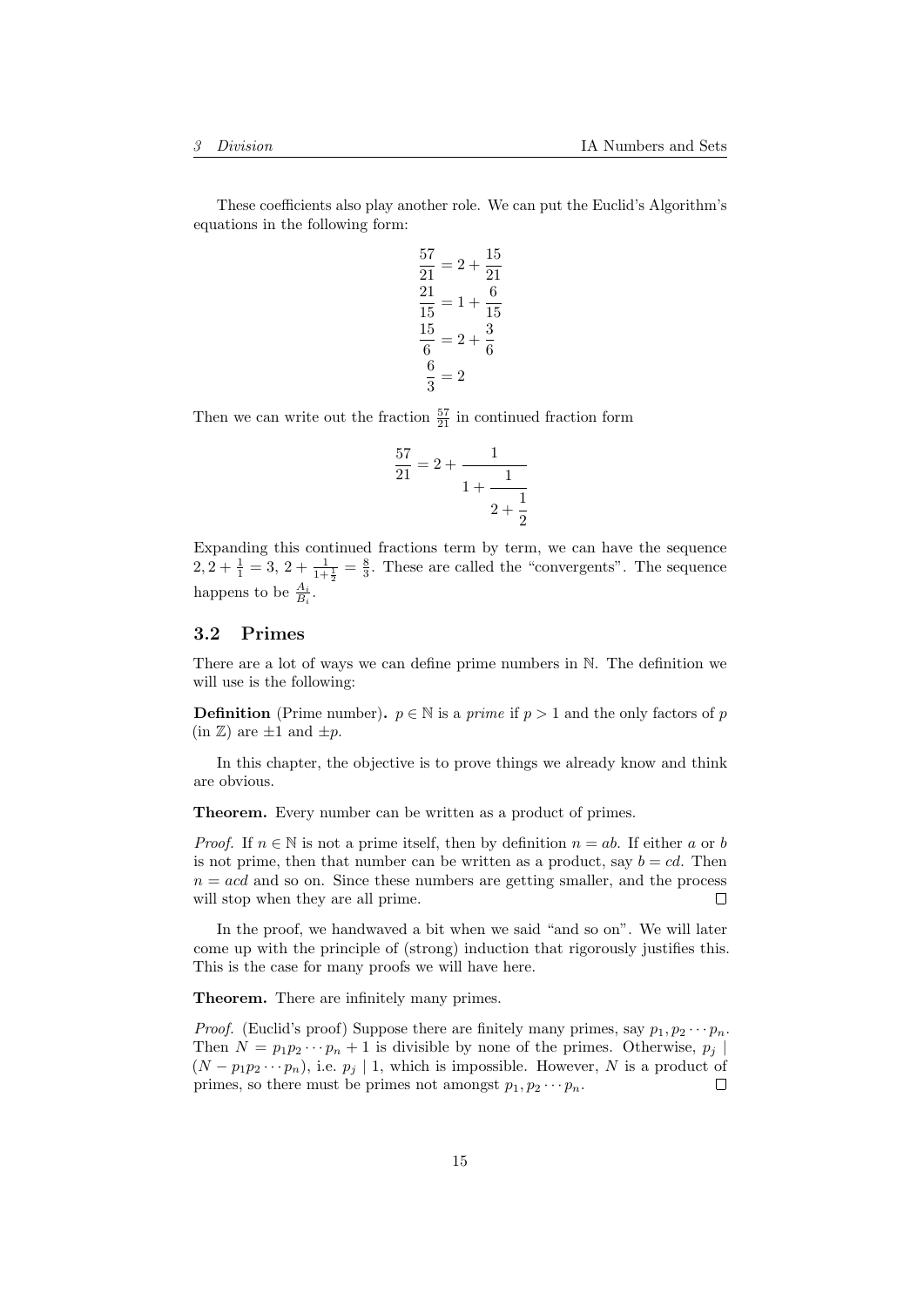These coefficients also play another role. We can put the Euclid's Algorithm's equations in the following form:

$$\begin{aligned}
\frac{57}{21} &= 2 + \frac{15}{21}\\
\frac{21}{15} &= 1 + \frac{6}{15}\\
\frac{15}{6} &= 2 + \frac{3}{6}\\
\frac{6}{3} &= 2
\end{aligned}$$

Then we can write out the fraction $\frac{57}{21}$ in continued fraction form

$$\frac{57}{21} = 2 + \cfrac{1}{1 + \cfrac{1}{2 + \cfrac{1}{2}}}$$

Expanding this continued fractions term by term, we can have the sequence $2, 2 + \frac{1}{1} = 3$, $2 + \frac{1}{1+\frac{1}{2}} = \frac{8}{3}$. These are called the "convergents". The sequence happens to be $\frac{A_i}{B_i}$.

## 3.2 Primes

There are a lot of ways we can define prime numbers in $\mathbb{N}$. The definition we will use is the following:

**Definition** (Prime number)**.** $p \in \mathbb{N}$ is a *prime* if $p > 1$ and the only factors of $p$ (in $\mathbb{Z}$) are $\pm 1$ and $\pm p$.

In this chapter, the objective is to prove things we already know and think are obvious.

**Theorem.** Every number can be written as a product of primes.

*Proof.* If $n \in \mathbb{N}$ is not a prime itself, then by definition $n = ab$. If either $a$ or $b$ is not prime, then that number can be written as a product, say $b = cd$. Then $n = acd$ and so on. Since these numbers are getting smaller, and the process will stop when they are all prime. □

In the proof, we handwaved a bit when we said "and so on". We will later come up with the principle of (strong) induction that rigorously justifies this. This is the case for many proofs we will have here.

**Theorem.** There are infinitely many primes.

*Proof.* (Euclid's proof) Suppose there are finitely many primes, say $p_1, p_2 \cdots p_n$. Then $N = p_1 p_2 \cdots p_n + 1$ is divisible by none of the primes. Otherwise, $p_j \mid (N - p_1 p_2 \cdots p_n)$, i.e. $p_j \mid 1$, which is impossible. However, $N$ is a product of primes, so there must be primes not amongst $p_1, p_2 \cdots p_n$. □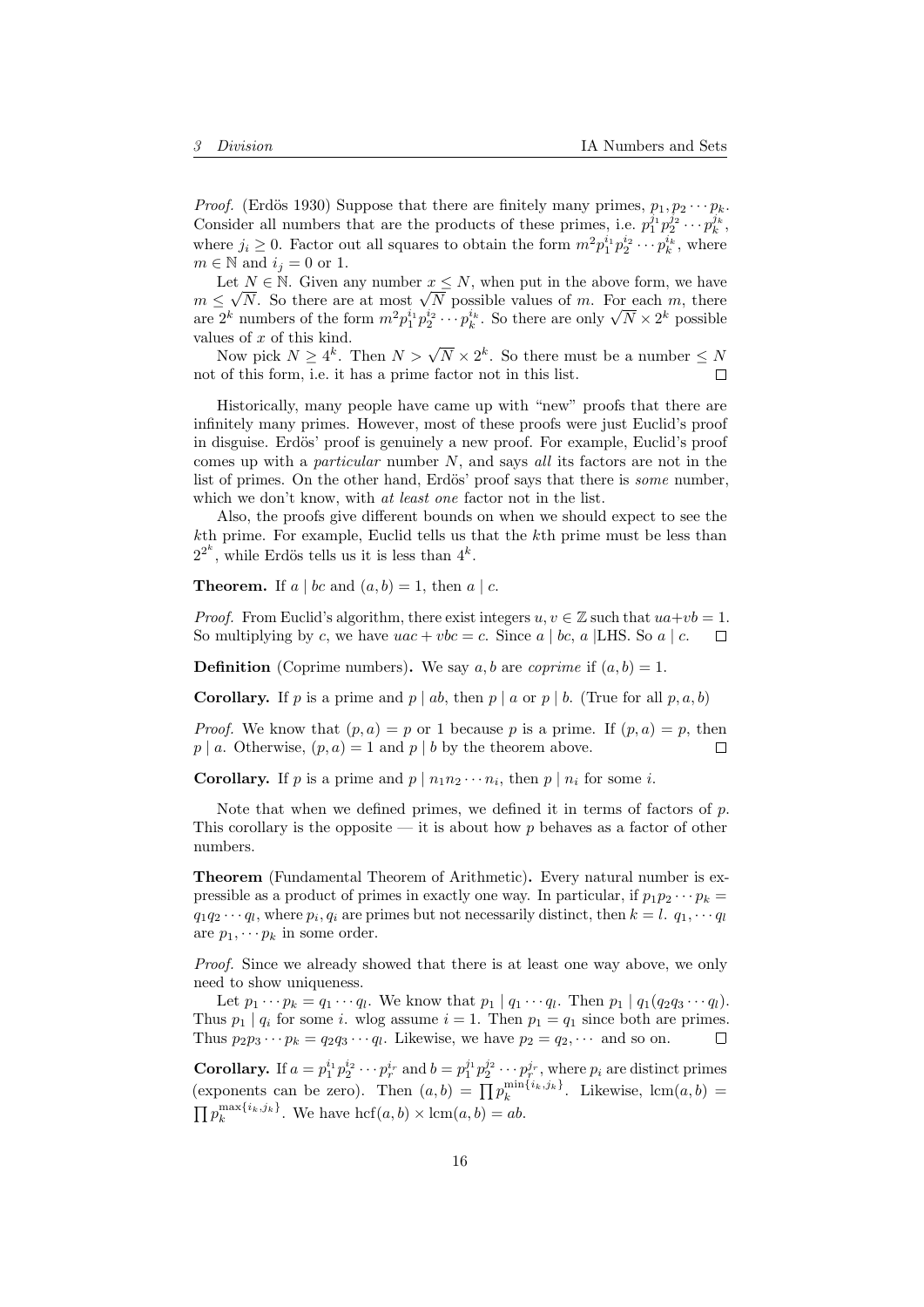*Proof.* (Erdös 1930) Suppose that there are finitely many primes, $p_1, p_2 \cdots p_k$. Consider all numbers that are the products of these primes, i.e. $p_1^{j_1} p_2^{j_2} \cdots p_k^{j_k}$, where $j_i \geq 0$. Factor out all squares to obtain the form $m^2 p_1^{i_1} p_2^{i_2} \cdots p_k^{i_k}$, where $m \in \mathbb{N}$ and $i_j = 0$ or 1.

Let $N \in \mathbb{N}$. Given any number $x \leq N$, when put in the above form, we have $m \leq \sqrt{N}$. So there are at most $\sqrt{N}$ possible values of $m$. For each $m$, there are $2^k$ numbers of the form $m^2 p_1^{i_1} p_2^{i_2} \cdots p_k^{i_k}$. So there are only $\sqrt{N} \times 2^k$ possible values of $x$ of this kind.

Now pick $N \geq 4^k$. Then $N > \sqrt{N} \times 2^k$. So there must be a number $\leq N$ not of this form, i.e. it has a prime factor not in this list. $\square$

Historically, many people have came up with "new" proofs that there are infinitely many primes. However, most of these proofs were just Euclid's proof in disguise. Erdös' proof is genuinely a new proof. For example, Euclid's proof comes up with a *particular* number $N$, and says *all* its factors are not in the list of primes. On the other hand, Erdös' proof says that there is *some* number, which we don't know, with *at least one* factor not in the list.

Also, the proofs give different bounds on when we should expect to see the $k$th prime. For example, Euclid tells us that the $k$th prime must be less than $2^{2^k}$, while Erdös tells us it is less than $4^k$.

**Theorem.** If $a \mid bc$ and $(a, b) = 1$, then $a \mid c$.

*Proof.* From Euclid's algorithm, there exist integers $u, v \in \mathbb{Z}$ such that $ua + vb = 1$. So multiplying by $c$, we have $uac + vbc = c$. Since $a \mid bc$, $a \mid$LHS. So $a \mid c$. $\square$

**Definition** (Coprime numbers)**.** We say $a, b$ are *coprime* if $(a, b) = 1$.

**Corollary.** If $p$ is a prime and $p \mid ab$, then $p \mid a$ or $p \mid b$. (True for all $p, a, b$)

*Proof.* We know that $(p, a) = p$ or 1 because $p$ is a prime. If $(p, a) = p$, then $p \mid a$. Otherwise, $(p, a) = 1$ and $p \mid b$ by the theorem above. $\square$

**Corollary.** If $p$ is a prime and $p \mid n_1 n_2 \cdots n_i$, then $p \mid n_i$ for some $i$.

Note that when we defined primes, we defined it in terms of factors of $p$. This corollary is the opposite — it is about how $p$ behaves as a factor of other numbers.

**Theorem** (Fundamental Theorem of Arithmetic)**.** Every natural number is expressible as a product of primes in exactly one way. In particular, if $p_1 p_2 \cdots p_k = q_1 q_2 \cdots q_l$, where $p_i, q_i$ are primes but not necessarily distinct, then $k = l$. $q_1, \cdots q_l$ are $p_1, \cdots p_k$ in some order.

*Proof.* Since we already showed that there is at least one way above, we only need to show uniqueness.

Let $p_1 \cdots p_k = q_1 \cdots q_l$. We know that $p_1 \mid q_1 \cdots q_l$. Then $p_1 \mid q_1(q_2 q_3 \cdots q_l)$. Thus $p_1 \mid q_i$ for some $i$. wlog assume $i = 1$. Then $p_1 = q_1$ since both are primes. Thus $p_2 p_3 \cdots p_k = q_2 q_3 \cdots q_l$. Likewise, we have $p_2 = q_2, \cdots$ and so on. $\square$

**Corollary.** If $a = p_1^{i_1} p_2^{i_2} \cdots p_r^{i_r}$ and $b = p_1^{j_1} p_2^{j_2} \cdots p_r^{j_r}$, where $p_i$ are distinct primes (exponents can be zero). Then $(a, b) = \prod p_k^{\min\{i_k, j_k\}}$. Likewise, $\operatorname{lcm}(a, b) = \prod p_k^{\max\{i_k, j_k\}}$. We have $\operatorname{hcf}(a, b) \times \operatorname{lcm}(a, b) = ab$.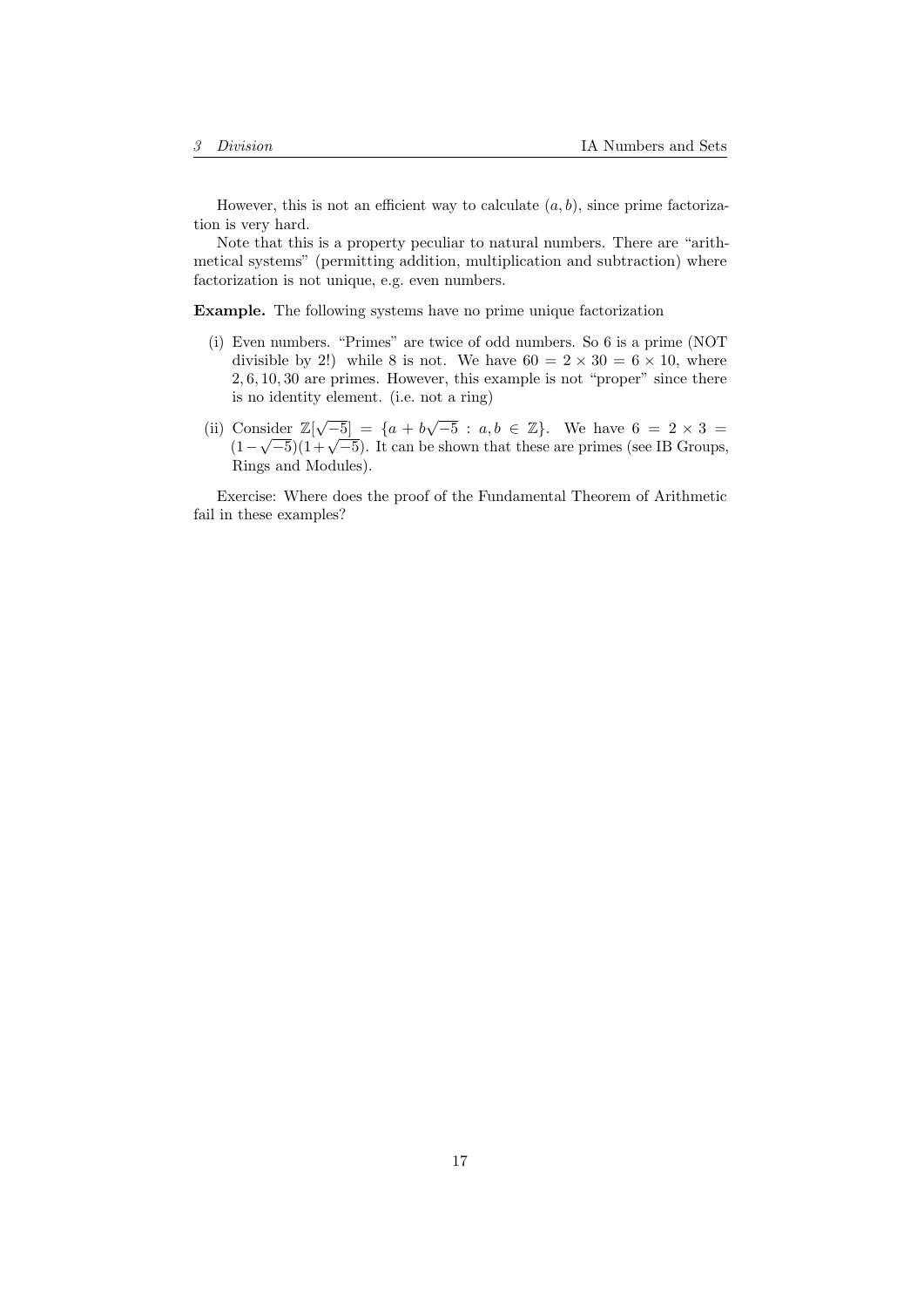However, this is not an efficient way to calculate $(a, b)$, since prime factorization is very hard.

Note that this is a property peculiar to natural numbers. There are "arithmetical systems" (permitting addition, multiplication and subtraction) where factorization is not unique, e.g. even numbers.

**Example.** The following systems have no prime unique factorization

(i) Even numbers. "Primes" are twice of odd numbers. So 6 is a prime (NOT divisible by 2!) while 8 is not. We have $60 = 2 \times 30 = 6 \times 10$, where $2, 6, 10, 30$ are primes. However, this example is not "proper" since there is no identity element. (i.e. not a ring)

(ii) Consider $\mathbb{Z}[\sqrt{-5}] = \{a + b\sqrt{-5} : a, b \in \mathbb{Z}\}$. We have $6 = 2 \times 3 = (1 - \sqrt{-5})(1 + \sqrt{-5})$. It can be shown that these are primes (see IB Groups, Rings and Modules).

Exercise: Where does the proof of the Fundamental Theorem of Arithmetic fail in these examples?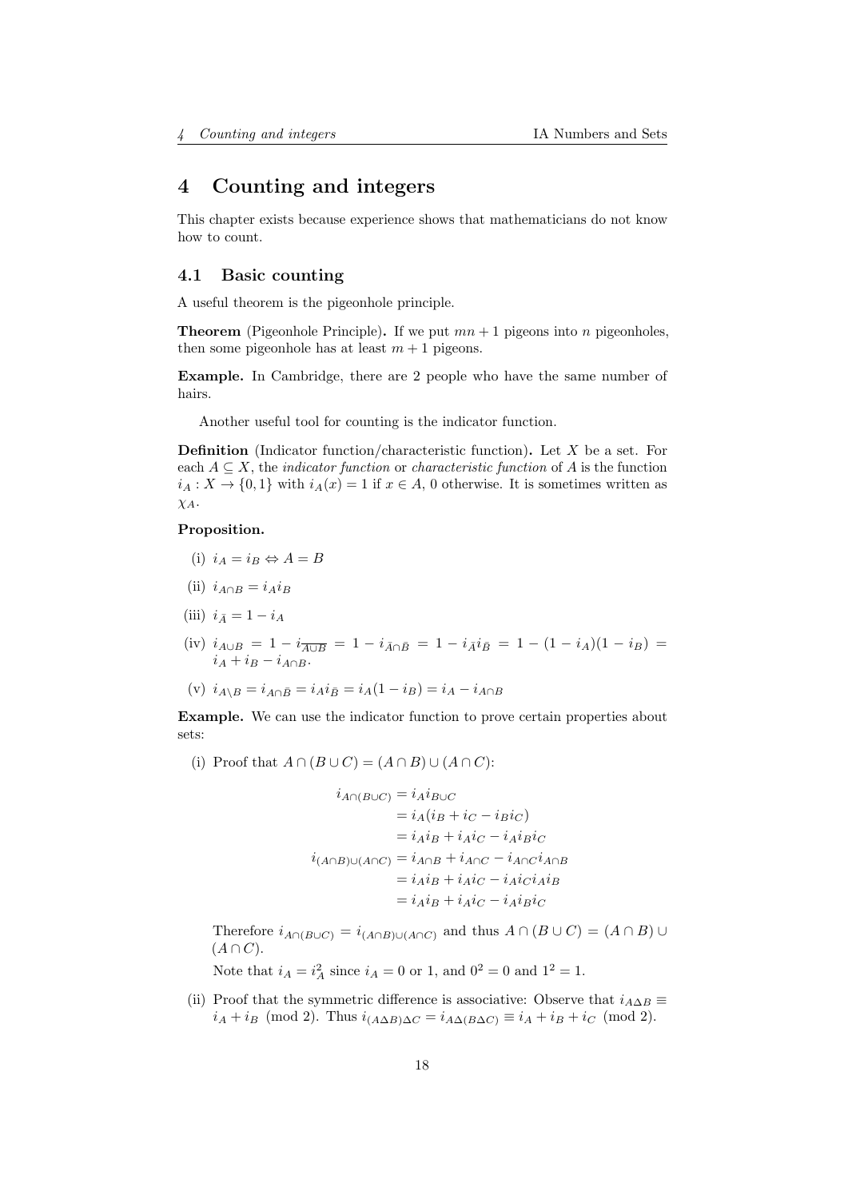# 4 Counting and integers

This chapter exists because experience shows that mathematicians do not know how to count.

## 4.1 Basic counting

A useful theorem is the pigeonhole principle.

**Theorem** (Pigeonhole Principle)**.** If we put $mn + 1$ pigeons into $n$ pigeonholes, then some pigeonhole has at least $m + 1$ pigeons.

**Example.** In Cambridge, there are 2 people who have the same number of hairs.

Another useful tool for counting is the indicator function.

**Definition** (Indicator function/characteristic function)**.** Let $X$ be a set. For each $A \subseteq X$, the *indicator function* or *characteristic function* of $A$ is the function $i_A : X \to \{0, 1\}$ with $i_A(x) = 1$ if $x \in A$, 0 otherwise. It is sometimes written as $\chi_A$.

**Proposition.**

(i) $i_A = i_B \Leftrightarrow A = B$

(ii) $i_{A\cap B} = i_A i_B$

(iii) $i_{\bar{A}} = 1 - i_A$

(iv) $i_{A\cup B} = 1 - i_{\overline{A\cup B}} = 1 - i_{\bar{A}\cap\bar{B}} = 1 - i_{\bar{A}} i_{\bar{B}} = 1 - (1 - i_A)(1 - i_B) = i_A + i_B - i_{A\cap B}$.

(v) $i_{A\setminus B} = i_{A\cap\bar{B}} = i_A i_{\bar{B}} = i_A(1 - i_B) = i_A - i_{A\cap B}$

**Example.** We can use the indicator function to prove certain properties about sets:

(i) Proof that $A \cap (B \cup C) = (A \cap B) \cup (A \cap C)$:

$$
\begin{aligned}
i_{A\cap(B\cup C)} &= i_A i_{B\cup C} \\
&= i_A(i_B + i_C - i_B i_C) \\
&= i_A i_B + i_A i_C - i_A i_B i_C \\
i_{(A\cap B)\cup(A\cap C)} &= i_{A\cap B} + i_{A\cap C} - i_{A\cap C} i_{A\cap B} \\
&= i_A i_B + i_A i_C - i_A i_C i_A i_B \\
&= i_A i_B + i_A i_C - i_A i_B i_C
\end{aligned}
$$

Therefore $i_{A\cap(B\cup C)} = i_{(A\cap B)\cup(A\cap C)}$ and thus $A \cap (B \cup C) = (A \cap B) \cup (A \cap C)$.

Note that $i_A = i_A^2$ since $i_A = 0$ or 1, and $0^2 = 0$ and $1^2 = 1$.

(ii) Proof that the symmetric difference is associative: Observe that $i_{A\Delta B} \equiv i_A + i_B \pmod 2$. Thus $i_{(A\Delta B)\Delta C} = i_{A\Delta(B\Delta C)} \equiv i_A + i_B + i_C \pmod 2$.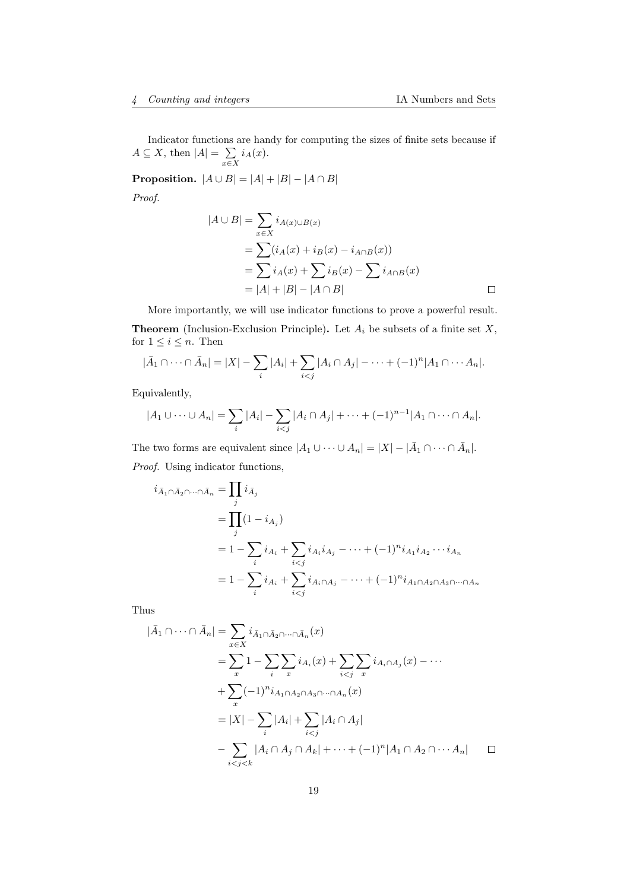Indicator functions are handy for computing the sizes of finite sets because if $A \subseteq X$, then $|A| = \sum_{x \in X} i_A(x)$.

**Proposition.** $|A \cup B| = |A| + |B| - |A \cap B|$

*Proof.*

$$
\begin{aligned}
|A \cup B| &= \sum_{x \in X} i_{A(x) \cup B(x)} \\
&= \sum (i_A(x) + i_B(x) - i_{A \cap B}(x)) \\
&= \sum i_A(x) + \sum i_B(x) - \sum i_{A \cap B}(x) \\
&= |A| + |B| - |A \cap B|
\end{aligned}
$$

□

More importantly, we will use indicator functions to prove a powerful result.

**Theorem** (Inclusion-Exclusion Principle)**.** Let $A_i$ be subsets of a finite set $X$, for $1 \leq i \leq n$. Then

$$
|\bar{A}_1 \cap \cdots \cap \bar{A}_n| = |X| - \sum_i |A_i| + \sum_{i<j} |A_i \cap A_j| - \cdots + (-1)^n |A_1 \cap \cdots A_n|.
$$

Equivalently,

$$
|A_1 \cup \cdots \cup A_n| = \sum_i |A_i| - \sum_{i<j} |A_i \cap A_j| + \cdots + (-1)^{n-1} |A_1 \cap \cdots \cap A_n|.
$$

The two forms are equivalent since $|A_1 \cup \cdots \cup A_n| = |X| - |\bar{A}_1 \cap \cdots \cap \bar{A}_n|$.

*Proof.* Using indicator functions,

$$
\begin{aligned}
i_{\bar{A}_1 \cap \bar{A}_2 \cap \cdots \cap \bar{A}_n} &= \prod_j i_{\bar{A}_j} \\
&= \prod_j (1 - i_{A_j}) \\
&= 1 - \sum_i i_{A_i} + \sum_{i<j} i_{A_i} i_{A_j} - \cdots + (-1)^n i_{A_1} i_{A_2} \cdots i_{A_n} \\
&= 1 - \sum_i i_{A_i} + \sum_{i<j} i_{A_i \cap A_j} - \cdots + (-1)^n i_{A_1 \cap A_2 \cap A_3 \cap \cdots \cap A_n}
\end{aligned}
$$

Thus

$$
\begin{aligned}
|\bar{A}_1 \cap \cdots \bar{A}_n| &= \sum_{x \in X} i_{\bar{A}_1 \cap \bar{A}_2 \cap \cdots \cap \bar{A}_n}(x) \\
&= \sum_x 1 - \sum_i \sum_x i_{A_i}(x) + \sum_{i<j} \sum_x i_{A_i \cap A_j}(x) - \cdots \\
&+ \sum_x (-1)^n i_{A_1 \cap A_2 \cap A_3 \cap \cdots \cap A_n}(x) \\
&= |X| - \sum_i |A_i| + \sum_{i<j} |A_i \cap A_j| \\
&- \sum_{i<j<k} |A_i \cap A_j \cap A_k| + \cdots + (-1)^n |A_1 \cap A_2 \cap \cdots A_n|
\end{aligned}
$$

□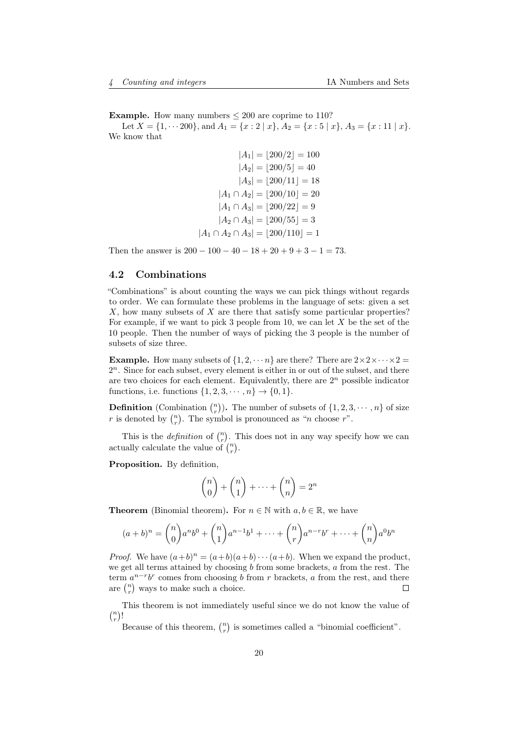**Example.** How many numbers $\leq 200$ are coprime to 110?

Let $X = \{1, \cdots 200\}$, and $A_1 = \{x : 2 \mid x\}$, $A_2 = \{x : 5 \mid x\}$, $A_3 = \{x : 11 \mid x\}$. We know that

$$
\begin{aligned}
|A_1| &= \lfloor 200/2 \rfloor = 100 \\
|A_2| &= \lfloor 200/5 \rfloor = 40 \\
|A_3| &= \lfloor 200/11 \rfloor = 18 \\
|A_1 \cap A_2| &= \lfloor 200/10 \rfloor = 20 \\
|A_1 \cap A_3| &= \lfloor 200/22 \rfloor = 9 \\
|A_2 \cap A_3| &= \lfloor 200/55 \rfloor = 3 \\
|A_1 \cap A_2 \cap A_3| &= \lfloor 200/110 \rfloor = 1
\end{aligned}
$$

Then the answer is $200 - 100 - 40 - 18 + 20 + 9 + 3 - 1 = 73$.

## 4.2 Combinations

"Combinations" is about counting the ways we can pick things without regards to order. We can formulate these problems in the language of sets: given a set $X$, how many subsets of $X$ are there that satisfy some particular properties? For example, if we want to pick 3 people from 10, we can let $X$ be the set of the 10 people. Then the number of ways of picking the 3 people is the number of subsets of size three.

**Example.** How many subsets of $\{1, 2, \cdots n\}$ are there? There are $2 \times 2 \times \cdots \times 2 = 2^n$. Since for each subset, every element is either in or out of the subset, and there are two choices for each element. Equivalently, there are $2^n$ possible indicator functions, i.e. functions $\{1, 2, 3, \cdots, n\} \to \{0, 1\}$.

**Definition** (Combination $\binom{n}{r}$). The number of subsets of $\{1, 2, 3, \cdots, n\}$ of size $r$ is denoted by $\binom{n}{r}$. The symbol is pronounced as "$n$ choose $r$".

This is the *definition* of $\binom{n}{r}$. This does not in any way specify how we can actually calculate the value of $\binom{n}{r}$.

**Proposition.** By definition,

$$\binom{n}{0} + \binom{n}{1} + \cdots + \binom{n}{n} = 2^n$$

**Theorem** (Binomial theorem). For $n \in \mathbb{N}$ with $a, b \in \mathbb{R}$, we have

$$(a+b)^n = \binom{n}{0} a^n b^0 + \binom{n}{1} a^{n-1} b^1 + \cdots + \binom{n}{r} a^{n-r} b^r + \cdots + \binom{n}{n} a^0 b^n$$

*Proof.* We have $(a+b)^n = (a+b)(a+b)\cdots(a+b)$. When we expand the product, we get all terms attained by choosing $b$ from some brackets, $a$ from the rest. The term $a^{n-r}b^r$ comes from choosing $b$ from $r$ brackets, $a$ from the rest, and there are $\binom{n}{r}$ ways to make such a choice. ∎

This theorem is not immediately useful since we do not know the value of $\binom{n}{r}$!

Because of this theorem, $\binom{n}{r}$ is sometimes called a "binomial coefficient".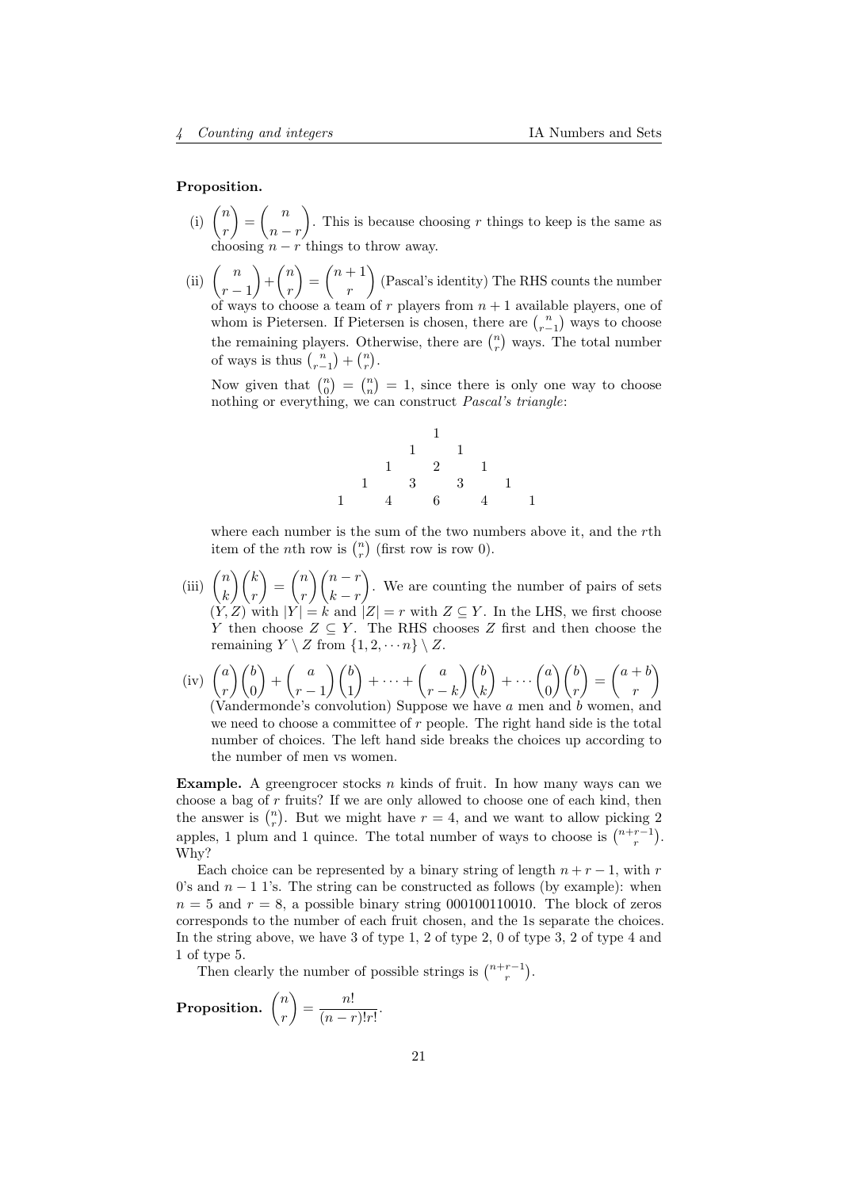**Proposition.**

(i) $\binom{n}{r} = \binom{n}{n-r}$. This is because choosing $r$ things to keep is the same as choosing $n-r$ things to throw away.

(ii) $\binom{n}{r-1} + \binom{n}{r} = \binom{n+1}{r}$ (Pascal's identity) The RHS counts the number of ways to choose a team of $r$ players from $n+1$ available players, one of whom is Pietersen. If Pietersen is chosen, there are $\binom{n}{r-1}$ ways to choose the remaining players. Otherwise, there are $\binom{n}{r}$ ways. The total number of ways is thus $\binom{n}{r-1} + \binom{n}{r}$.

Now given that $\binom{n}{0} = \binom{n}{n} = 1$, since there is only one way to choose nothing or everything, we can construct *Pascal's triangle*:

$$
\begin{array}{ccccccccc}
 & & & & 1 & & & & \\
 & & & 1 & & 1 & & & \\
 & & 1 & & 2 & & 1 & & \\
 & 1 & & 3 & & 3 & & 1 & \\
1 & & 4 & & 6 & & 4 & & 1
\end{array}
$$

where each number is the sum of the two numbers above it, and the $r$th item of the $n$th row is $\binom{n}{r}$ (first row is row 0).

(iii) $\binom{n}{k}\binom{k}{r} = \binom{n}{r}\binom{n-r}{k-r}$. We are counting the number of pairs of sets $(Y, Z)$ with $|Y| = k$ and $|Z| = r$ with $Z \subseteq Y$. In the LHS, we first choose $Y$ then choose $Z \subseteq Y$. The RHS chooses $Z$ first and then choose the remaining $Y \setminus Z$ from $\{1, 2, \cdots n\} \setminus Z$.

(iv) $\binom{a}{r}\binom{b}{0} + \binom{a}{r-1}\binom{b}{1} + \cdots + \binom{a}{r-k}\binom{b}{k} + \cdots \binom{a}{0}\binom{b}{r} = \binom{a+b}{r}$ (Vandermonde's convolution) Suppose we have $a$ men and $b$ women, and we need to choose a committee of $r$ people. The right hand side is the total number of choices. The left hand side breaks the choices up according to the number of men vs women.

**Example.** A greengrocer stocks $n$ kinds of fruit. In how many ways can we choose a bag of $r$ fruits? If we are only allowed to choose one of each kind, then the answer is $\binom{n}{r}$. But we might have $r = 4$, and we want to allow picking 2 apples, 1 plum and 1 quince. The total number of ways to choose is $\binom{n+r-1}{r}$. Why?

Each choice can be represented by a binary string of length $n + r - 1$, with $r$ 0's and $n - 1$ 1's. The string can be constructed as follows (by example): when $n = 5$ and $r = 8$, a possible binary string 000100110010. The block of zeros corresponds to the number of each fruit chosen, and the 1s separate the choices. In the string above, we have 3 of type 1, 2 of type 2, 0 of type 3, 2 of type 4 and 1 of type 5.

Then clearly the number of possible strings is $\binom{n+r-1}{r}$.

**Proposition.** $\binom{n}{r} = \dfrac{n!}{(n-r)!r!}$.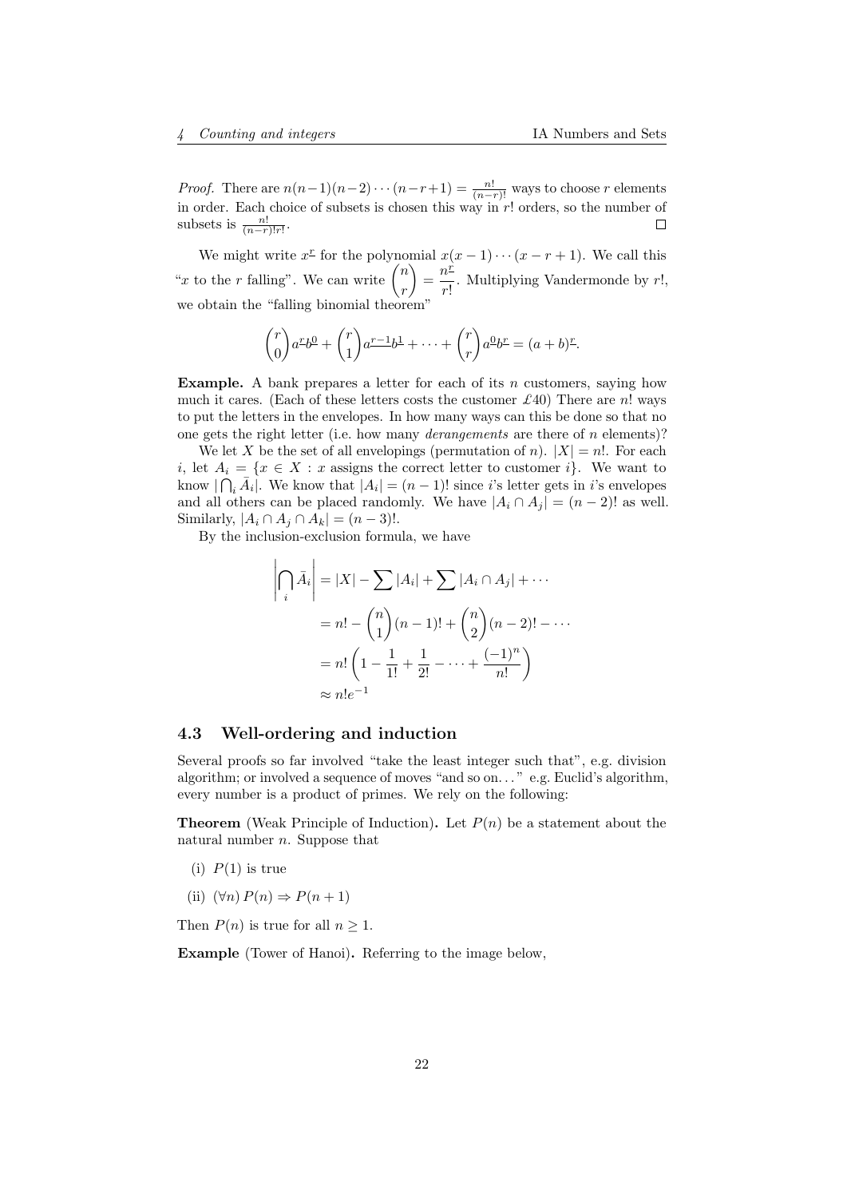*Proof.* There are $n(n-1)(n-2)\cdots(n-r+1) = \frac{n!}{(n-r)!}$ ways to choose $r$ elements in order. Each choice of subsets is chosen this way in $r!$ orders, so the number of subsets is $\frac{n!}{(n-r)!r!}$. $\square$

We might write $x^{\underline{r}}$ for the polynomial $x(x-1)\cdots(x-r+1)$. We call this "$x$ to the $r$ falling". We can write $\binom{n}{r} = \frac{n^{\underline{r}}}{r!}$. Multiplying Vandermonde by $r!$, we obtain the "falling binomial theorem"

$$\binom{r}{0}a^{\underline{r}}b^{\underline{0}} + \binom{r}{1}a^{\underline{r-1}}b^{\underline{1}} + \cdots + \binom{r}{r}a^{\underline{0}}b^{\underline{r}} = (a+b)^{\underline{r}}.$$

**Example.** A bank prepares a letter for each of its $n$ customers, saying how much it cares. (Each of these letters costs the customer £40) There are $n!$ ways to put the letters in the envelopes. In how many ways can this be done so that no one gets the right letter (i.e. how many *derangements* are there of $n$ elements)?

We let $X$ be the set of all envelopings (permutation of $n$). $|X| = n!$. For each $i$, let $A_i = \{x \in X : x \text{ assigns the correct letter to customer } i\}$. We want to know $|\bigcap_i \bar{A}_i|$. We know that $|A_i| = (n-1)!$ since $i$'s letter gets in $i$'s envelopes and all others can be placed randomly. We have $|A_i \cap A_j| = (n-2)!$ as well. Similarly, $|A_i \cap A_j \cap A_k| = (n-3)!$.

By the inclusion-exclusion formula, we have

$$\begin{aligned}
\left|\bigcap_i \bar{A}_i\right| &= |X| - \sum |A_i| + \sum |A_i \cap A_j| + \cdots \\
&= n! - \binom{n}{1}(n-1)! + \binom{n}{2}(n-2)! - \cdots \\
&= n!\left(1 - \frac{1}{1!} + \frac{1}{2!} - \cdots + \frac{(-1)^n}{n!}\right) \\
&\approx n!e^{-1}
\end{aligned}$$

### 4.3 Well-ordering and induction

Several proofs so far involved "take the least integer such that", e.g. division algorithm; or involved a sequence of moves "and so on. . . " e.g. Euclid's algorithm, every number is a product of primes. We rely on the following:

**Theorem** (Weak Principle of Induction)**.** Let $P(n)$ be a statement about the natural number $n$. Suppose that

(i) $P(1)$ is true

(ii) $(\forall n)\, P(n) \Rightarrow P(n+1)$

Then $P(n)$ is true for all $n \geq 1$.

**Example** (Tower of Hanoi)**.** Referring to the image below,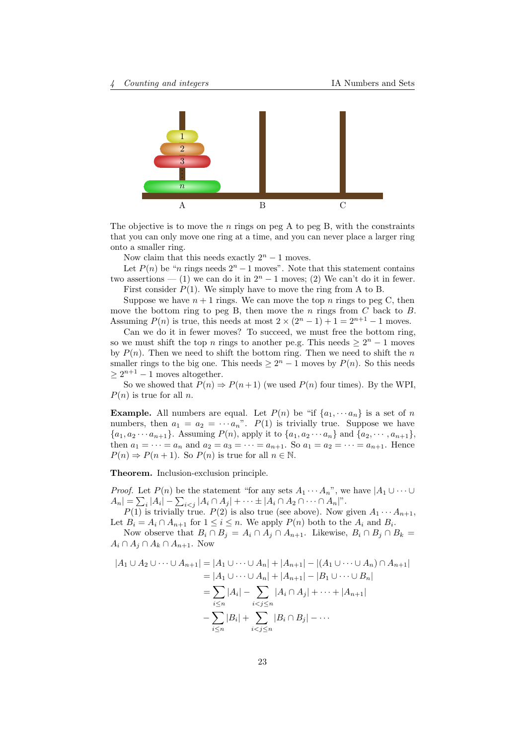The objective is to move the $n$ rings on peg A to peg B, with the constraints that you can only move one ring at a time, and you can never place a larger ring onto a smaller ring.

Now claim that this needs exactly $2^n - 1$ moves.

Let $P(n)$ be "$n$ rings needs $2^n - 1$ moves". Note that this statement contains two assertions — (1) we can do it in $2^n - 1$ moves; (2) We can't do it in fewer.

First consider $P(1)$. We simply have to move the ring from A to B.

Suppose we have $n+1$ rings. We can move the top $n$ rings to peg C, then move the bottom ring to peg B, then move the $n$ rings from $C$ back to $B$. Assuming $P(n)$ is true, this needs at most $2 \times (2^n - 1) + 1 = 2^{n+1} - 1$ moves.

Can we do it in fewer moves? To succeed, we must free the bottom ring, so we must shift the top $n$ rings to another pe.g. This needs $\geq 2^n - 1$ moves by $P(n)$. Then we need to shift the bottom ring. Then we need to shift the $n$ smaller rings to the big one. This needs $\geq 2^n - 1$ moves by $P(n)$. So this needs $\geq 2^{n+1} - 1$ moves altogether.

So we showed that $P(n) \Rightarrow P(n+1)$ (we used $P(n)$ four times). By the WPI, $P(n)$ is true for all $n$.

**Example.** All numbers are equal. Let $P(n)$ be "if $\{a_1, \cdots a_n\}$ is a set of $n$ numbers, then $a_1 = a_2 = \cdots a_n$". $P(1)$ is trivially true. Suppose we have $\{a_1, a_2 \cdots a_{n+1}\}$. Assuming $P(n)$, apply it to $\{a_1, a_2 \cdots a_n\}$ and $\{a_2, \cdots, a_{n+1}\}$, then $a_1 = \cdots = a_n$ and $a_2 = a_3 = \cdots = a_{n+1}$. So $a_1 = a_2 = \cdots = a_{n+1}$. Hence $P(n) \Rightarrow P(n+1)$. So $P(n)$ is true for all $n \in \mathbb{N}$.

**Theorem.** Inclusion-exclusion principle.

*Proof.* Let $P(n)$ be the statement "for any sets $A_1 \cdots A_n$", we have $|A_1 \cup \cdots \cup A_n| = \sum_i |A_i| - \sum_{i<j} |A_i \cap A_j| + \cdots \pm |A_i \cap A_2 \cap \cdots \cap A_n|$".

$P(1)$ is trivially true. $P(2)$ is also true (see above). Now given $A_1 \cdots A_{n+1}$, Let $B_i = A_i \cap A_{n+1}$ for $1 \leq i \leq n$. We apply $P(n)$ both to the $A_i$ and $B_i$.

Now observe that $B_i \cap B_j = A_i \cap A_j \cap A_{n+1}$. Likewise, $B_i \cap B_j \cap B_k = A_i \cap A_j \cap A_k \cap A_{n+1}$. Now

$$
\begin{aligned}
|A_1 \cup A_2 \cup \cdots \cup A_{n+1}| &= |A_1 \cup \cdots \cup A_n| + |A_{n+1}| - |(A_1 \cup \cdots \cup A_n) \cap A_{n+1}| \\
&= |A_1 \cup \cdots \cup A_n| + |A_{n+1}| - |B_1 \cup \cdots \cup B_n| \\
&= \sum_{i \leq n} |A_i| - \sum_{i<j\leq n} |A_i \cap A_j| + \cdots + |A_{n+1}| \\
&\quad - \sum_{i \leq n} |B_i| + \sum_{i<j\leq n} |B_i \cap B_j| - \cdots
\end{aligned}
$$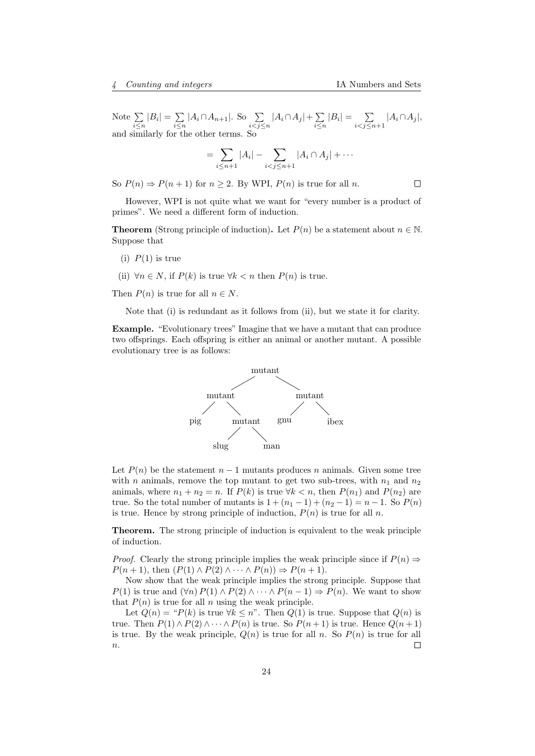Note $\sum_{i\leq n} |B_i| = \sum_{i\leq n} |A_i \cap A_{n+1}|$. So $\sum_{i<j\leq n} |A_i \cap A_j| + \sum_{i \leq n} |B_i| = \sum_{i<j\leq n+1} |A_i \cap A_j|$, and similarly for the other terms. So

$$= \sum_{i \leq n+1} |A_i| - \sum_{i<j\leq n+1} |A_i \cap A_j| + \cdots$$

So $P(n) \Rightarrow P(n+1)$ for $n \geq 2$. By WPI, $P(n)$ is true for all $n$. □

However, WPI is not quite what we want for "every number is a product of primes". We need a different form of induction.

**Theorem** (Strong principle of induction)**.** Let $P(n)$ be a statement about $n \in \mathbb{N}$. Suppose that

(i) $P(1)$ is true

(ii) $\forall n \in N$, if $P(k)$ is true $\forall k < n$ then $P(n)$ is true.

Then $P(n)$ is true for all $n \in N$.

Note that (i) is redundant as it follows from (ii), but we state it for clarity.

**Example.** "Evolutionary trees" Imagine that we have a mutant that can produce two offsprings. Each offspring is either an animal or another mutant. A possible evolutionary tree is as follows:

```
                 mutant
               /        \
          mutant          mutant
         /      \        /      \
      pig     mutant   gnu      ibex
              /    \
           slug    man
```

Let $P(n)$ be the statement $n-1$ mutants produces $n$ animals. Given some tree with $n$ animals, remove the top mutant to get two sub-trees, with $n_1$ and $n_2$ animals, where $n_1 + n_2 = n$. If $P(k)$ is true $\forall k < n$, then $P(n_1)$ and $P(n_2)$ are true. So the total number of mutants is $1 + (n_1 - 1) + (n_2 - 1) = n - 1$. So $P(n)$ is true. Hence by strong principle of induction, $P(n)$ is true for all $n$.

**Theorem.** The strong principle of induction is equivalent to the weak principle of induction.

*Proof.* Clearly the strong principle implies the weak principle since if $P(n) \Rightarrow P(n+1)$, then $(P(1) \wedge P(2) \wedge \cdots \wedge P(n)) \Rightarrow P(n+1)$.

Now show that the weak principle implies the strong principle. Suppose that $P(1)$ is true and $(\forall n)\, P(1) \wedge P(2) \wedge \cdots \wedge P(n-1) \Rightarrow P(n)$. We want to show that $P(n)$ is true for all $n$ using the weak principle.

Let $Q(n) =$ "$P(k)$ is true $\forall k \leq n$". Then $Q(1)$ is true. Suppose that $Q(n)$ is true. Then $P(1) \wedge P(2) \wedge \cdots \wedge P(n)$ is true. So $P(n+1)$ is true. Hence $Q(n+1)$ is true. By the weak principle, $Q(n)$ is true for all $n$. So $P(n)$ is true for all $n$. □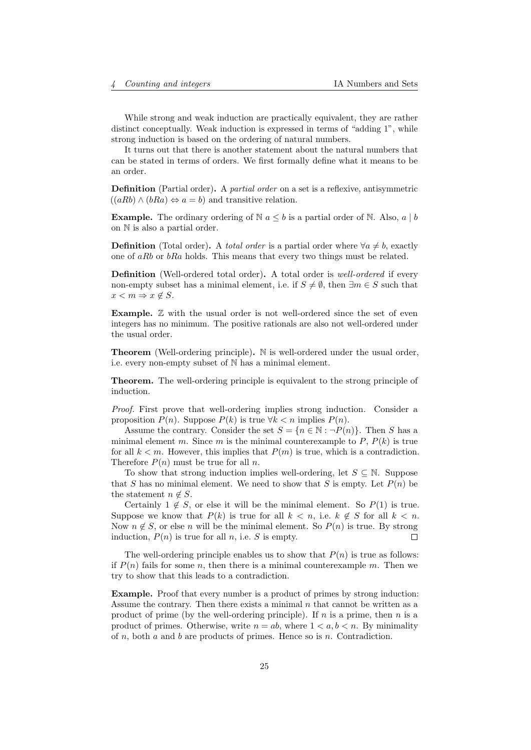While strong and weak induction are practically equivalent, they are rather distinct conceptually. Weak induction is expressed in terms of "adding 1", while strong induction is based on the ordering of natural numbers.

It turns out that there is another statement about the natural numbers that can be stated in terms of orders. We first formally define what it means to be an order.

**Definition** (Partial order)**.** A *partial order* on a set is a reflexive, antisymmetric ($(aRb) \wedge (bRa) \Leftrightarrow a = b$) and transitive relation.

**Example.** The ordinary ordering of $\mathbb{N}$ $a \leq b$ is a partial order of $\mathbb{N}$. Also, $a \mid b$ on $\mathbb{N}$ is also a partial order.

**Definition** (Total order)**.** A *total order* is a partial order where $\forall a \neq b$, exactly one of $aRb$ or $bRa$ holds. This means that every two things must be related.

**Definition** (Well-ordered total order)**.** A total order is *well-ordered* if every non-empty subset has a minimal element, i.e. if $S \neq \emptyset$, then $\exists m \in S$ such that $x < m \Rightarrow x \notin S$.

**Example.** $\mathbb{Z}$ with the usual order is not well-ordered since the set of even integers has no minimum. The positive rationals are also not well-ordered under the usual order.

**Theorem** (Well-ordering principle)**.** $\mathbb{N}$ is well-ordered under the usual order, i.e. every non-empty subset of $\mathbb{N}$ has a minimal element.

**Theorem.** The well-ordering principle is equivalent to the strong principle of induction.

*Proof.* First prove that well-ordering implies strong induction. Consider a proposition $P(n)$. Suppose $P(k)$ is true $\forall k < n$ implies $P(n)$.

Assume the contrary. Consider the set $S = \{n \in \mathbb{N} : \neg P(n)\}$. Then $S$ has a minimal element $m$. Since $m$ is the minimal counterexample to $P$, $P(k)$ is true for all $k < m$. However, this implies that $P(m)$ is true, which is a contradiction. Therefore $P(n)$ must be true for all $n$.

To show that strong induction implies well-ordering, let $S \subseteq \mathbb{N}$. Suppose that $S$ has no minimal element. We need to show that $S$ is empty. Let $P(n)$ be the statement $n \notin S$.

Certainly $1 \notin S$, or else it will be the minimal element. So $P(1)$ is true. Suppose we know that $P(k)$ is true for all $k < n$, i.e. $k \notin S$ for all $k < n$. Now $n \notin S$, or else $n$ will be the minimal element. So $P(n)$ is true. By strong induction, $P(n)$ is true for all $n$, i.e. $S$ is empty. □

The well-ordering principle enables us to show that $P(n)$ is true as follows: if $P(n)$ fails for some $n$, then there is a minimal counterexample $m$. Then we try to show that this leads to a contradiction.

**Example.** Proof that every number is a product of primes by strong induction: Assume the contrary. Then there exists a minimal $n$ that cannot be written as a product of prime (by the well-ordering principle). If $n$ is a prime, then $n$ is a product of primes. Otherwise, write $n = ab$, where $1 < a, b < n$. By minimality of $n$, both $a$ and $b$ are products of primes. Hence so is $n$. Contradiction.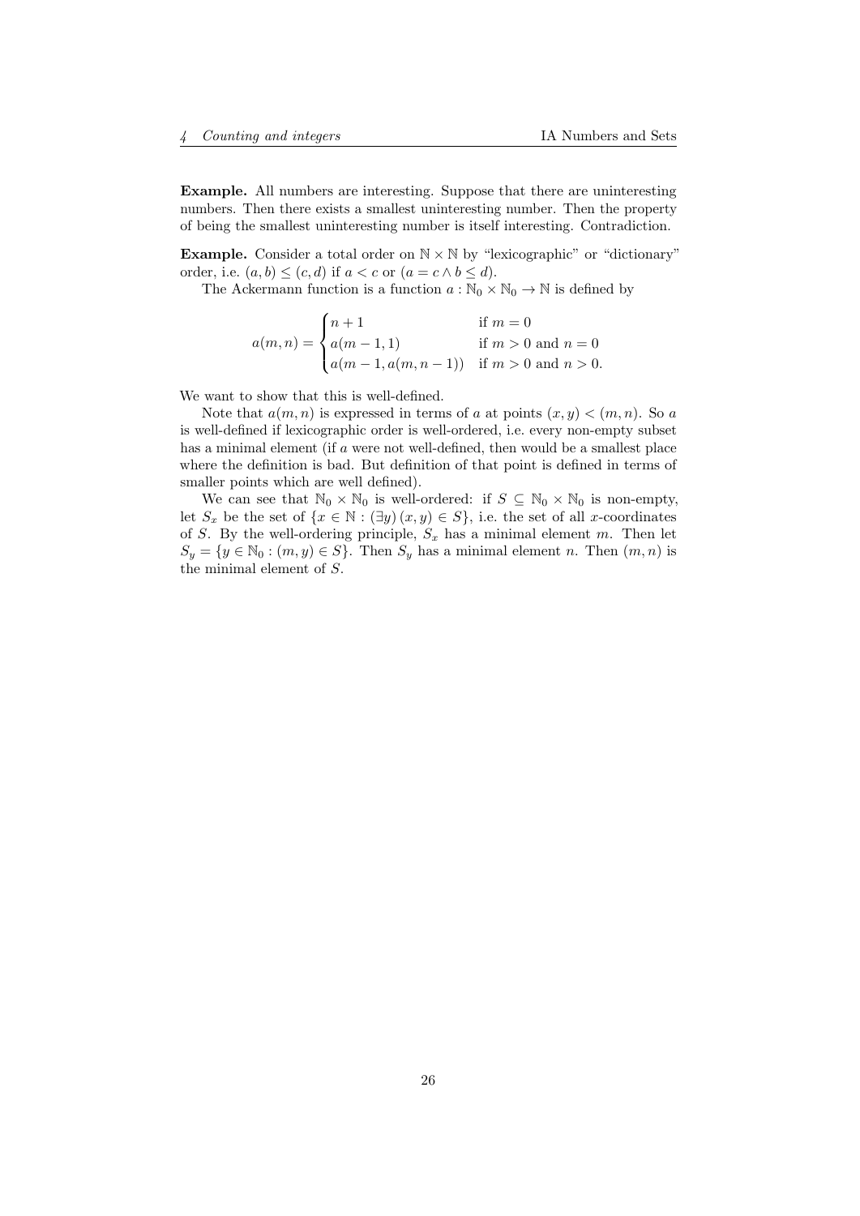**Example.** All numbers are interesting. Suppose that there are uninteresting numbers. Then there exists a smallest uninteresting number. Then the property of being the smallest uninteresting number is itself interesting. Contradiction.

**Example.** Consider a total order on $\mathbb{N} \times \mathbb{N}$ by "lexicographic" or "dictionary" order, i.e. $(a, b) \leq (c, d)$ if $a < c$ or $(a = c \wedge b \leq d)$.

The Ackermann function is a function $a : \mathbb{N}_0 \times \mathbb{N}_0 \to \mathbb{N}$ is defined by

$$a(m, n) = \begin{cases} n + 1 & \text{if } m = 0 \\ a(m - 1, 1) & \text{if } m > 0 \text{ and } n = 0 \\ a(m - 1, a(m, n - 1)) & \text{if } m > 0 \text{ and } n > 0. \end{cases}$$

We want to show that this is well-defined.

Note that $a(m, n)$ is expressed in terms of $a$ at points $(x, y) < (m, n)$. So $a$ is well-defined if lexicographic order is well-ordered, i.e. every non-empty subset has a minimal element (if $a$ were not well-defined, then would be a smallest place where the definition is bad. But definition of that point is defined in terms of smaller points which are well defined).

We can see that $\mathbb{N}_0 \times \mathbb{N}_0$ is well-ordered: if $S \subseteq \mathbb{N}_0 \times \mathbb{N}_0$ is non-empty, let $S_x$ be the set of $\{x \in \mathbb{N} : (\exists y)\, (x, y) \in S\}$, i.e. the set of all $x$-coordinates of $S$. By the well-ordering principle, $S_x$ has a minimal element $m$. Then let $S_y = \{y \in \mathbb{N}_0 : (m, y) \in S\}$. Then $S_y$ has a minimal element $n$. Then $(m, n)$ is the minimal element of $S$.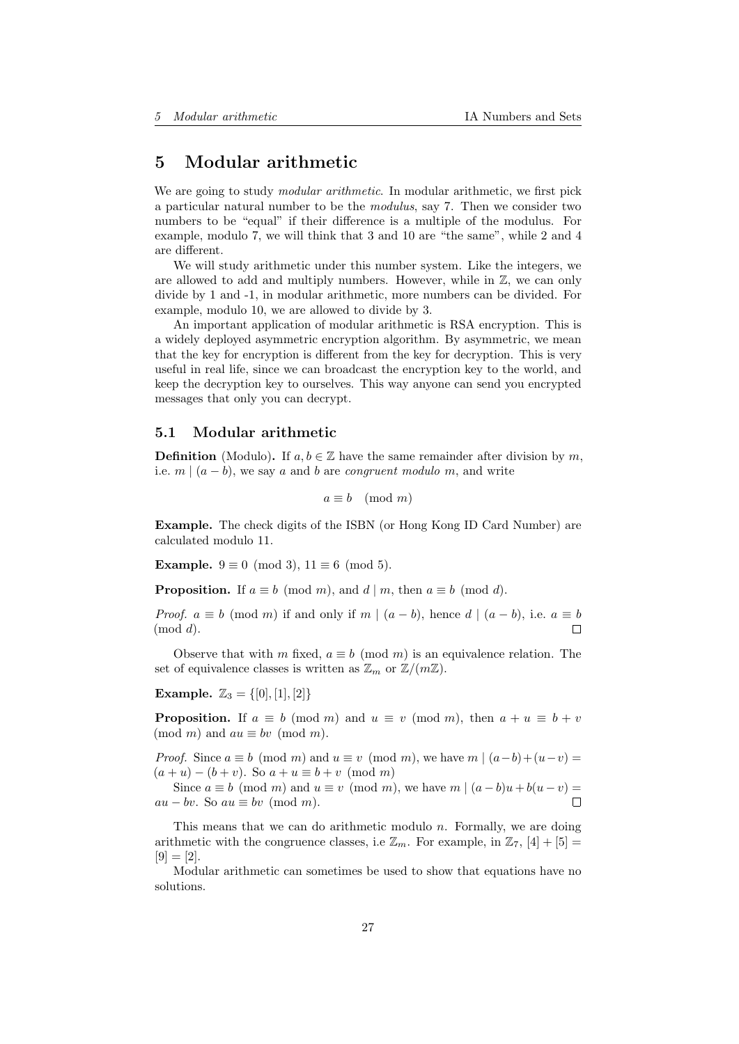# 5 Modular arithmetic

We are going to study *modular arithmetic*. In modular arithmetic, we first pick a particular natural number to be the *modulus*, say 7. Then we consider two numbers to be "equal" if their difference is a multiple of the modulus. For example, modulo 7, we will think that 3 and 10 are "the same", while 2 and 4 are different.

We will study arithmetic under this number system. Like the integers, we are allowed to add and multiply numbers. However, while in $\mathbb{Z}$, we can only divide by 1 and -1, in modular arithmetic, more numbers can be divided. For example, modulo 10, we are allowed to divide by 3.

An important application of modular arithmetic is RSA encryption. This is a widely deployed asymmetric encryption algorithm. By asymmetric, we mean that the key for encryption is different from the key for decryption. This is very useful in real life, since we can broadcast the encryption key to the world, and keep the decryption key to ourselves. This way anyone can send you encrypted messages that only you can decrypt.

## 5.1 Modular arithmetic

**Definition** (Modulo)**.** If $a, b \in \mathbb{Z}$ have the same remainder after division by $m$, i.e. $m \mid (a - b)$, we say $a$ and $b$ are *congruent modulo* $m$, and write

$$a \equiv b \pmod{m}$$

**Example.** The check digits of the ISBN (or Hong Kong ID Card Number) are calculated modulo 11.

**Example.** $9 \equiv 0 \pmod 3$, $11 \equiv 6 \pmod 5$.

**Proposition.** If $a \equiv b \pmod m$, and $d \mid m$, then $a \equiv b \pmod d$.

*Proof.* $a \equiv b \pmod m$ if and only if $m \mid (a - b)$, hence $d \mid (a - b)$, i.e. $a \equiv b \pmod d$. □

Observe that with $m$ fixed, $a \equiv b \pmod m$ is an equivalence relation. The set of equivalence classes is written as $\mathbb{Z}_m$ or $\mathbb{Z}/(m\mathbb{Z})$.

**Example.** $\mathbb{Z}_3 = \{[0], [1], [2]\}$

**Proposition.** If $a \equiv b \pmod m$ and $u \equiv v \pmod m$, then $a + u \equiv b + v \pmod m$ and $au \equiv bv \pmod m$.

*Proof.* Since $a \equiv b \pmod m$ and $u \equiv v \pmod m$, we have $m \mid (a-b)+(u-v) = (a + u) - (b + v)$. So $a + u \equiv b + v \pmod m$

Since $a \equiv b \pmod m$ and $u \equiv v \pmod m$, we have $m \mid (a - b)u + b(u - v) = au - bv$. So $au \equiv bv \pmod m$. □

This means that we can do arithmetic modulo $n$. Formally, we are doing arithmetic with the congruence classes, i.e $\mathbb{Z}_m$. For example, in $\mathbb{Z}_7$, $[4] + [5] = [9] = [2]$.

Modular arithmetic can sometimes be used to show that equations have no solutions.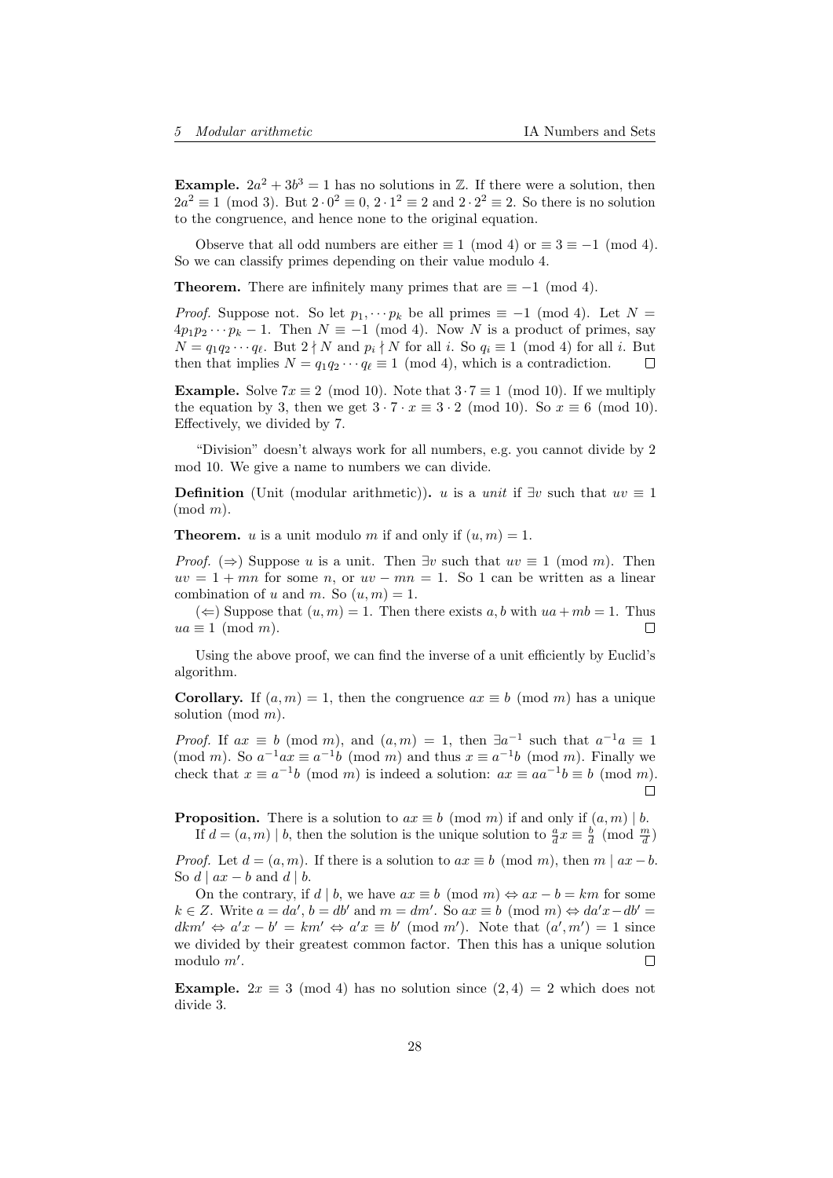**Example.** $2a^2 + 3b^3 = 1$ has no solutions in $\mathbb{Z}$. If there were a solution, then $2a^2 \equiv 1 \pmod 3$. But $2 \cdot 0^2 \equiv 0$, $2 \cdot 1^2 \equiv 2$ and $2 \cdot 2^2 \equiv 2$. So there is no solution to the congruence, and hence none to the original equation.

Observe that all odd numbers are either $\equiv 1 \pmod 4$ or $\equiv 3 \equiv -1 \pmod 4$. So we can classify primes depending on their value modulo 4.

**Theorem.** There are infinitely many primes that are $\equiv -1 \pmod 4$.

*Proof.* Suppose not. So let $p_1, \cdots p_k$ be all primes $\equiv -1 \pmod 4$. Let $N = 4p_1p_2\cdots p_k - 1$. Then $N \equiv -1 \pmod 4$. Now $N$ is a product of primes, say $N = q_1q_2\cdots q_\ell$. But $2 \nmid N$ and $p_i \nmid N$ for all $i$. So $q_i \equiv 1 \pmod 4$ for all $i$. But then that implies $N = q_1q_2\cdots q_\ell \equiv 1 \pmod 4$, which is a contradiction. $\square$

**Example.** Solve $7x \equiv 2 \pmod{10}$. Note that $3 \cdot 7 \equiv 1 \pmod{10}$. If we multiply the equation by 3, then we get $3 \cdot 7 \cdot x \equiv 3 \cdot 2 \pmod{10}$. So $x \equiv 6 \pmod{10}$. Effectively, we divided by 7.

"Division" doesn't always work for all numbers, e.g. you cannot divide by 2 mod 10. We give a name to numbers we can divide.

**Definition** (Unit (modular arithmetic))**.** $u$ is a *unit* if $\exists v$ such that $uv \equiv 1 \pmod m$.

**Theorem.** $u$ is a unit modulo $m$ if and only if $(u, m) = 1$.

*Proof.* ($\Rightarrow$) Suppose $u$ is a unit. Then $\exists v$ such that $uv \equiv 1 \pmod m$. Then $uv = 1 + mn$ for some $n$, or $uv - mn = 1$. So 1 can be written as a linear combination of $u$ and $m$. So $(u, m) = 1$.

($\Leftarrow$) Suppose that $(u, m) = 1$. Then there exists $a, b$ with $ua + mb = 1$. Thus $ua \equiv 1 \pmod m$. $\square$

Using the above proof, we can find the inverse of a unit efficiently by Euclid's algorithm.

**Corollary.** If $(a, m) = 1$, then the congruence $ax \equiv b \pmod m$ has a unique solution $\pmod m$.

*Proof.* If $ax \equiv b \pmod m$, and $(a, m) = 1$, then $\exists a^{-1}$ such that $a^{-1}a \equiv 1 \pmod m$. So $a^{-1}ax \equiv a^{-1}b \pmod m$ and thus $x \equiv a^{-1}b \pmod m$. Finally we check that $x \equiv a^{-1}b \pmod m$ is indeed a solution: $ax \equiv aa^{-1}b \equiv b \pmod m$. $\square$

**Proposition.** There is a solution to $ax \equiv b \pmod m$ if and only if $(a, m) \mid b$.

If $d = (a, m) \mid b$, then the solution is the unique solution to $\frac{a}{d}x \equiv \frac{b}{d} \pmod{\frac{m}{d}}$

*Proof.* Let $d = (a, m)$. If there is a solution to $ax \equiv b \pmod m$, then $m \mid ax - b$. So $d \mid ax - b$ and $d \mid b$.

On the contrary, if $d \mid b$, we have $ax \equiv b \pmod m \Leftrightarrow ax - b = km$ for some $k \in Z$. Write $a = da'$, $b = db'$ and $m = dm'$. So $ax \equiv b \pmod m \Leftrightarrow da'x - db' = dkm' \Leftrightarrow a'x - b' = km' \Leftrightarrow a'x \equiv b' \pmod{m'}$. Note that $(a', m') = 1$ since we divided by their greatest common factor. Then this has a unique solution modulo $m'$. $\square$

**Example.** $2x \equiv 3 \pmod 4$ has no solution since $(2, 4) = 2$ which does not divide 3.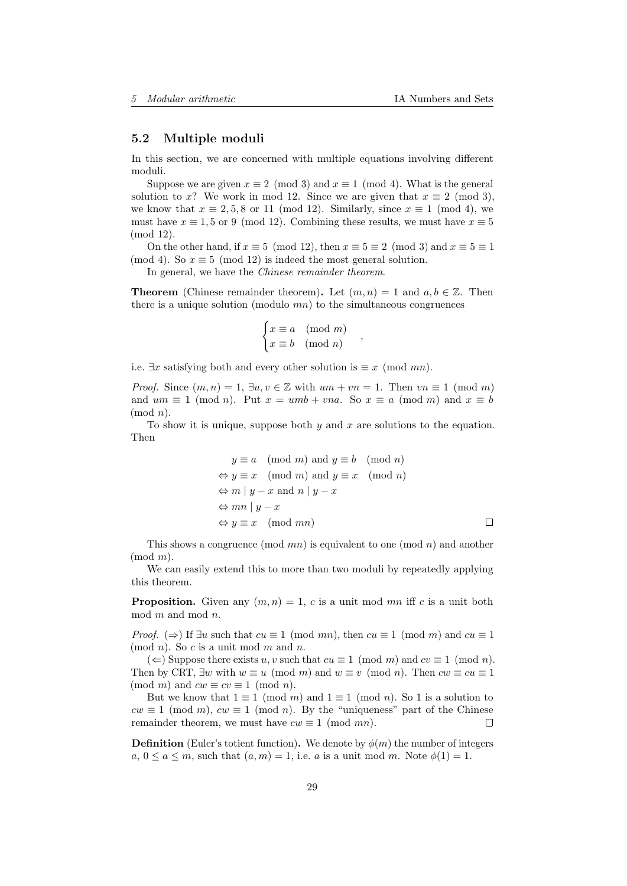## 5.2 Multiple moduli

In this section, we are concerned with multiple equations involving different moduli.

Suppose we are given $x \equiv 2 \pmod 3$ and $x \equiv 1 \pmod 4$. What is the general solution to $x$? We work in mod 12. Since we are given that $x \equiv 2 \pmod 3$, we know that $x \equiv 2, 5, 8$ or $11 \pmod{12}$. Similarly, since $x \equiv 1 \pmod 4$, we must have $x \equiv 1, 5$ or $9 \pmod{12}$. Combining these results, we must have $x \equiv 5 \pmod{12}$.

On the other hand, if $x \equiv 5 \pmod{12}$, then $x \equiv 5 \equiv 2 \pmod 3$ and $x \equiv 5 \equiv 1 \pmod 4$. So $x \equiv 5 \pmod{12}$ is indeed the most general solution.

In general, we have the *Chinese remainder theorem*.

**Theorem** (Chinese remainder theorem)**.** Let $(m, n) = 1$ and $a, b \in \mathbb{Z}$. Then there is a unique solution (modulo $mn$) to the simultaneous congruences

$$\begin{cases} x \equiv a \pmod m \\ x \equiv b \pmod n \end{cases},$$

i.e. $\exists x$ satisfying both and every other solution is $\equiv x \pmod{mn}$.

*Proof.* Since $(m, n) = 1$, $\exists u, v \in \mathbb{Z}$ with $um + vn = 1$. Then $vn \equiv 1 \pmod m$ and $um \equiv 1 \pmod n$. Put $x = umb + vna$. So $x \equiv a \pmod m$ and $x \equiv b \pmod n$.

To show it is unique, suppose both $y$ and $x$ are solutions to the equation. Then

$$\begin{aligned}
& y \equiv a \pmod m \text{ and } y \equiv b \pmod n \\
\Leftrightarrow\ & y \equiv x \pmod m \text{ and } y \equiv x \pmod n \\
\Leftrightarrow\ & m \mid y - x \text{ and } n \mid y - x \\
\Leftrightarrow\ & mn \mid y - x \\
\Leftrightarrow\ & y \equiv x \pmod{mn}
\end{aligned}$$

□

This shows a congruence $\pmod{mn}$ is equivalent to one $\pmod n$ and another $\pmod m$.

We can easily extend this to more than two moduli by repeatedly applying this theorem.

**Proposition.** Given any $(m, n) = 1$, $c$ is a unit mod $mn$ iff $c$ is a unit both mod $m$ and mod $n$.

*Proof.* ($\Rightarrow$) If $\exists u$ such that $cu \equiv 1 \pmod{mn}$, then $cu \equiv 1 \pmod m$ and $cu \equiv 1 \pmod n$. So $c$ is a unit mod $m$ and $n$.

($\Leftarrow$) Suppose there exists $u, v$ such that $cu \equiv 1 \pmod m$ and $cv \equiv 1 \pmod n$. Then by CRT, $\exists w$ with $w \equiv u \pmod m$ and $w \equiv v \pmod n$. Then $cw \equiv cu \equiv 1 \pmod m$ and $cw \equiv cv \equiv 1 \pmod n$.

But we know that $1 \equiv 1 \pmod m$ and $1 \equiv 1 \pmod n$. So 1 is a solution to $cw \equiv 1 \pmod m$, $cw \equiv 1 \pmod n$. By the "uniqueness" part of the Chinese remainder theorem, we must have $cw \equiv 1 \pmod{mn}$. □

**Definition** (Euler's totient function)**.** We denote by $\phi(m)$ the number of integers $a$, $0 \leq a \leq m$, such that $(a, m) = 1$, i.e. $a$ is a unit mod $m$. Note $\phi(1) = 1$.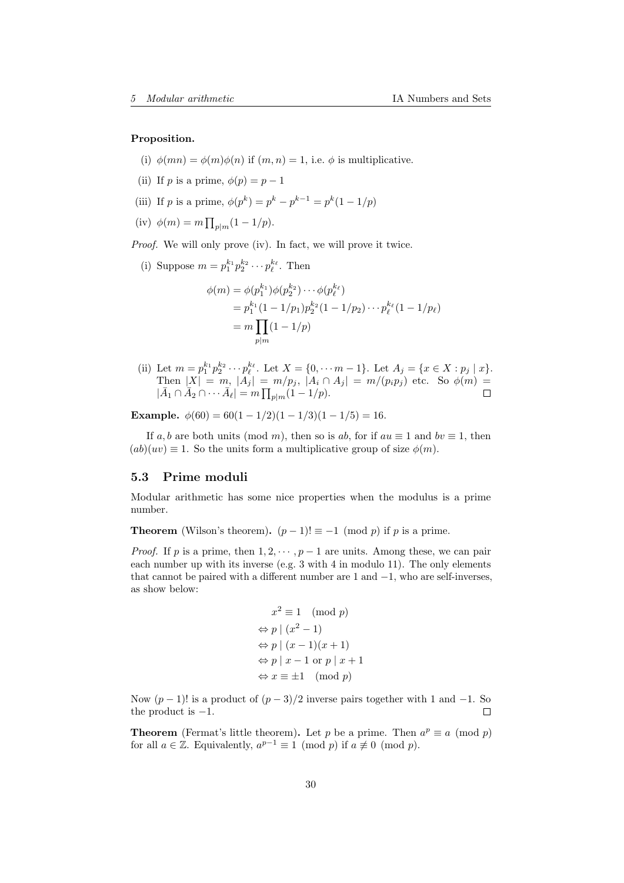**Proposition.**

(i) $\phi(mn) = \phi(m)\phi(n)$ if $(m, n) = 1$, i.e. $\phi$ is multiplicative.

(ii) If $p$ is a prime, $\phi(p) = p - 1$

(iii) If $p$ is a prime, $\phi(p^k) = p^k - p^{k-1} = p^k(1 - 1/p)$

(iv) $\phi(m) = m\prod_{p|m}(1 - 1/p)$.

*Proof.* We will only prove (iv). In fact, we will prove it twice.

(i) Suppose $m = p_1^{k_1}p_2^{k_2}\cdots p_\ell^{k_\ell}$. Then

$$\begin{aligned}
\phi(m) &= \phi(p_1^{k_1})\phi(p_2^{k_2})\cdots\phi(p_\ell^{k_\ell}) \\
&= p_1^{k_1}(1 - 1/p_1)p_2^{k_2}(1 - 1/p_2)\cdots p_\ell^{k_\ell}(1 - 1/p_\ell) \\
&= m\prod_{p|m}(1 - 1/p)
\end{aligned}$$

(ii) Let $m = p_1^{k_1}p_2^{k_2}\cdots p_\ell^{k_\ell}$. Let $X = \{0, \cdots m - 1\}$. Let $A_j = \{x \in X : p_j \mid x\}$. Then $|X| = m$, $|A_j| = m/p_j$, $|A_i \cap A_j| = m/(p_ip_j)$ etc. So $\phi(m) = |\bar{A}_1 \cap \bar{A}_2 \cap \cdots \bar{A}_\ell| = m\prod_{p|m}(1 - 1/p)$. □

**Example.** $\phi(60) = 60(1 - 1/2)(1 - 1/3)(1 - 1/5) = 16$.

If $a, b$ are both units (mod $m$), then so is $ab$, for if $au \equiv 1$ and $bv \equiv 1$, then $(ab)(uv) \equiv 1$. So the units form a multiplicative group of size $\phi(m)$.

## 5.3 Prime moduli

Modular arithmetic has some nice properties when the modulus is a prime number.

**Theorem** (Wilson's theorem)**.** $(p - 1)! \equiv -1 \pmod p$ if $p$ is a prime.

*Proof.* If $p$ is a prime, then $1, 2, \cdots, p - 1$ are units. Among these, we can pair each number up with its inverse (e.g. 3 with 4 in modulo 11). The only elements that cannot be paired with a different number are 1 and $-1$, who are self-inverses, as show below:

$$\begin{aligned}
&x^2 \equiv 1 \pmod p \\
\Leftrightarrow\ &p \mid (x^2 - 1) \\
\Leftrightarrow\ &p \mid (x - 1)(x + 1) \\
\Leftrightarrow\ &p \mid x - 1 \text{ or } p \mid x + 1 \\
\Leftrightarrow\ &x \equiv \pm 1 \pmod p
\end{aligned}$$

Now $(p - 1)!$ is a product of $(p - 3)/2$ inverse pairs together with 1 and $-1$. So the product is $-1$. □

**Theorem** (Fermat's little theorem)**.** Let $p$ be a prime. Then $a^p \equiv a \pmod p$ for all $a \in \mathbb{Z}$. Equivalently, $a^{p-1} \equiv 1 \pmod p$ if $a \not\equiv 0 \pmod p$.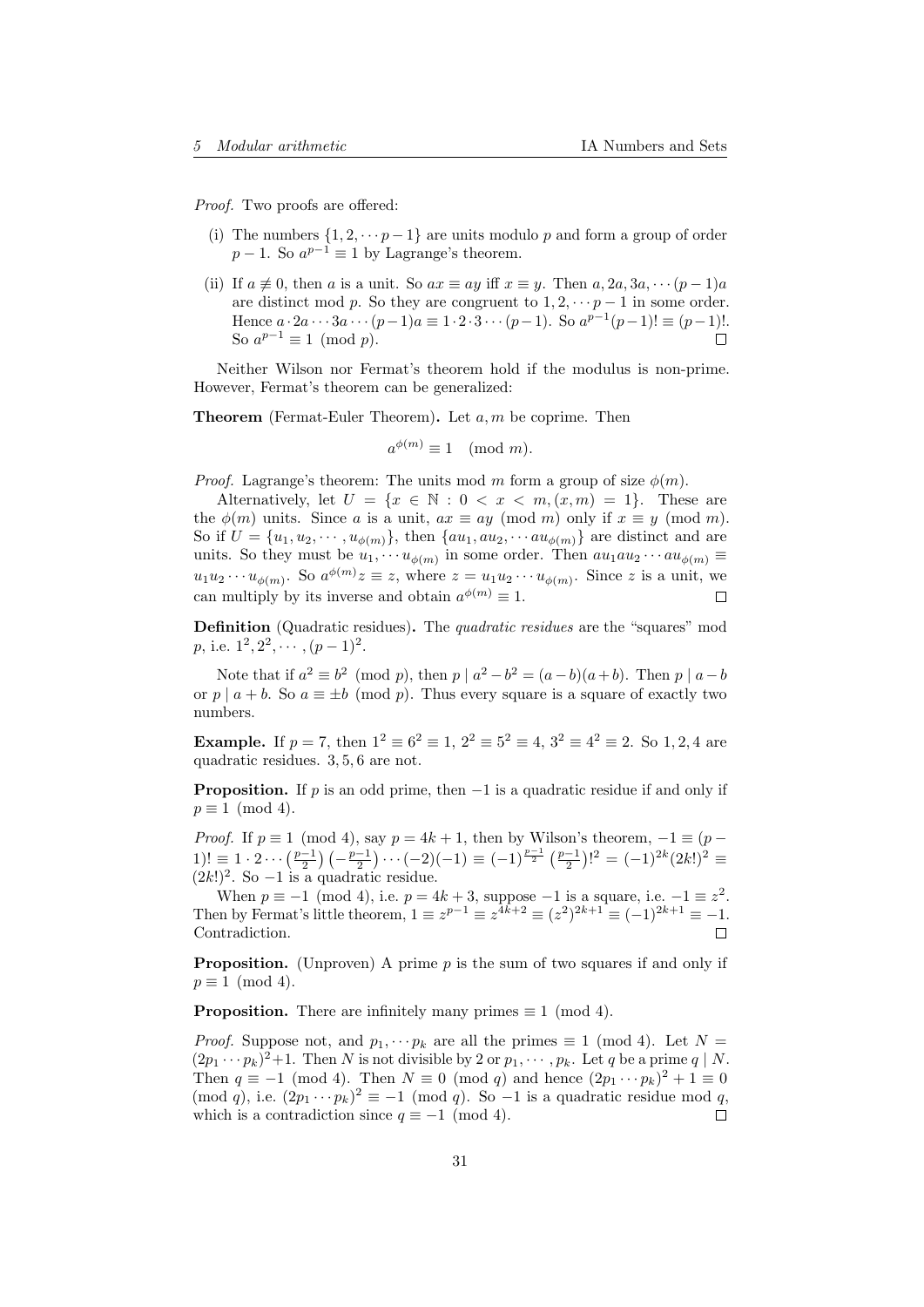*Proof.* Two proofs are offered:

(i) The numbers $\{1, 2, \cdots p-1\}$ are units modulo $p$ and form a group of order $p-1$. So $a^{p-1} \equiv 1$ by Lagrange's theorem.

(ii) If $a \not\equiv 0$, then $a$ is a unit. So $ax \equiv ay$ iff $x \equiv y$. Then $a, 2a, 3a, \cdots (p-1)a$ are distinct mod $p$. So they are congruent to $1, 2, \cdots p-1$ in some order. Hence $a \cdot 2a \cdots 3a \cdots (p-1)a \equiv 1 \cdot 2 \cdot 3 \cdots (p-1)$. So $a^{p-1}(p-1)! \equiv (p-1)!$. So $a^{p-1} \equiv 1 \pmod p$. □

Neither Wilson nor Fermat's theorem hold if the modulus is non-prime. However, Fermat's theorem can be generalized:

**Theorem** (Fermat-Euler Theorem)**.** Let $a, m$ be coprime. Then

$$a^{\phi(m)} \equiv 1 \pmod m.$$

*Proof.* Lagrange's theorem: The units mod $m$ form a group of size $\phi(m)$.

Alternatively, let $U = \{x \in \mathbb{N} : 0 < x < m, (x, m) = 1\}$. These are the $\phi(m)$ units. Since $a$ is a unit, $ax \equiv ay \pmod m$ only if $x \equiv y \pmod m$. So if $U = \{u_1, u_2, \cdots, u_{\phi(m)}\}$, then $\{au_1, au_2, \cdots au_{\phi(m)}\}$ are distinct and are units. So they must be $u_1, \cdots u_{\phi(m)}$ in some order. Then $au_1 au_2 \cdots au_{\phi(m)} \equiv u_1 u_2 \cdots u_{\phi(m)}$. So $a^{\phi(m)} z \equiv z$, where $z = u_1 u_2 \cdots u_{\phi(m)}$. Since $z$ is a unit, we can multiply by its inverse and obtain $a^{\phi(m)} \equiv 1$. □

**Definition** (Quadratic residues)**.** The *quadratic residues* are the "squares" mod $p$, i.e. $1^2, 2^2, \cdots, (p-1)^2$.

Note that if $a^2 \equiv b^2 \pmod p$, then $p \mid a^2 - b^2 = (a-b)(a+b)$. Then $p \mid a - b$ or $p \mid a + b$. So $a \equiv \pm b \pmod p$. Thus every square is a square of exactly two numbers.

**Example.** If $p = 7$, then $1^2 \equiv 6^2 \equiv 1$, $2^2 \equiv 5^2 \equiv 4$, $3^2 \equiv 4^2 \equiv 2$. So $1, 2, 4$ are quadratic residues. $3, 5, 6$ are not.

**Proposition.** If $p$ is an odd prime, then $-1$ is a quadratic residue if and only if $p \equiv 1 \pmod 4$.

*Proof.* If $p \equiv 1 \pmod 4$, say $p = 4k + 1$, then by Wilson's theorem, $-1 \equiv (p-1)! \equiv 1 \cdot 2 \cdots \left(\frac{p-1}{2}\right)\left(-\frac{p-1}{2}\right) \cdots (-2)(-1) \equiv (-1)^{\frac{p-1}{2}}\left(\frac{p-1}{2}\right)!^2 = (-1)^{2k}(2k!)^2 \equiv (2k!)^2$. So $-1$ is a quadratic residue.

When $p \equiv -1 \pmod 4$, i.e. $p = 4k + 3$, suppose $-1$ is a square, i.e. $-1 \equiv z^2$. Then by Fermat's little theorem, $1 \equiv z^{p-1} \equiv z^{4k+2} \equiv (z^2)^{2k+1} \equiv (-1)^{2k+1} \equiv -1$. Contradiction. □

**Proposition.** (Unproven) A prime $p$ is the sum of two squares if and only if $p \equiv 1 \pmod 4$.

**Proposition.** There are infinitely many primes $\equiv 1 \pmod 4$.

*Proof.* Suppose not, and $p_1, \cdots p_k$ are all the primes $\equiv 1 \pmod 4$. Let $N = (2p_1 \cdots p_k)^2 + 1$. Then $N$ is not divisible by 2 or $p_1, \cdots, p_k$. Let $q$ be a prime $q \mid N$. Then $q \equiv -1 \pmod 4$. Then $N \equiv 0 \pmod q$ and hence $(2p_1 \cdots p_k)^2 + 1 \equiv 0 \pmod q$, i.e. $(2p_1 \cdots p_k)^2 \equiv -1 \pmod q$. So $-1$ is a quadratic residue mod $q$, which is a contradiction since $q \equiv -1 \pmod 4$. □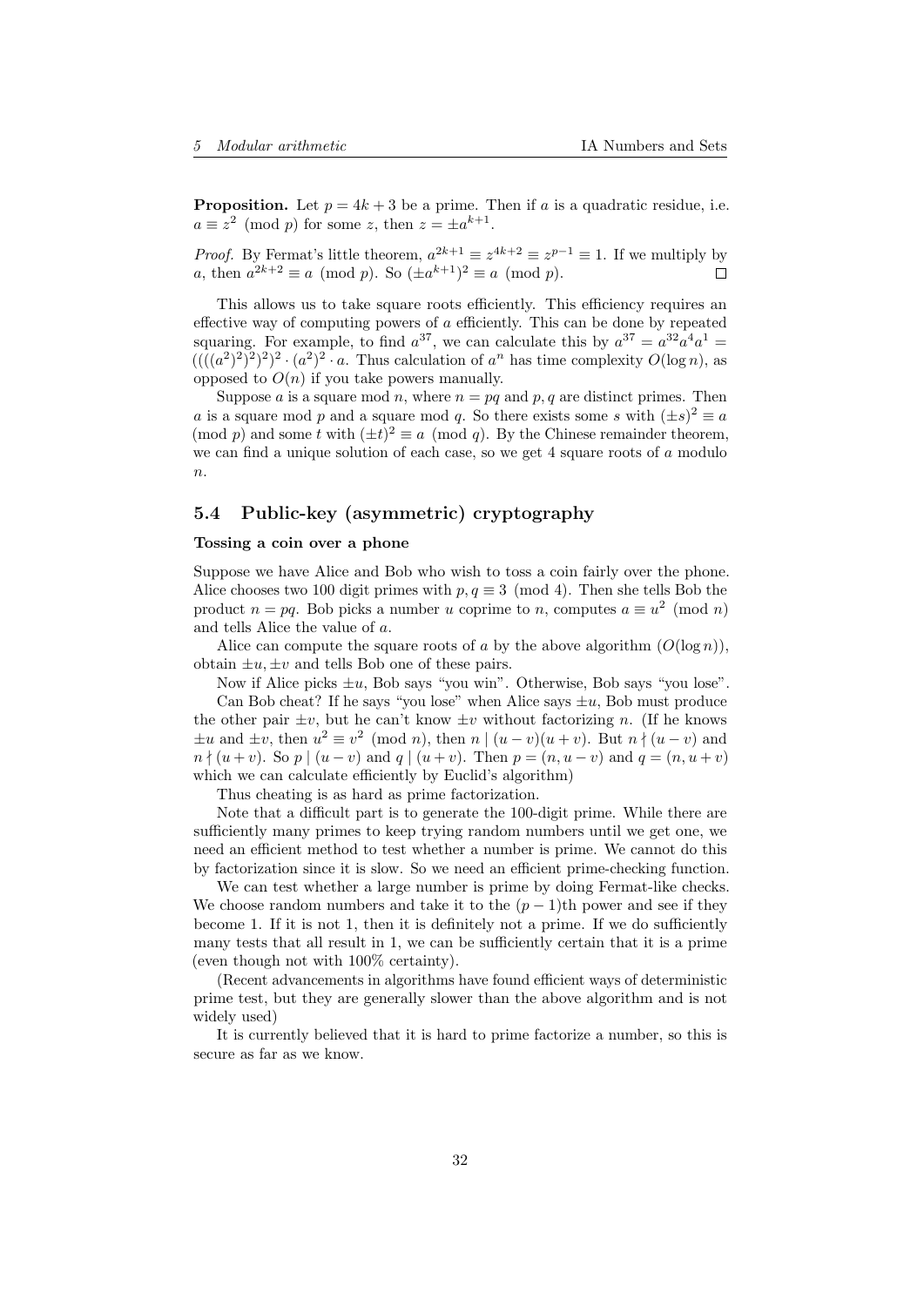**Proposition.** Let $p = 4k + 3$ be a prime. Then if $a$ is a quadratic residue, i.e. $a \equiv z^2 \pmod p$ for some $z$, then $z = \pm a^{k+1}$.

*Proof.* By Fermat's little theorem, $a^{2k+1} \equiv z^{4k+2} \equiv z^{p-1} \equiv 1$. If we multiply by $a$, then $a^{2k+2} \equiv a \pmod p$. So $(\pm a^{k+1})^2 \equiv a \pmod p$. $\square$

This allows us to take square roots efficiently. This efficiency requires an effective way of computing powers of $a$ efficiently. This can be done by repeated squaring. For example, to find $a^{37}$, we can calculate this by $a^{37} = a^{32}a^4a^1 = ((((a^2)^2)^2)^2)^2 \cdot (a^2)^2 \cdot a$. Thus calculation of $a^n$ has time complexity $O(\log n)$, as opposed to $O(n)$ if you take powers manually.

Suppose $a$ is a square mod $n$, where $n = pq$ and $p, q$ are distinct primes. Then $a$ is a square mod $p$ and a square mod $q$. So there exists some $s$ with $(\pm s)^2 \equiv a \pmod p$ and some $t$ with $(\pm t)^2 \equiv a \pmod q$. By the Chinese remainder theorem, we can find a unique solution of each case, so we get 4 square roots of $a$ modulo $n$.

## 5.4 Public-key (asymmetric) cryptography

#### Tossing a coin over a phone

Suppose we have Alice and Bob who wish to toss a coin fairly over the phone. Alice chooses two 100 digit primes with $p, q \equiv 3 \pmod 4$. Then she tells Bob the product $n = pq$. Bob picks a number $u$ coprime to $n$, computes $a \equiv u^2 \pmod n$ and tells Alice the value of $a$.

Alice can compute the square roots of $a$ by the above algorithm ($O(\log n)$), obtain $\pm u, \pm v$ and tells Bob one of these pairs.

Now if Alice picks $\pm u$, Bob says "you win". Otherwise, Bob says "you lose".

Can Bob cheat? If he says "you lose" when Alice says $\pm u$, Bob must produce the other pair $\pm v$, but he can't know $\pm v$ without factorizing $n$. (If he knows $\pm u$ and $\pm v$, then $u^2 \equiv v^2 \pmod n$, then $n \mid (u - v)(u + v)$. But $n \nmid (u - v)$ and $n \nmid (u + v)$. So $p \mid (u - v)$ and $q \mid (u + v)$. Then $p = (n, u - v)$ and $q = (n, u + v)$ which we can calculate efficiently by Euclid's algorithm)

Thus cheating is as hard as prime factorization.

Note that a difficult part is to generate the 100-digit prime. While there are sufficiently many primes to keep trying random numbers until we get one, we need an efficient method to test whether a number is prime. We cannot do this by factorization since it is slow. So we need an efficient prime-checking function.

We can test whether a large number is prime by doing Fermat-like checks. We choose random numbers and take it to the $(p - 1)$th power and see if they become 1. If it is not 1, then it is definitely not a prime. If we do sufficiently many tests that all result in 1, we can be sufficiently certain that it is a prime (even though not with 100% certainty).

(Recent advancements in algorithms have found efficient ways of deterministic prime test, but they are generally slower than the above algorithm and is not widely used)

It is currently believed that it is hard to prime factorize a number, so this is secure as far as we know.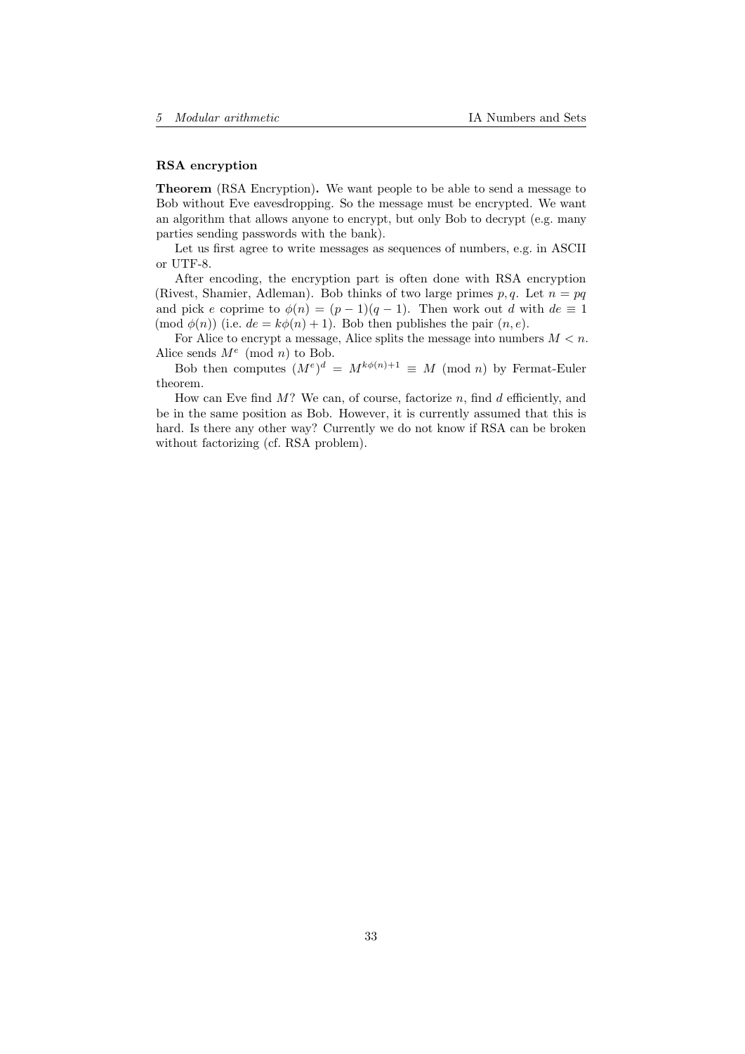### RSA encryption

**Theorem** (RSA Encryption)**.** We want people to be able to send a message to Bob without Eve eavesdropping. So the message must be encrypted. We want an algorithm that allows anyone to encrypt, but only Bob to decrypt (e.g. many parties sending passwords with the bank).

Let us first agree to write messages as sequences of numbers, e.g. in ASCII or UTF-8.

After encoding, the encryption part is often done with RSA encryption (Rivest, Shamier, Adleman). Bob thinks of two large primes $p, q$. Let $n = pq$ and pick $e$ coprime to $\phi(n) = (p-1)(q-1)$. Then work out $d$ with $de \equiv 1 \pmod{\phi(n)}$ (i.e. $de = k\phi(n) + 1$). Bob then publishes the pair $(n, e)$.

For Alice to encrypt a message, Alice splits the message into numbers $M < n$. Alice sends $M^e \pmod n$ to Bob.

Bob then computes $(M^e)^d = M^{k\phi(n)+1} \equiv M \pmod n$ by Fermat-Euler theorem.

How can Eve find $M$? We can, of course, factorize $n$, find $d$ efficiently, and be in the same position as Bob. However, it is currently assumed that this is hard. Is there any other way? Currently we do not know if RSA can be broken without factorizing (cf. RSA problem).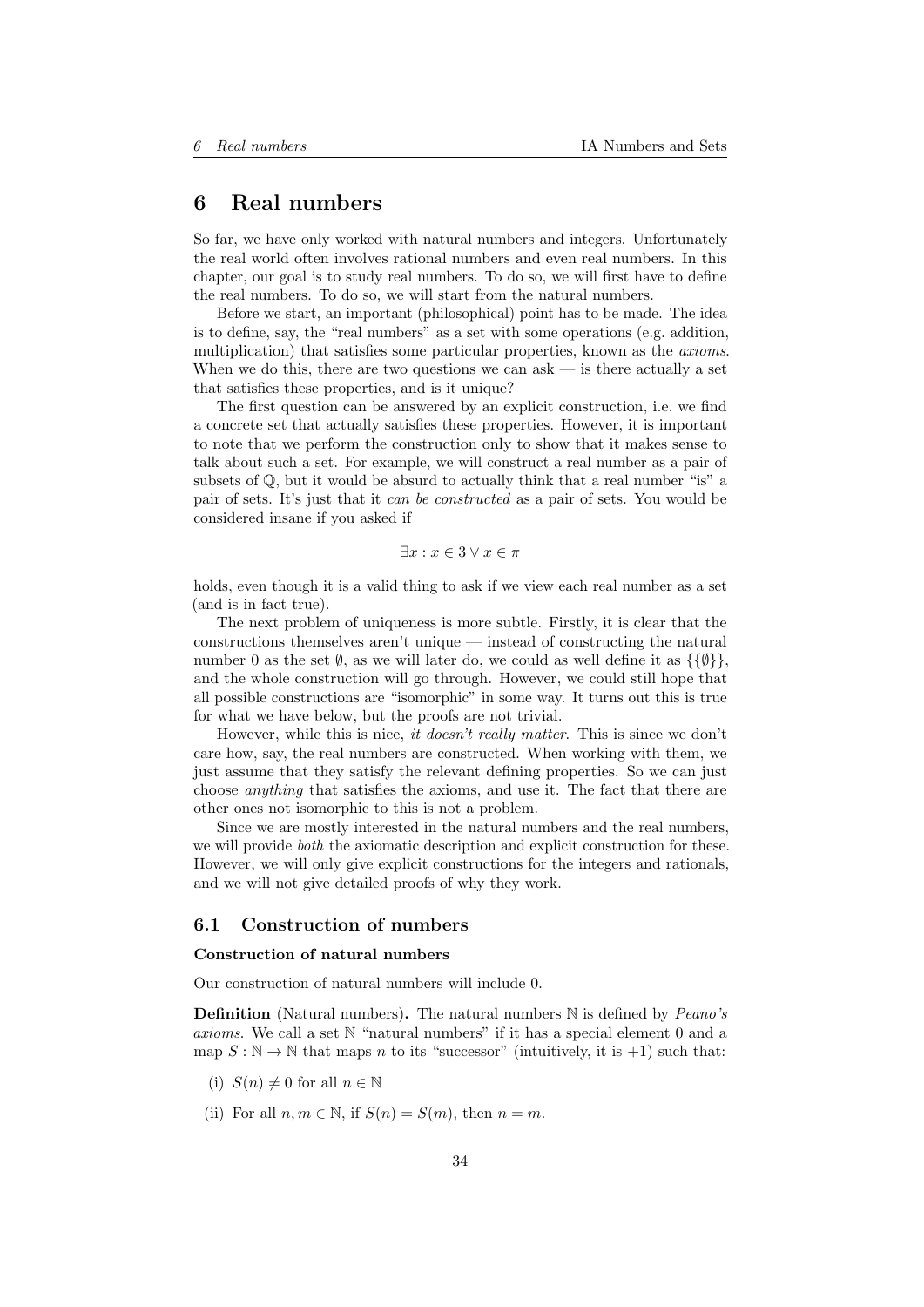# 6 Real numbers

So far, we have only worked with natural numbers and integers. Unfortunately the real world often involves rational numbers and even real numbers. In this chapter, our goal is to study real numbers. To do so, we will first have to define the real numbers. To do so, we will start from the natural numbers.

Before we start, an important (philosophical) point has to be made. The idea is to define, say, the "real numbers" as a set with some operations (e.g. addition, multiplication) that satisfies some particular properties, known as the *axioms*. When we do this, there are two questions we can ask — is there actually a set that satisfies these properties, and is it unique?

The first question can be answered by an explicit construction, i.e. we find a concrete set that actually satisfies these properties. However, it is important to note that we perform the construction only to show that it makes sense to talk about such a set. For example, we will construct a real number as a pair of subsets of $\mathbb{Q}$, but it would be absurd to actually think that a real number "is" a pair of sets. It's just that it *can be constructed* as a pair of sets. You would be considered insane if you asked if

$$\exists x : x \in 3 \vee x \in \pi$$

holds, even though it is a valid thing to ask if we view each real number as a set (and is in fact true).

The next problem of uniqueness is more subtle. Firstly, it is clear that the constructions themselves aren't unique — instead of constructing the natural number 0 as the set $\emptyset$, as we will later do, we could as well define it as $\{\{\emptyset\}\}$, and the whole construction will go through. However, we could still hope that all possible constructions are "isomorphic" in some way. It turns out this is true for what we have below, but the proofs are not trivial.

However, while this is nice, *it doesn't really matter*. This is since we don't care how, say, the real numbers are constructed. When working with them, we just assume that they satisfy the relevant defining properties. So we can just choose *anything* that satisfies the axioms, and use it. The fact that there are other ones not isomorphic to this is not a problem.

Since we are mostly interested in the natural numbers and the real numbers, we will provide *both* the axiomatic description and explicit construction for these. However, we will only give explicit constructions for the integers and rationals, and we will not give detailed proofs of why they work.

## 6.1 Construction of numbers

### Construction of natural numbers

Our construction of natural numbers will include 0.

**Definition** (Natural numbers)**.** The natural numbers $\mathbb{N}$ is defined by *Peano's axioms*. We call a set $\mathbb{N}$ "natural numbers" if it has a special element 0 and a map $S : \mathbb{N} \to \mathbb{N}$ that maps $n$ to its "successor" (intuitively, it is $+1$) such that:

(i) $S(n) \neq 0$ for all $n \in \mathbb{N}$

(ii) For all $n, m \in \mathbb{N}$, if $S(n) = S(m)$, then $n = m$.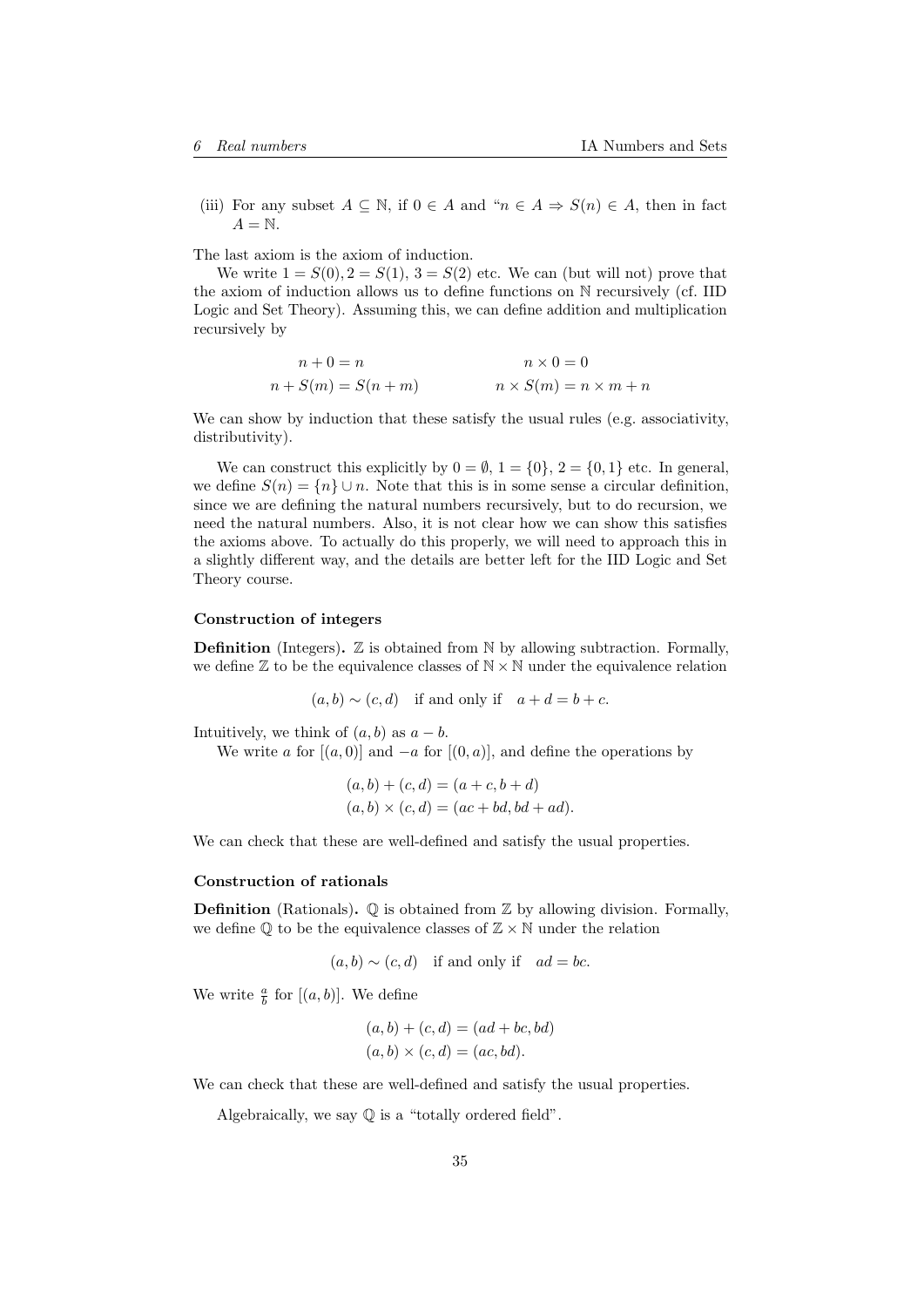(iii) For any subset $A \subseteq \mathbb{N}$, if $0 \in A$ and "$n \in A \Rightarrow S(n) \in A$, then in fact $A = \mathbb{N}$.

The last axiom is the axiom of induction.

We write $1 = S(0), 2 = S(1), 3 = S(2)$ etc. We can (but will not) prove that the axiom of induction allows us to define functions on $\mathbb{N}$ recursively (cf. IID Logic and Set Theory). Assuming this, we can define addition and multiplication recursively by

$$
\begin{aligned}
n + 0 &= n & \qquad n \times 0 &= 0 \\
n + S(m) &= S(n + m) & \qquad n \times S(m) &= n \times m + n
\end{aligned}
$$

We can show by induction that these satisfy the usual rules (e.g. associativity, distributivity).

We can construct this explicitly by $0 = \emptyset$, $1 = \{0\}$, $2 = \{0, 1\}$ etc. In general, we define $S(n) = \{n\} \cup n$. Note that this is in some sense a circular definition, since we are defining the natural numbers recursively, but to do recursion, we need the natural numbers. Also, it is not clear how we can show this satisfies the axioms above. To actually do this properly, we will need to approach this in a slightly different way, and the details are better left for the IID Logic and Set Theory course.

#### Construction of integers

**Definition** (Integers)**.** $\mathbb{Z}$ is obtained from $\mathbb{N}$ by allowing subtraction. Formally, we define $\mathbb{Z}$ to be the equivalence classes of $\mathbb{N} \times \mathbb{N}$ under the equivalence relation

$$
(a, b) \sim (c, d) \quad \text{if and only if} \quad a + d = b + c.
$$

Intuitively, we think of $(a, b)$ as $a - b$.

We write $a$ for $[(a, 0)]$ and $-a$ for $[(0, a)]$, and define the operations by

$$
\begin{aligned}
(a, b) + (c, d) &= (a + c, b + d) \\
(a, b) \times (c, d) &= (ac + bd, bd + ad).
\end{aligned}
$$

We can check that these are well-defined and satisfy the usual properties.

#### Construction of rationals

**Definition** (Rationals)**.** $\mathbb{Q}$ is obtained from $\mathbb{Z}$ by allowing division. Formally, we define $\mathbb{Q}$ to be the equivalence classes of $\mathbb{Z} \times \mathbb{N}$ under the relation

$$
(a, b) \sim (c, d) \quad \text{if and only if} \quad ad = bc.
$$

We write $\frac{a}{b}$ for $[(a, b)]$. We define

$$
\begin{aligned}
(a, b) + (c, d) &= (ad + bc, bd) \\
(a, b) \times (c, d) &= (ac, bd).
\end{aligned}
$$

We can check that these are well-defined and satisfy the usual properties.

Algebraically, we say $\mathbb{Q}$ is a "totally ordered field".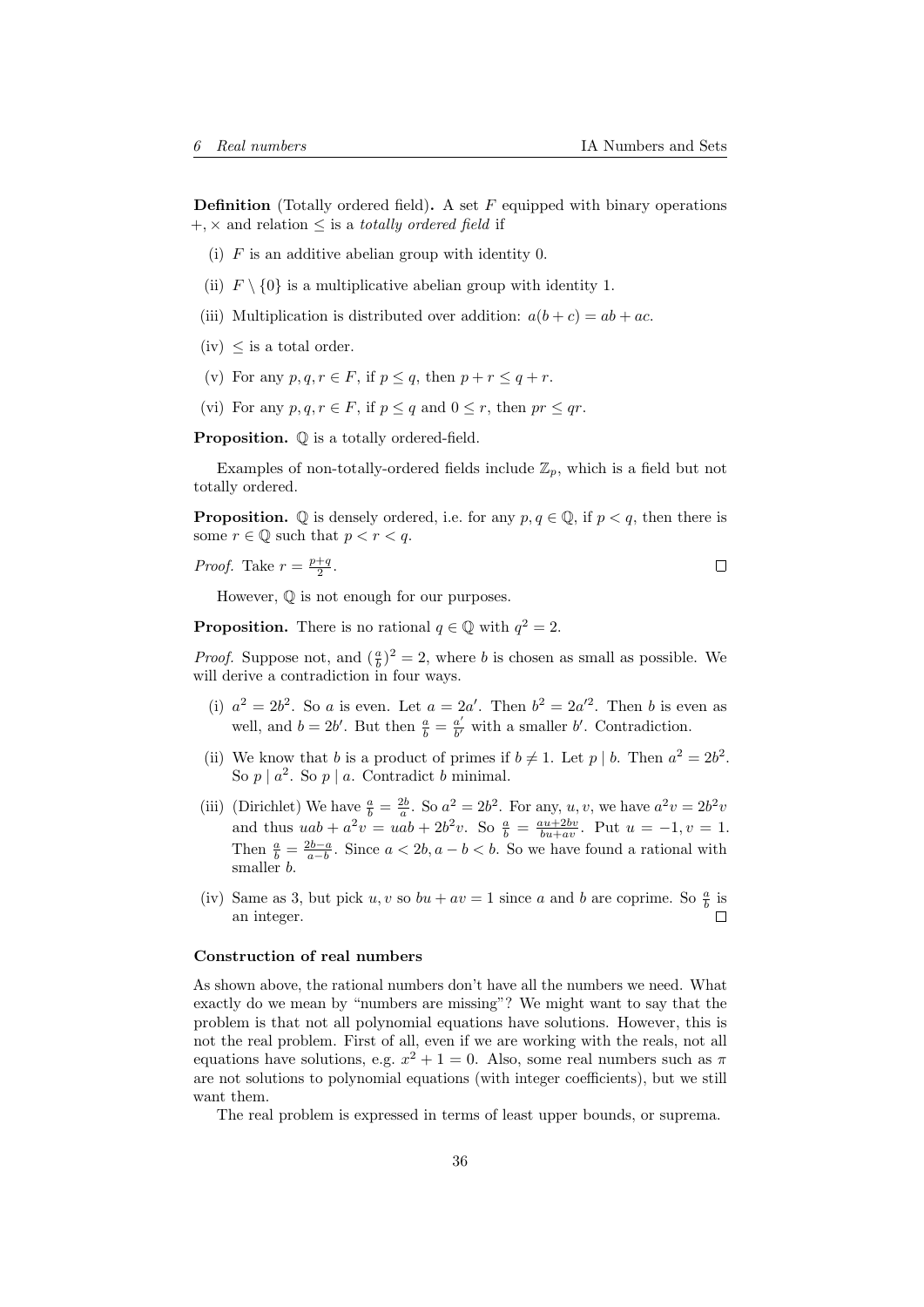**Definition** (Totally ordered field). A set $F$ equipped with binary operations $+, \times$ and relation $\leq$ is a *totally ordered field* if

(i) $F$ is an additive abelian group with identity 0.

(ii) $F \setminus \{0\}$ is a multiplicative abelian group with identity 1.

(iii) Multiplication is distributed over addition: $a(b+c) = ab + ac$.

(iv) $\leq$ is a total order.

(v) For any $p, q, r \in F$, if $p \leq q$, then $p + r \leq q + r$.

(vi) For any $p, q, r \in F$, if $p \leq q$ and $0 \leq r$, then $pr \leq qr$.

**Proposition.** $\mathbb{Q}$ is a totally ordered-field.

Examples of non-totally-ordered fields include $\mathbb{Z}_p$, which is a field but not totally ordered.

**Proposition.** $\mathbb{Q}$ is densely ordered, i.e. for any $p, q \in \mathbb{Q}$, if $p < q$, then there is some $r \in \mathbb{Q}$ such that $p < r < q$.

*Proof.* Take $r = \frac{p+q}{2}$. ◻

However, $\mathbb{Q}$ is not enough for our purposes.

**Proposition.** There is no rational $q \in \mathbb{Q}$ with $q^2 = 2$.

*Proof.* Suppose not, and $(\frac{a}{b})^2 = 2$, where $b$ is chosen as small as possible. We will derive a contradiction in four ways.

(i) $a^2 = 2b^2$. So $a$ is even. Let $a = 2a'$. Then $b^2 = 2a'^2$. Then $b$ is even as well, and $b = 2b'$. But then $\frac{a}{b} = \frac{a'}{b'}$ with a smaller $b'$. Contradiction.

(ii) We know that $b$ is a product of primes if $b \neq 1$. Let $p \mid b$. Then $a^2 = 2b^2$. So $p \mid a^2$. So $p \mid a$. Contradict $b$ minimal.

(iii) (Dirichlet) We have $\frac{a}{b} = \frac{2b}{a}$. So $a^2 = 2b^2$. For any, $u, v$, we have $a^2 v = 2b^2 v$ and thus $uab + a^2 v = uab + 2b^2 v$. So $\frac{a}{b} = \frac{au + 2bv}{bu + av}$. Put $u = -1, v = 1$. Then $\frac{a}{b} = \frac{2b - a}{a - b}$. Since $a < 2b, a - b < b$. So we have found a rational with smaller $b$.

(iv) Same as 3, but pick $u, v$ so $bu + av = 1$ since $a$ and $b$ are coprime. So $\frac{a}{b}$ is an integer. ◻

### Construction of real numbers

As shown above, the rational numbers don't have all the numbers we need. What exactly do we mean by "numbers are missing"? We might want to say that the problem is that not all polynomial equations have solutions. However, this is not the real problem. First of all, even if we are working with the reals, not all equations have solutions, e.g. $x^2 + 1 = 0$. Also, some real numbers such as $\pi$ are not solutions to polynomial equations (with integer coefficients), but we still want them.

The real problem is expressed in terms of least upper bounds, or suprema.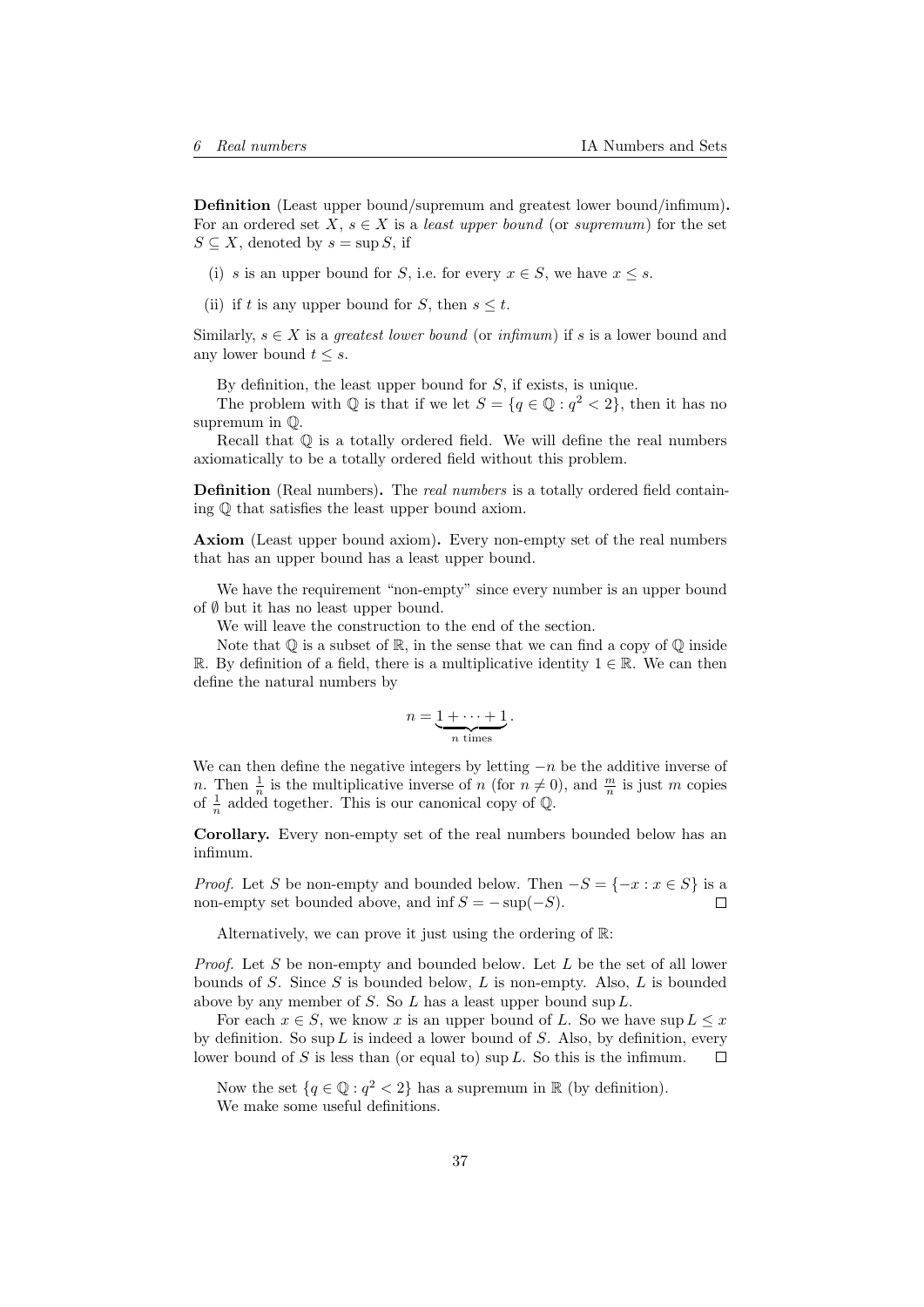**Definition** (Least upper bound/supremum and greatest lower bound/infimum)**.** For an ordered set $X$, $s \in X$ is a *least upper bound* (or *supremum*) for the set $S \subseteq X$, denoted by $s = \sup S$, if

(i) $s$ is an upper bound for $S$, i.e. for every $x \in S$, we have $x \leq s$.

(ii) if $t$ is any upper bound for $S$, then $s \leq t$.

Similarly, $s \in X$ is a *greatest lower bound* (or *infimum*) if $s$ is a lower bound and any lower bound $t \leq s$.

By definition, the least upper bound for $S$, if exists, is unique.

The problem with $\mathbb{Q}$ is that if we let $S = \{q \in \mathbb{Q} : q^2 < 2\}$, then it has no supremum in $\mathbb{Q}$.

Recall that $\mathbb{Q}$ is a totally ordered field. We will define the real numbers axiomatically to be a totally ordered field without this problem.

**Definition** (Real numbers)**.** The *real numbers* is a totally ordered field containing $\mathbb{Q}$ that satisfies the least upper bound axiom.

**Axiom** (Least upper bound axiom)**.** Every non-empty set of the real numbers that has an upper bound has a least upper bound.

We have the requirement "non-empty" since every number is an upper bound of $\emptyset$ but it has no least upper bound.

We will leave the construction to the end of the section.

Note that $\mathbb{Q}$ is a subset of $\mathbb{R}$, in the sense that we can find a copy of $\mathbb{Q}$ inside $\mathbb{R}$. By definition of a field, there is a multiplicative identity $1 \in \mathbb{R}$. We can then define the natural numbers by

$$n = \underbrace{1 + \cdots + 1}_{n \text{ times}}.$$

We can then define the negative integers by letting $-n$ be the additive inverse of $n$. Then $\frac{1}{n}$ is the multiplicative inverse of $n$ (for $n \neq 0$), and $\frac{m}{n}$ is just $m$ copies of $\frac{1}{n}$ added together. This is our canonical copy of $\mathbb{Q}$.

**Corollary.** Every non-empty set of the real numbers bounded below has an infimum.

*Proof.* Let $S$ be non-empty and bounded below. Then $-S = \{-x : x \in S\}$ is a non-empty set bounded above, and $\inf S = -\sup(-S)$. $\square$

Alternatively, we can prove it just using the ordering of $\mathbb{R}$:

*Proof.* Let $S$ be non-empty and bounded below. Let $L$ be the set of all lower bounds of $S$. Since $S$ is bounded below, $L$ is non-empty. Also, $L$ is bounded above by any member of $S$. So $L$ has a least upper bound $\sup L$.

For each $x \in S$, we know $x$ is an upper bound of $L$. So we have $\sup L \leq x$ by definition. So $\sup L$ is indeed a lower bound of $S$. Also, by definition, every lower bound of $S$ is less than (or equal to) $\sup L$. So this is the infimum. $\square$

Now the set $\{q \in \mathbb{Q} : q^2 < 2\}$ has a supremum in $\mathbb{R}$ (by definition).

We make some useful definitions.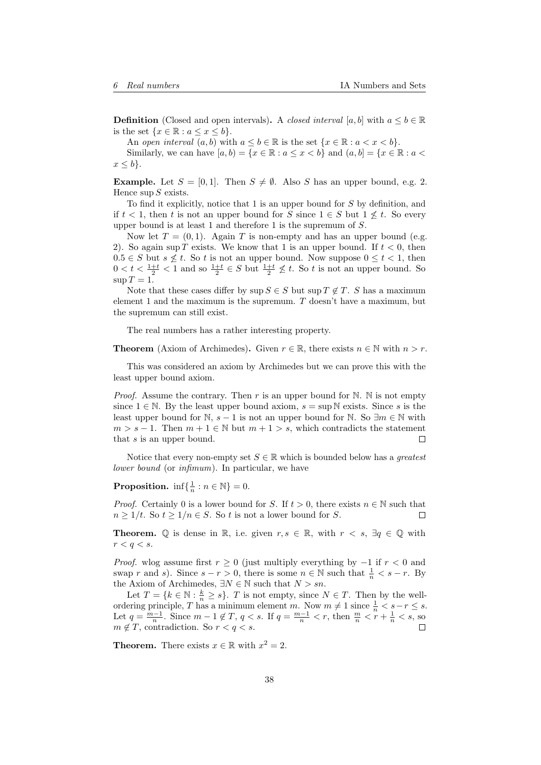**Definition** (Closed and open intervals)**.** A *closed interval* $[a, b]$ with $a \leq b \in \mathbb{R}$ is the set $\{x \in \mathbb{R} : a \leq x \leq b\}$.

An *open interval* $(a, b)$ with $a \leq b \in \mathbb{R}$ is the set $\{x \in \mathbb{R} : a < x < b\}$.

Similarly, we can have $[a, b) = \{x \in \mathbb{R} : a \leq x < b\}$ and $(a, b] = \{x \in \mathbb{R} : a < x \leq b\}$.

**Example.** Let $S = [0, 1]$. Then $S \neq \emptyset$. Also $S$ has an upper bound, e.g. 2. Hence $\sup S$ exists.

To find it explicitly, notice that 1 is an upper bound for $S$ by definition, and if $t < 1$, then $t$ is not an upper bound for $S$ since $1 \in S$ but $1 \not\leq t$. So every upper bound is at least 1 and therefore 1 is the supremum of $S$.

Now let $T = (0, 1)$. Again $T$ is non-empty and has an upper bound (e.g. 2). So again $\sup T$ exists. We know that 1 is an upper bound. If $t < 0$, then $0.5 \in S$ but $s \not\leq t$. So $t$ is not an upper bound. Now suppose $0 \leq t < 1$, then $0 < t < \frac{1+t}{2} < 1$ and so $\frac{1+t}{2} \in S$ but $\frac{1+t}{2} \not\leq t$. So $t$ is not an upper bound. So $\sup T = 1$.

Note that these cases differ by $\sup S \in S$ but $\sup T \not\in T$. $S$ has a maximum element 1 and the maximum is the supremum. $T$ doesn't have a maximum, but the supremum can still exist.

The real numbers has a rather interesting property.

**Theorem** (Axiom of Archimedes)**.** Given $r \in \mathbb{R}$, there exists $n \in \mathbb{N}$ with $n > r$.

This was considered an axiom by Archimedes but we can prove this with the least upper bound axiom.

*Proof.* Assume the contrary. Then $r$ is an upper bound for $\mathbb{N}$. $\mathbb{N}$ is not empty since $1 \in \mathbb{N}$. By the least upper bound axiom, $s = \sup \mathbb{N}$ exists. Since $s$ is the least upper bound for $\mathbb{N}$, $s - 1$ is not an upper bound for $\mathbb{N}$. So $\exists m \in \mathbb{N}$ with $m > s - 1$. Then $m + 1 \in \mathbb{N}$ but $m + 1 > s$, which contradicts the statement that $s$ is an upper bound. $\square$

Notice that every non-empty set $S \in \mathbb{R}$ which is bounded below has a *greatest lower bound* (or *infimum*). In particular, we have

**Proposition.** $\inf\{\frac{1}{n} : n \in \mathbb{N}\} = 0$.

*Proof.* Certainly 0 is a lower bound for $S$. If $t > 0$, there exists $n \in \mathbb{N}$ such that $n \geq 1/t$. So $t \geq 1/n \in S$. So $t$ is not a lower bound for $S$. $\square$

**Theorem.** $\mathbb{Q}$ is dense in $\mathbb{R}$, i.e. given $r, s \in \mathbb{R}$, with $r < s$, $\exists q \in \mathbb{Q}$ with $r < q < s$.

*Proof.* wlog assume first $r \geq 0$ (just multiply everything by $-1$ if $r < 0$ and swap $r$ and $s$). Since $s - r > 0$, there is some $n \in \mathbb{N}$ such that $\frac{1}{n} < s - r$. By the Axiom of Archimedes, $\exists N \in \mathbb{N}$ such that $N > sn$.

Let $T = \{k \in \mathbb{N} : \frac{k}{n} \geq s\}$. $T$ is not empty, since $N \in T$. Then by the well-ordering principle, $T$ has a minimum element $m$. Now $m \neq 1$ since $\frac{1}{n} < s - r \leq s$. Let $q = \frac{m-1}{n}$. Since $m - 1 \not\in T$, $q < s$. If $q = \frac{m-1}{n} < r$, then $\frac{m}{n} < r + \frac{1}{n} < s$, so $m \not\in T$, contradiction. So $r < q < s$. $\square$

**Theorem.** There exists $x \in \mathbb{R}$ with $x^2 = 2$.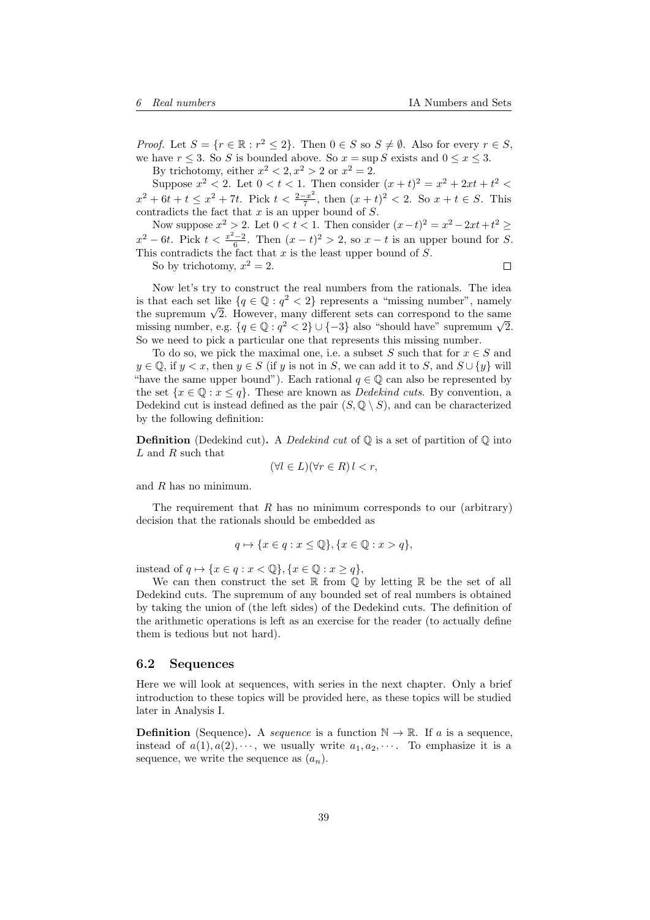*Proof.* Let $S = \{r \in \mathbb{R} : r^2 \leq 2\}$. Then $0 \in S$ so $S \neq \emptyset$. Also for every $r \in S$, we have $r \leq 3$. So $S$ is bounded above. So $x = \sup S$ exists and $0 \leq x \leq 3$.

By trichotomy, either $x^2 < 2, x^2 > 2$ or $x^2 = 2$.

Suppose $x^2 < 2$. Let $0 < t < 1$. Then consider $(x+t)^2 = x^2 + 2xt + t^2 < x^2 + 6t + t \leq x^2 + 7t$. Pick $t < \frac{2-x^2}{7}$, then $(x+t)^2 < 2$. So $x + t \in S$. This contradicts the fact that $x$ is an upper bound of $S$.

Now suppose $x^2 > 2$. Let $0 < t < 1$. Then consider $(x-t)^2 = x^2 - 2xt + t^2 \geq x^2 - 6t$. Pick $t < \frac{x^2-2}{6}$. Then $(x-t)^2 > 2$, so $x - t$ is an upper bound for $S$. This contradicts the fact that $x$ is the least upper bound of $S$.

So by trichotomy, $x^2 = 2$. $\square$

Now let's try to construct the real numbers from the rationals. The idea is that each set like $\{q \in \mathbb{Q} : q^2 < 2\}$ represents a "missing number", namely the supremum $\sqrt{2}$. However, many different sets can correspond to the same missing number, e.g. $\{q \in \mathbb{Q} : q^2 < 2\} \cup \{-3\}$ also "should have" supremum $\sqrt{2}$. So we need to pick a particular one that represents this missing number.

To do so, we pick the maximal one, i.e. a subset $S$ such that for $x \in S$ and $y \in \mathbb{Q}$, if $y < x$, then $y \in S$ (if $y$ is not in $S$, we can add it to $S$, and $S \cup \{y\}$ will "have the same upper bound"). Each rational $q \in \mathbb{Q}$ can also be represented by the set $\{x \in \mathbb{Q} : x \leq q\}$. These are known as *Dedekind cuts*. By convention, a Dedekind cut is instead defined as the pair $(S, \mathbb{Q} \setminus S)$, and can be characterized by the following definition:

**Definition** (Dedekind cut). A *Dedekind cut* of $\mathbb{Q}$ is a set of partition of $\mathbb{Q}$ into $L$ and $R$ such that

$$(\forall l \in L)(\forall r \in R)\, l < r,$$

and $R$ has no minimum.

The requirement that $R$ has no minimum corresponds to our (arbitrary) decision that the rationals should be embedded as

$$q \mapsto \{x \in q : x \leq \mathbb{Q}\}, \{x \in \mathbb{Q} : x > q\},$$

instead of $q \mapsto \{x \in q : x < \mathbb{Q}\}, \{x \in \mathbb{Q} : x \geq q\}$,

We can then construct the set $\mathbb{R}$ from $\mathbb{Q}$ by letting $\mathbb{R}$ be the set of all Dedekind cuts. The supremum of any bounded set of real numbers is obtained by taking the union of (the left sides) of the Dedekind cuts. The definition of the arithmetic operations is left as an exercise for the reader (to actually define them is tedious but not hard).

## 6.2 Sequences

Here we will look at sequences, with series in the next chapter. Only a brief introduction to these topics will be provided here, as these topics will be studied later in Analysis I.

**Definition** (Sequence). A *sequence* is a function $\mathbb{N} \to \mathbb{R}$. If $a$ is a sequence, instead of $a(1), a(2), \cdots$, we usually write $a_1, a_2, \cdots$. To emphasize it is a sequence, we write the sequence as $(a_n)$.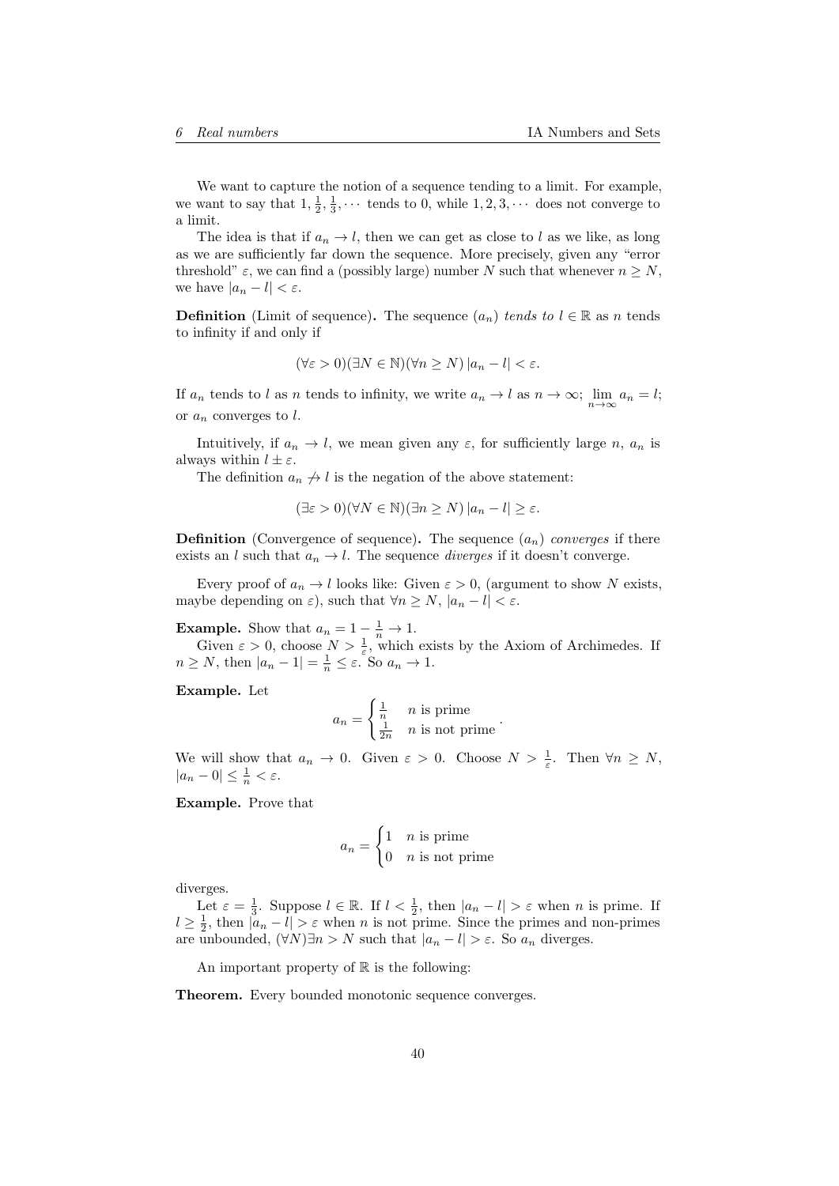We want to capture the notion of a sequence tending to a limit. For example, we want to say that $1, \frac{1}{2}, \frac{1}{3}, \cdots$ tends to 0, while $1, 2, 3, \cdots$ does not converge to a limit.

The idea is that if $a_n \to l$, then we can get as close to $l$ as we like, as long as we are sufficiently far down the sequence. More precisely, given any "error threshold" $\varepsilon$, we can find a (possibly large) number $N$ such that whenever $n \geq N$, we have $|a_n - l| < \varepsilon$.

**Definition** (Limit of sequence)**.** The sequence $(a_n)$ *tends to* $l \in \mathbb{R}$ as $n$ tends to infinity if and only if

$$(\forall \varepsilon > 0)(\exists N \in \mathbb{N})(\forall n \geq N)\, |a_n - l| < \varepsilon.$$

If $a_n$ tends to $l$ as $n$ tends to infinity, we write $a_n \to l$ as $n \to \infty$; $\lim\limits_{n\to\infty} a_n = l$; or $a_n$ converges to $l$.

Intuitively, if $a_n \to l$, we mean given any $\varepsilon$, for sufficiently large $n$, $a_n$ is always within $l \pm \varepsilon$.

The definition $a_n \not\to l$ is the negation of the above statement:

$$(\exists \varepsilon > 0)(\forall N \in \mathbb{N})(\exists n \geq N)\, |a_n - l| \geq \varepsilon.$$

**Definition** (Convergence of sequence)**.** The sequence $(a_n)$ *converges* if there exists an $l$ such that $a_n \to l$. The sequence *diverges* if it doesn't converge.

Every proof of $a_n \to l$ looks like: Given $\varepsilon > 0$, (argument to show $N$ exists, maybe depending on $\varepsilon$), such that $\forall n \geq N$, $|a_n - l| < \varepsilon$.

**Example.** Show that $a_n = 1 - \frac{1}{n} \to 1$.

Given $\varepsilon > 0$, choose $N > \frac{1}{\varepsilon}$, which exists by the Axiom of Archimedes. If $n \geq N$, then $|a_n - 1| = \frac{1}{n} \leq \varepsilon$. So $a_n \to 1$.

**Example.** Let

$$a_n = \begin{cases} \frac{1}{n} & n \text{ is prime} \\ \frac{1}{2n} & n \text{ is not prime} \end{cases}.$$

We will show that $a_n \to 0$. Given $\varepsilon > 0$. Choose $N > \frac{1}{\varepsilon}$. Then $\forall n \geq N$, $|a_n - 0| \leq \frac{1}{n} < \varepsilon$.

**Example.** Prove that

$$a_n = \begin{cases} 1 & n \text{ is prime} \\ 0 & n \text{ is not prime} \end{cases}$$

diverges.

Let $\varepsilon = \frac{1}{3}$. Suppose $l \in \mathbb{R}$. If $l < \frac{1}{2}$, then $|a_n - l| > \varepsilon$ when $n$ is prime. If $l \geq \frac{1}{2}$, then $|a_n - l| > \varepsilon$ when $n$ is not prime. Since the primes and non-primes are unbounded, $(\forall N)\exists n > N$ such that $|a_n - l| > \varepsilon$. So $a_n$ diverges.

An important property of $\mathbb{R}$ is the following:

**Theorem.** Every bounded monotonic sequence converges.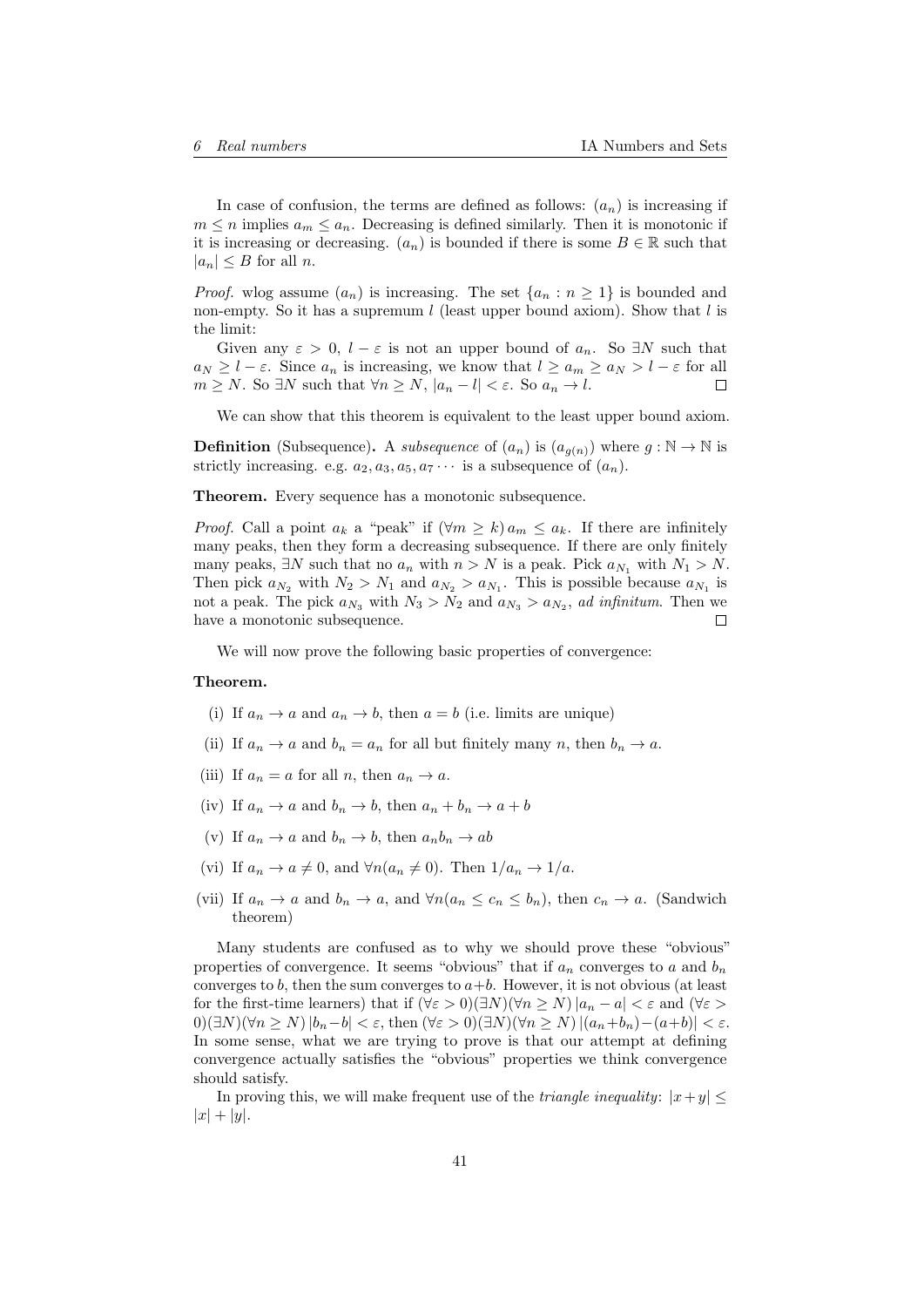In case of confusion, the terms are defined as follows: $(a_n)$ is increasing if $m \leq n$ implies $a_m \leq a_n$. Decreasing is defined similarly. Then it is monotonic if it is increasing or decreasing. $(a_n)$ is bounded if there is some $B \in \mathbb{R}$ such that $|a_n| \leq B$ for all $n$.

*Proof.* wlog assume $(a_n)$ is increasing. The set $\{a_n : n \geq 1\}$ is bounded and non-empty. So it has a supremum $l$ (least upper bound axiom). Show that $l$ is the limit:

Given any $\varepsilon > 0$, $l - \varepsilon$ is not an upper bound of $a_n$. So $\exists N$ such that $a_N \geq l - \varepsilon$. Since $a_n$ is increasing, we know that $l \geq a_m \geq a_N > l - \varepsilon$ for all $m \geq N$. So $\exists N$ such that $\forall n \geq N$, $|a_n - l| < \varepsilon$. So $a_n \to l$. □

We can show that this theorem is equivalent to the least upper bound axiom.

**Definition** (Subsequence)**.** A *subsequence* of $(a_n)$ is $(a_{g(n)})$ where $g : \mathbb{N} \to \mathbb{N}$ is strictly increasing. e.g. $a_2, a_3, a_5, a_7 \cdots$ is a subsequence of $(a_n)$.

**Theorem.** Every sequence has a monotonic subsequence.

*Proof.* Call a point $a_k$ a "peak" if $(\forall m \geq k)\, a_m \leq a_k$. If there are infinitely many peaks, then they form a decreasing subsequence. If there are only finitely many peaks, $\exists N$ such that no $a_n$ with $n > N$ is a peak. Pick $a_{N_1}$ with $N_1 > N$. Then pick $a_{N_2}$ with $N_2 > N_1$ and $a_{N_2} > a_{N_1}$. This is possible because $a_{N_1}$ is not a peak. The pick $a_{N_3}$ with $N_3 > N_2$ and $a_{N_3} > a_{N_2}$, *ad infinitum*. Then we have a monotonic subsequence. □

We will now prove the following basic properties of convergence:

**Theorem.**

(i) If $a_n \to a$ and $a_n \to b$, then $a = b$ (i.e. limits are unique)

(ii) If $a_n \to a$ and $b_n = a_n$ for all but finitely many $n$, then $b_n \to a$.

(iii) If $a_n = a$ for all $n$, then $a_n \to a$.

(iv) If $a_n \to a$ and $b_n \to b$, then $a_n + b_n \to a + b$

(v) If $a_n \to a$ and $b_n \to b$, then $a_n b_n \to ab$

(vi) If $a_n \to a \neq 0$, and $\forall n (a_n \neq 0)$. Then $1/a_n \to 1/a$.

(vii) If $a_n \to a$ and $b_n \to a$, and $\forall n (a_n \leq c_n \leq b_n)$, then $c_n \to a$. (Sandwich theorem)

Many students are confused as to why we should prove these "obvious" properties of convergence. It seems "obvious" that if $a_n$ converges to $a$ and $b_n$ converges to $b$, then the sum converges to $a+b$. However, it is not obvious (at least for the first-time learners) that if $(\forall\varepsilon > 0)(\exists N)(\forall n \geq N)\, |a_n - a| < \varepsilon$ and $(\forall\varepsilon > 0)(\exists N)(\forall n \geq N)\, |b_n - b| < \varepsilon$, then $(\forall\varepsilon > 0)(\exists N)(\forall n \geq N)\, |(a_n + b_n) - (a+b)| < \varepsilon$. In some sense, what we are trying to prove is that our attempt at defining convergence actually satisfies the "obvious" properties we think convergence should satisfy.

In proving this, we will make frequent use of the *triangle inequality*: $|x + y| \leq |x| + |y|$.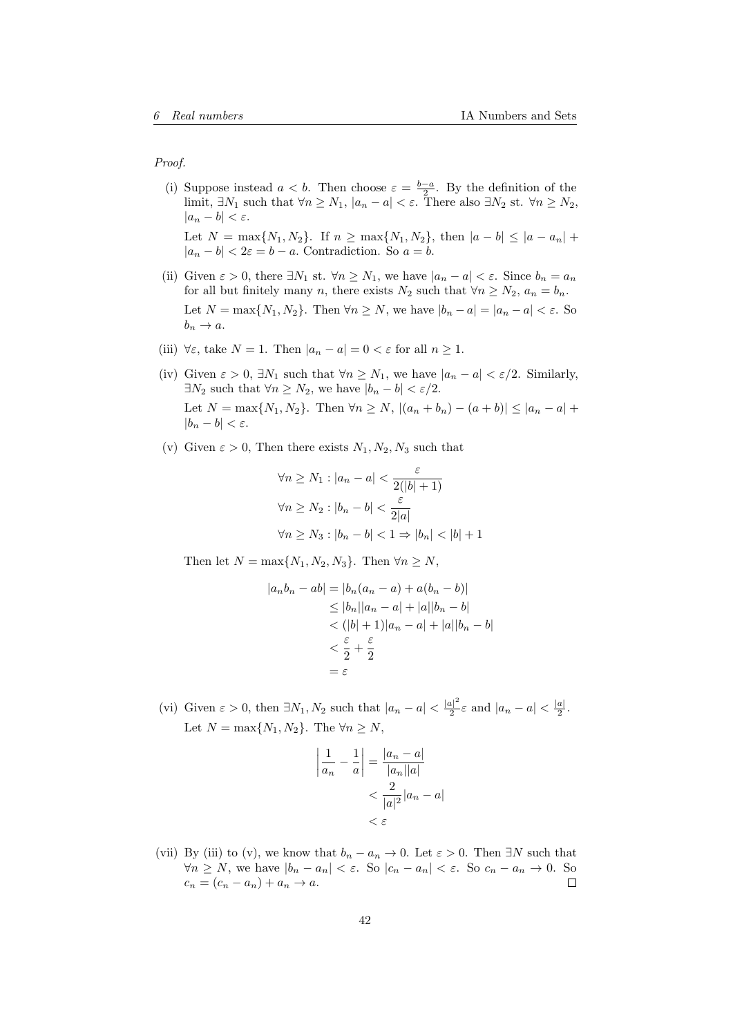*Proof.*

(i) Suppose instead $a < b$. Then choose $\varepsilon = \frac{b-a}{2}$. By the definition of the limit, $\exists N_1$ such that $\forall n \geq N_1$, $|a_n - a| < \varepsilon$. There also $\exists N_2$ st. $\forall n \geq N_2$, $|a_n - b| < \varepsilon$.

Let $N = \max\{N_1, N_2\}$. If $n \geq \max\{N_1, N_2\}$, then $|a - b| \leq |a - a_n| + |a_n - b| < 2\varepsilon = b - a$. Contradiction. So $a = b$.

(ii) Given $\varepsilon > 0$, there $\exists N_1$ st. $\forall n \geq N_1$, we have $|a_n - a| < \varepsilon$. Since $b_n = a_n$ for all but finitely many $n$, there exists $N_2$ such that $\forall n \geq N_2$, $a_n = b_n$.

Let $N = \max\{N_1, N_2\}$. Then $\forall n \geq N$, we have $|b_n - a| = |a_n - a| < \varepsilon$. So $b_n \to a$.

(iii) $\forall \varepsilon$, take $N = 1$. Then $|a_n - a| = 0 < \varepsilon$ for all $n \geq 1$.

(iv) Given $\varepsilon > 0$, $\exists N_1$ such that $\forall n \geq N_1$, we have $|a_n - a| < \varepsilon/2$. Similarly, $\exists N_2$ such that $\forall n \geq N_2$, we have $|b_n - b| < \varepsilon/2$.

Let $N = \max\{N_1, N_2\}$. Then $\forall n \geq N$, $|(a_n + b_n) - (a + b)| \leq |a_n - a| + |b_n - b| < \varepsilon$.

(v) Given $\varepsilon > 0$, Then there exists $N_1, N_2, N_3$ such that

$$\forall n \geq N_1 : |a_n - a| < \frac{\varepsilon}{2(|b| + 1)}$$
$$\forall n \geq N_2 : |b_n - b| < \frac{\varepsilon}{2|a|}$$
$$\forall n \geq N_3 : |b_n - b| < 1 \Rightarrow |b_n| < |b| + 1$$

Then let $N = \max\{N_1, N_2, N_3\}$. Then $\forall n \geq N$,

$$\begin{aligned}
|a_n b_n - ab| &= |b_n(a_n - a) + a(b_n - b)| \\
&\leq |b_n||a_n - a| + |a||b_n - b| \\
&< (|b| + 1)|a_n - a| + |a||b_n - b| \\
&< \frac{\varepsilon}{2} + \frac{\varepsilon}{2} \\
&= \varepsilon
\end{aligned}$$

(vi) Given $\varepsilon > 0$, then $\exists N_1, N_2$ such that $|a_n - a| < \frac{|a|^2}{2}\varepsilon$ and $|a_n - a| < \frac{|a|}{2}$.

Let $N = \max\{N_1, N_2\}$. The $\forall n \geq N$,

$$\begin{aligned}
\left|\frac{1}{a_n} - \frac{1}{a}\right| &= \frac{|a_n - a|}{|a_n||a|} \\
&< \frac{2}{|a|^2}|a_n - a| \\
&< \varepsilon
\end{aligned}$$

(vii) By (iii) to (v), we know that $b_n - a_n \to 0$. Let $\varepsilon > 0$. Then $\exists N$ such that $\forall n \geq N$, we have $|b_n - a_n| < \varepsilon$. So $|c_n - a_n| < \varepsilon$. So $c_n - a_n \to 0$. So $c_n = (c_n - a_n) + a_n \to a$. $\square$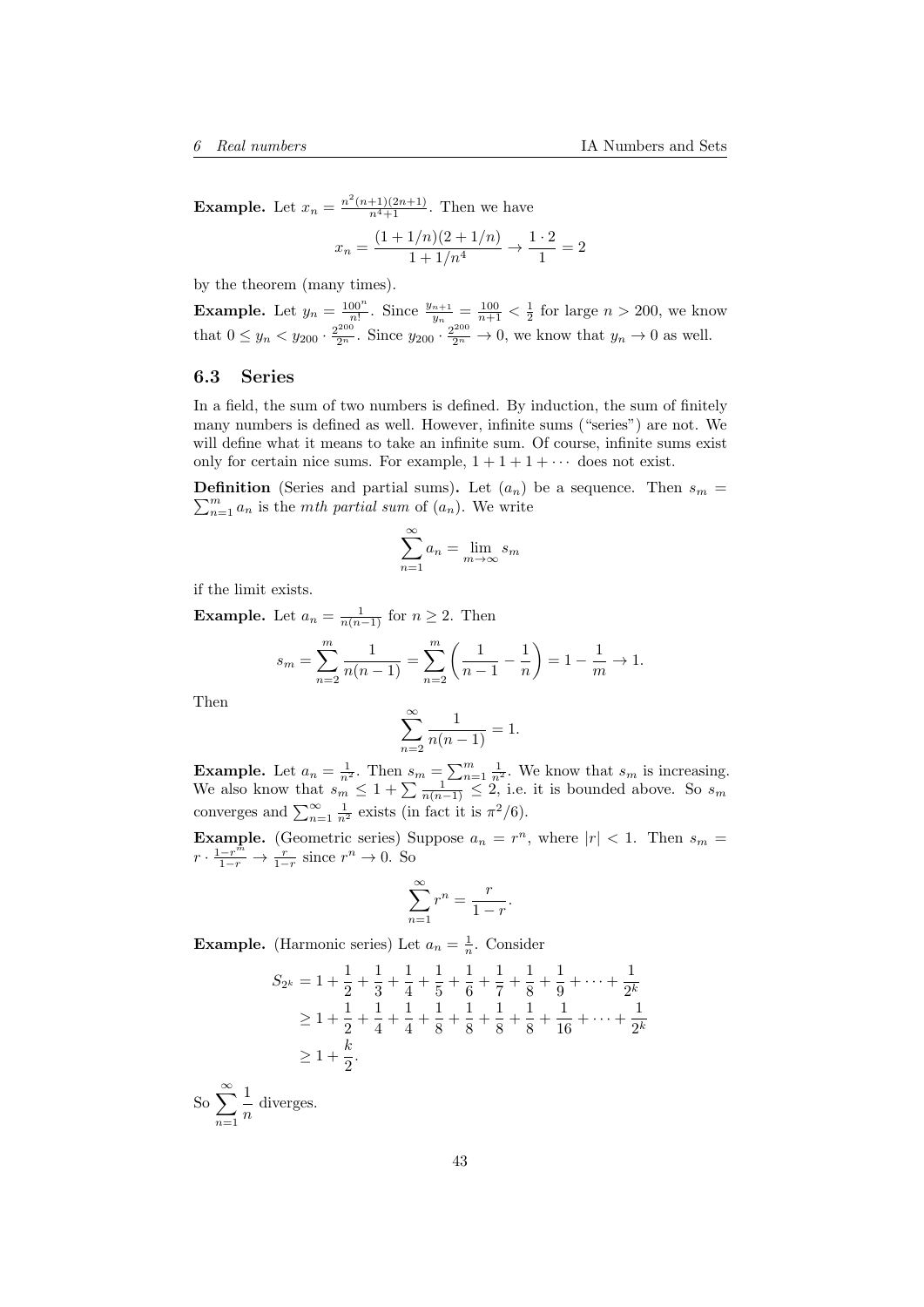**Example.** Let $x_n = \frac{n^2(n+1)(2n+1)}{n^4+1}$. Then we have

$$x_n = \frac{(1+1/n)(2+1/n)}{1+1/n^4} \to \frac{1\cdot 2}{1} = 2$$

by the theorem (many times).

**Example.** Let $y_n = \frac{100^n}{n!}$. Since $\frac{y_{n+1}}{y_n} = \frac{100}{n+1} < \frac{1}{2}$ for large $n > 200$, we know that $0 \leq y_n < y_{200} \cdot \frac{2^{200}}{2^n}$. Since $y_{200} \cdot \frac{2^{200}}{2^n} \to 0$, we know that $y_n \to 0$ as well.

### 6.3 Series

In a field, the sum of two numbers is defined. By induction, the sum of finitely many numbers is defined as well. However, infinite sums ("series") are not. We will define what it means to take an infinite sum. Of course, infinite sums exist only for certain nice sums. For example, $1 + 1 + 1 + \cdots$ does not exist.

**Definition** (Series and partial sums)**.** Let $(a_n)$ be a sequence. Then $s_m = \sum_{n=1}^m a_n$ is the *mth partial sum* of $(a_n)$. We write

$$\sum_{n=1}^\infty a_n = \lim_{m\to\infty} s_m$$

if the limit exists.

**Example.** Let $a_n = \frac{1}{n(n-1)}$ for $n \geq 2$. Then

$$s_m = \sum_{n=2}^m \frac{1}{n(n-1)} = \sum_{n=2}^m \left(\frac{1}{n-1} - \frac{1}{n}\right) = 1 - \frac{1}{m} \to 1.$$

Then

$$\sum_{n=2}^\infty \frac{1}{n(n-1)} = 1.$$

**Example.** Let $a_n = \frac{1}{n^2}$. Then $s_m = \sum_{n=1}^m \frac{1}{n^2}$. We know that $s_m$ is increasing. We also know that $s_m \leq 1 + \sum \frac{1}{n(n-1)} \leq 2$, i.e. it is bounded above. So $s_m$ converges and $\sum_{n=1}^\infty \frac{1}{n^2}$ exists (in fact it is $\pi^2/6$).

**Example.** (Geometric series) Suppose $a_n = r^n$, where $|r| < 1$. Then $s_m = r \cdot \frac{1-r^m}{1-r} \to \frac{r}{1-r}$ since $r^n \to 0$. So

$$\sum_{n=1}^\infty r^n = \frac{r}{1-r}.$$

**Example.** (Harmonic series) Let $a_n = \frac{1}{n}$. Consider

$$\begin{aligned}
S_{2^k} &= 1 + \frac{1}{2} + \frac{1}{3} + \frac{1}{4} + \frac{1}{5} + \frac{1}{6} + \frac{1}{7} + \frac{1}{8} + \frac{1}{9} + \cdots + \frac{1}{2^k}\\
&\geq 1 + \frac{1}{2} + \frac{1}{4} + \frac{1}{4} + \frac{1}{8} + \frac{1}{8} + \frac{1}{8} + \frac{1}{8} + \frac{1}{16} + \cdots + \frac{1}{2^k}\\
&\geq 1 + \frac{k}{2}.
\end{aligned}$$

So $\displaystyle\sum_{n=1}^\infty \frac{1}{n}$ diverges.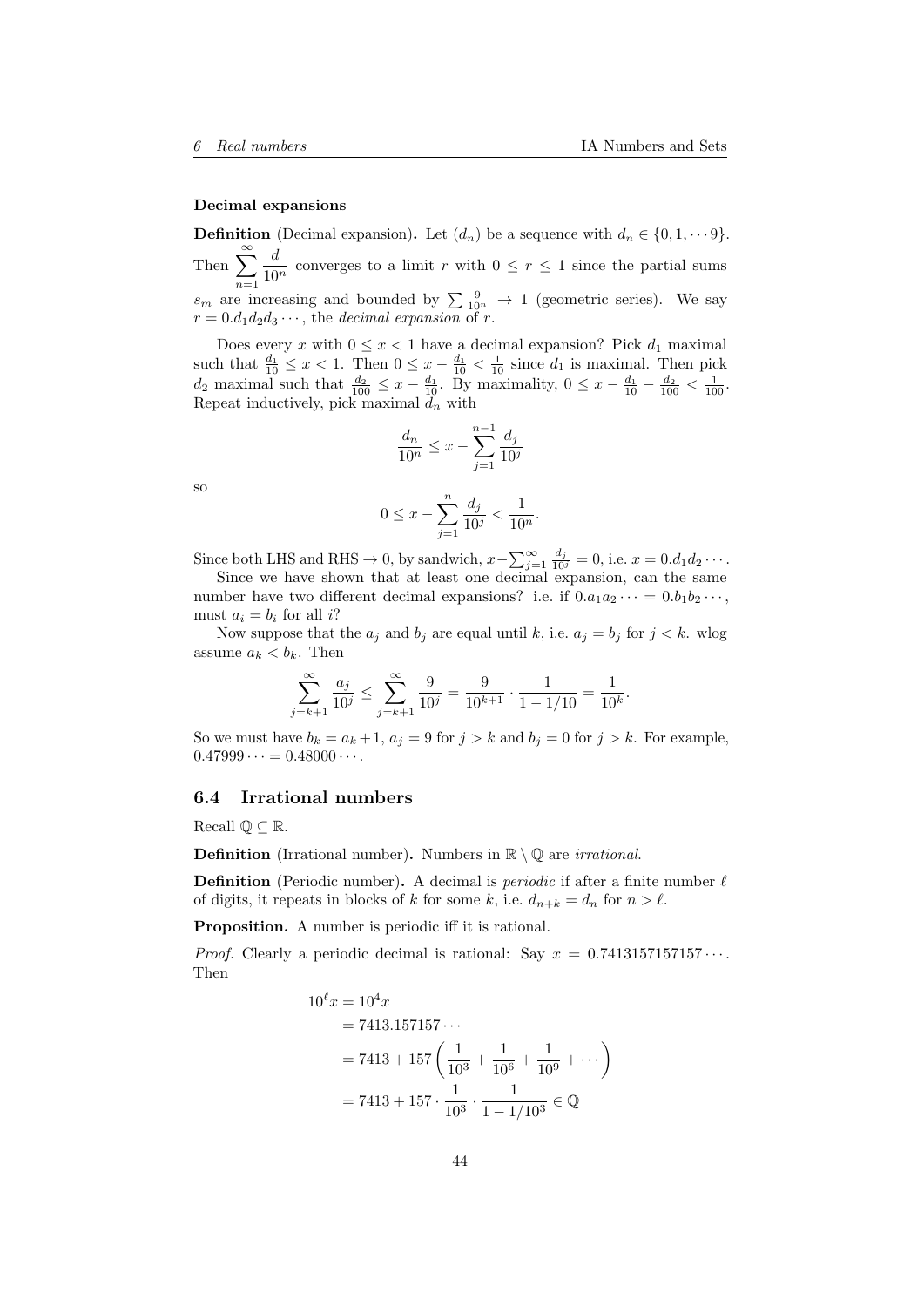### Decimal expansions

**Definition** (Decimal expansion)**.** Let $(d_n)$ be a sequence with $d_n \in \{0, 1, \cdots 9\}$. Then $\displaystyle\sum_{n=1}^{\infty} \frac{d}{10^n}$ converges to a limit $r$ with $0 \leq r \leq 1$ since the partial sums $s_m$ are increasing and bounded by $\sum \frac{9}{10^n} \to 1$ (geometric series). We say $r = 0.d_1 d_2 d_3 \cdots$, the *decimal expansion* of $r$.

Does every $x$ with $0 \leq x < 1$ have a decimal expansion? Pick $d_1$ maximal such that $\frac{d_1}{10} \leq x < 1$. Then $0 \leq x - \frac{d_1}{10} < \frac{1}{10}$ since $d_1$ is maximal. Then pick $d_2$ maximal such that $\frac{d_2}{100} \leq x - \frac{d_1}{10}$. By maximality, $0 \leq x - \frac{d_1}{10} - \frac{d_2}{100} < \frac{1}{100}$. Repeat inductively, pick maximal $d_n$ with

$$\frac{d_n}{10^n} \leq x - \sum_{j=1}^{n-1} \frac{d_j}{10^j}$$

so

$$0 \leq x - \sum_{j=1}^{n} \frac{d_j}{10^j} < \frac{1}{10^n}.$$

Since both LHS and RHS $\to 0$, by sandwich, $x - \sum_{j=1}^{\infty} \frac{d_j}{10^j} = 0$, i.e. $x = 0.d_1 d_2 \cdots$.

Since we have shown that at least one decimal expansion, can the same number have two different decimal expansions? i.e. if $0.a_1 a_2 \cdots = 0.b_1 b_2 \cdots$, must $a_i = b_i$ for all $i$?

Now suppose that the $a_j$ and $b_j$ are equal until $k$, i.e. $a_j = b_j$ for $j < k$. wlog assume $a_k < b_k$. Then

$$\sum_{j=k+1}^{\infty} \frac{a_j}{10^j} \leq \sum_{j=k+1}^{\infty} \frac{9}{10^j} = \frac{9}{10^{k+1}} \cdot \frac{1}{1 - 1/10} = \frac{1}{10^k}.$$

So we must have $b_k = a_k + 1$, $a_j = 9$ for $j > k$ and $b_j = 0$ for $j > k$. For example, $0.47999 \cdots = 0.48000 \cdots$.

## 6.4 Irrational numbers

Recall $\mathbb{Q} \subseteq \mathbb{R}$.

**Definition** (Irrational number)**.** Numbers in $\mathbb{R} \setminus \mathbb{Q}$ are *irrational*.

**Definition** (Periodic number)**.** A decimal is *periodic* if after a finite number $\ell$ of digits, it repeats in blocks of $k$ for some $k$, i.e. $d_{n+k} = d_n$ for $n > \ell$.

**Proposition.** A number is periodic iff it is rational.

*Proof.* Clearly a periodic decimal is rational: Say $x = 0.7413157157157 \cdots$. Then

$$\begin{aligned}
10^\ell x &= 10^4 x \\
&= 7413.157157 \cdots \\
&= 7413 + 157 \left( \frac{1}{10^3} + \frac{1}{10^6} + \frac{1}{10^9} + \cdots \right) \\
&= 7413 + 157 \cdot \frac{1}{10^3} \cdot \frac{1}{1 - 1/10^3} \in \mathbb{Q}
\end{aligned}$$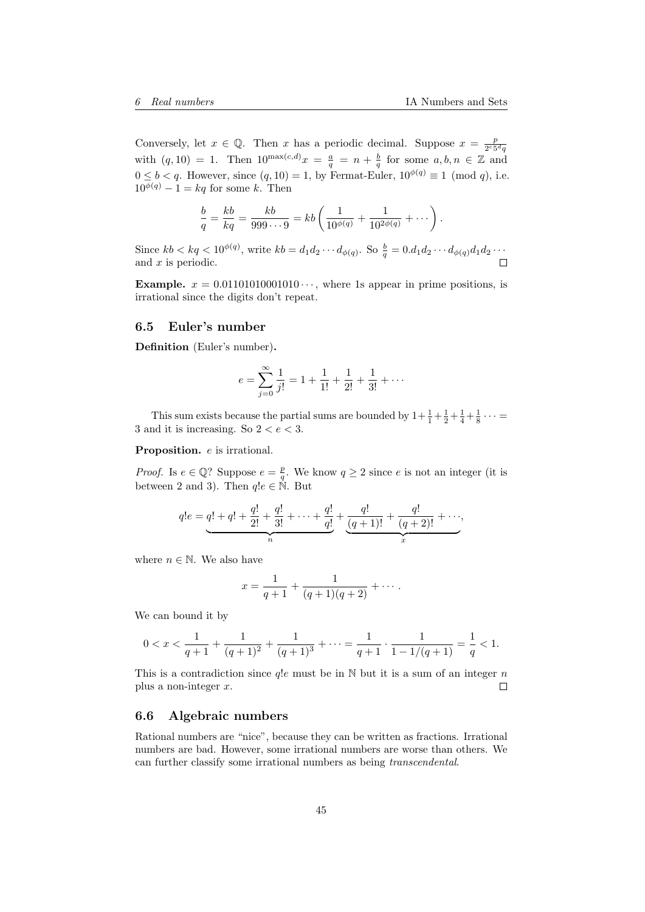Conversely, let $x \in \mathbb{Q}$. Then $x$ has a periodic decimal. Suppose $x = \frac{p}{2^c 5^d q}$ with $(q, 10) = 1$. Then $10^{\max(c,d)} x = \frac{a}{q} = n + \frac{b}{q}$ for some $a, b, n \in \mathbb{Z}$ and $0 \leq b < q$. However, since $(q, 10) = 1$, by Fermat-Euler, $10^{\phi(q)} \equiv 1 \pmod{q}$, i.e. $10^{\phi(q)} - 1 = kq$ for some $k$. Then

$$\frac{b}{q} = \frac{kb}{kq} = \frac{kb}{999\cdots 9} = kb\left(\frac{1}{10^{\phi(q)}} + \frac{1}{10^{2\phi(q)}} + \cdots\right).$$

Since $kb < kq < 10^{\phi(q)}$, write $kb = d_1 d_2 \cdots d_{\phi(q)}$. So $\frac{b}{q} = 0.d_1 d_2 \cdots d_{\phi(q)} d_1 d_2 \cdots$ and $x$ is periodic. $\square$

**Example.** $x = 0.01101010001010\cdots$, where 1s appear in prime positions, is irrational since the digits don't repeat.

### 6.5 Euler's number

**Definition** (Euler's number)**.**

$$e = \sum_{j=0}^{\infty} \frac{1}{j!} = 1 + \frac{1}{1!} + \frac{1}{2!} + \frac{1}{3!} + \cdots$$

This sum exists because the partial sums are bounded by $1 + \frac{1}{1} + \frac{1}{2} + \frac{1}{4} + \frac{1}{8} \cdots = 3$ and it is increasing. So $2 < e < 3$.

**Proposition.** $e$ is irrational.

*Proof.* Is $e \in \mathbb{Q}$? Suppose $e = \frac{p}{q}$. We know $q \geq 2$ since $e$ is not an integer (it is between 2 and 3). Then $q!e \in \mathbb{N}$. But

$$q!e = \underbrace{q! + q! + \frac{q!}{2!} + \frac{q!}{3!} + \cdots + \frac{q!}{q!}}_{n} + \underbrace{\frac{q!}{(q+1)!} + \frac{q!}{(q+2)!} + \cdots}_{x},$$

where $n \in \mathbb{N}$. We also have

$$x = \frac{1}{q+1} + \frac{1}{(q+1)(q+2)} + \cdots.$$

We can bound it by

$$0 < x < \frac{1}{q+1} + \frac{1}{(q+1)^2} + \frac{1}{(q+1)^3} + \cdots = \frac{1}{q+1} \cdot \frac{1}{1 - 1/(q+1)} = \frac{1}{q} < 1.$$

This is a contradiction since $q!e$ must be in $\mathbb{N}$ but it is a sum of an integer $n$ plus a non-integer $x$. $\square$

### 6.6 Algebraic numbers

Rational numbers are "nice", because they can be written as fractions. Irrational numbers are bad. However, some irrational numbers are worse than others. We can further classify some irrational numbers as being *transcendental*.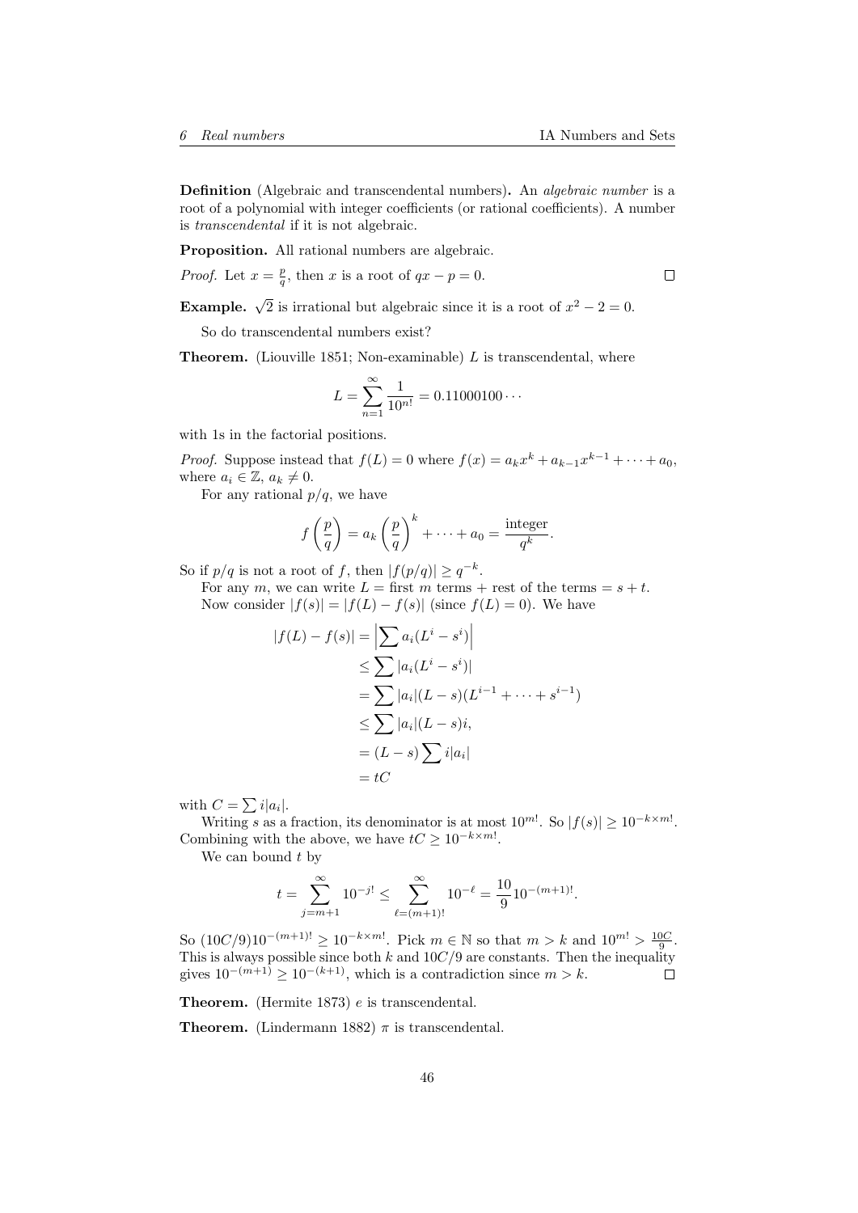**Definition** (Algebraic and transcendental numbers)**.** An *algebraic number* is a root of a polynomial with integer coefficients (or rational coefficients). A number is *transcendental* if it is not algebraic.

**Proposition.** All rational numbers are algebraic.

*Proof.* Let $x = \frac{p}{q}$, then $x$ is a root of $qx - p = 0$. $\square$

**Example.** $\sqrt{2}$ is irrational but algebraic since it is a root of $x^2 - 2 = 0$.

So do transcendental numbers exist?

**Theorem.** (Liouville 1851; Non-examinable) $L$ is transcendental, where

$$L = \sum_{n=1}^{\infty} \frac{1}{10^{n!}} = 0.11000100\cdots$$

with 1s in the factorial positions.

*Proof.* Suppose instead that $f(L) = 0$ where $f(x) = a_k x^k + a_{k-1}x^{k-1} + \cdots + a_0$, where $a_i \in \mathbb{Z}$, $a_k \neq 0$.

For any rational $p/q$, we have

$$f\left(\frac{p}{q}\right) = a_k \left(\frac{p}{q}\right)^k + \cdots + a_0 = \frac{\text{integer}}{q^k}.$$

So if $p/q$ is not a root of $f$, then $|f(p/q)| \geq q^{-k}$.

For any $m$, we can write $L =$ first $m$ terms + rest of the terms $= s + t$.

Now consider $|f(s)| = |f(L) - f(s)|$ (since $f(L) = 0$). We have

$$\begin{aligned}
|f(L) - f(s)| &= \left|\sum a_i(L^i - s^i)\right| \\
&\leq \sum |a_i(L^i - s^i)| \\
&= \sum |a_i|(L - s)(L^{i-1} + \cdots + s^{i-1}) \\
&\leq \sum |a_i|(L - s)i, \\
&= (L - s)\sum i|a_i| \\
&= tC
\end{aligned}$$

with $C = \sum i|a_i|$.

Writing $s$ as a fraction, its denominator is at most $10^{m!}$. So $|f(s)| \geq 10^{-k\times m!}$. Combining with the above, we have $tC \geq 10^{-k\times m!}$.

We can bound $t$ by

$$t = \sum_{j=m+1}^{\infty} 10^{-j!} \leq \sum_{\ell=(m+1)!}^{\infty} 10^{-\ell} = \frac{10}{9}10^{-(m+1)!}.$$

So $(10C/9)10^{-(m+1)!} \geq 10^{-k\times m!}$. Pick $m \in \mathbb{N}$ so that $m > k$ and $10^{m!} > \frac{10C}{9}$. This is always possible since both $k$ and $10C/9$ are constants. Then the inequality gives $10^{-(m+1)} \geq 10^{-(k+1)}$, which is a contradiction since $m > k$. $\square$

**Theorem.** (Hermite 1873) $e$ is transcendental.

**Theorem.** (Lindermann 1882) $\pi$ is transcendental.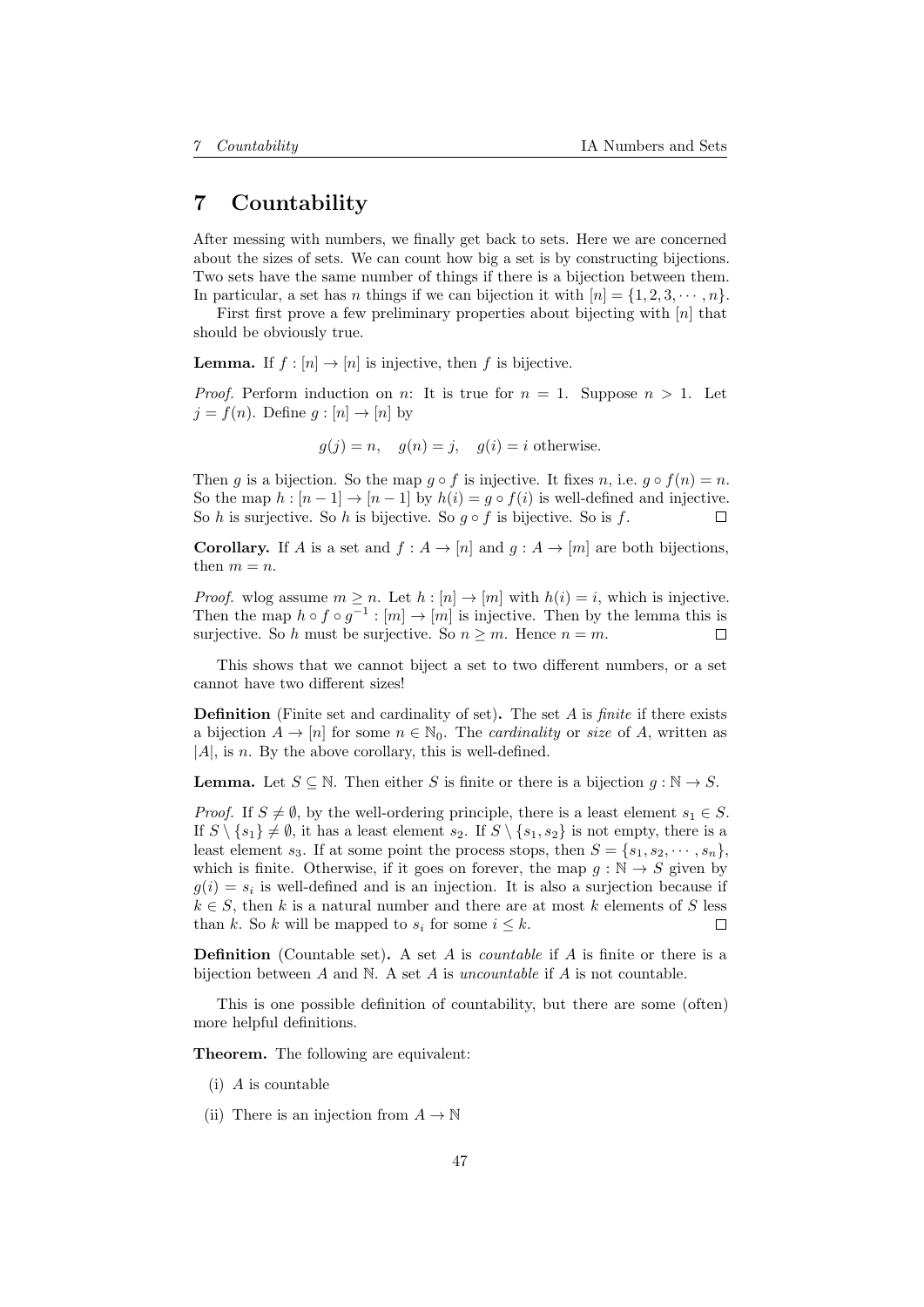# 7 Countability

After messing with numbers, we finally get back to sets. Here we are concerned about the sizes of sets. We can count how big a set is by constructing bijections. Two sets have the same number of things if there is a bijection between them. In particular, a set has $n$ things if we can bijection it with $[n] = \{1, 2, 3, \cdots, n\}$.

First first prove a few preliminary properties about bijecting with $[n]$ that should be obviously true.

**Lemma.** If $f : [n] \to [n]$ is injective, then $f$ is bijective.

*Proof.* Perform induction on $n$: It is true for $n = 1$. Suppose $n > 1$. Let $j = f(n)$. Define $g : [n] \to [n]$ by

$$g(j) = n, \quad g(n) = j, \quad g(i) = i \text{ otherwise.}$$

Then $g$ is a bijection. So the map $g \circ f$ is injective. It fixes $n$, i.e. $g \circ f(n) = n$. So the map $h : [n-1] \to [n-1]$ by $h(i) = g \circ f(i)$ is well-defined and injective. So $h$ is surjective. So $h$ is bijective. So $g \circ f$ is bijective. So is $f$. $\square$

**Corollary.** If $A$ is a set and $f : A \to [n]$ and $g : A \to [m]$ are both bijections, then $m = n$.

*Proof.* wlog assume $m \geq n$. Let $h : [n] \to [m]$ with $h(i) = i$, which is injective. Then the map $h \circ f \circ g^{-1} : [m] \to [m]$ is injective. Then by the lemma this is surjective. So $h$ must be surjective. So $n \geq m$. Hence $n = m$. $\square$

This shows that we cannot biject a set to two different numbers, or a set cannot have two different sizes!

**Definition** (Finite set and cardinality of set)**.** The set $A$ is *finite* if there exists a bijection $A \to [n]$ for some $n \in \mathbb{N}_0$. The *cardinality* or *size* of $A$, written as $|A|$, is $n$. By the above corollary, this is well-defined.

**Lemma.** Let $S \subseteq \mathbb{N}$. Then either $S$ is finite or there is a bijection $g : \mathbb{N} \to S$.

*Proof.* If $S \neq \emptyset$, by the well-ordering principle, there is a least element $s_1 \in S$. If $S \setminus \{s_1\} \neq \emptyset$, it has a least element $s_2$. If $S \setminus \{s_1, s_2\}$ is not empty, there is a least element $s_3$. If at some point the process stops, then $S = \{s_1, s_2, \cdots, s_n\}$, which is finite. Otherwise, if it goes on forever, the map $g : \mathbb{N} \to S$ given by $g(i) = s_i$ is well-defined and is an injection. It is also a surjection because if $k \in S$, then $k$ is a natural number and there are at most $k$ elements of $S$ less than $k$. So $k$ will be mapped to $s_i$ for some $i \leq k$. $\square$

**Definition** (Countable set)**.** A set $A$ is *countable* if $A$ is finite or there is a bijection between $A$ and $\mathbb{N}$. A set $A$ is *uncountable* if $A$ is not countable.

This is one possible definition of countability, but there are some (often) more helpful definitions.

**Theorem.** The following are equivalent:

(i) $A$ is countable

(ii) There is an injection from $A \to \mathbb{N}$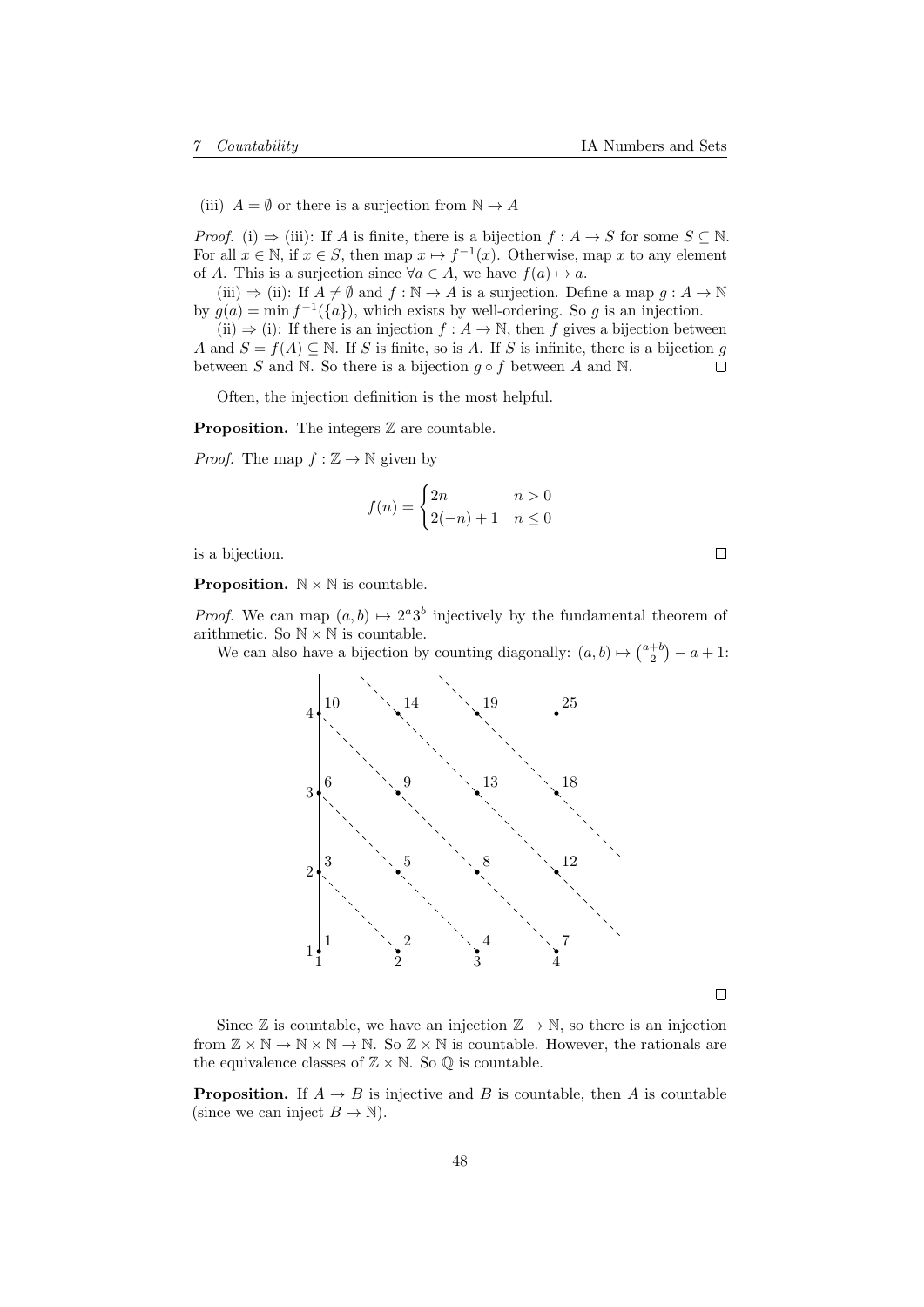(iii) $A = \emptyset$ or there is a surjection from $\mathbb{N} \to A$

*Proof.* (i) $\Rightarrow$ (iii): If $A$ is finite, there is a bijection $f : A \to S$ for some $S \subseteq \mathbb{N}$. For all $x \in \mathbb{N}$, if $x \in S$, then map $x \mapsto f^{-1}(x)$. Otherwise, map $x$ to any element of $A$. This is a surjection since $\forall a \in A$, we have $f(a) \mapsto a$.

(iii) $\Rightarrow$ (ii): If $A \neq \emptyset$ and $f : \mathbb{N} \to A$ is a surjection. Define a map $g : A \to \mathbb{N}$ by $g(a) = \min f^{-1}(\{a\})$, which exists by well-ordering. So $g$ is an injection.

(ii) $\Rightarrow$ (i): If there is an injection $f : A \to \mathbb{N}$, then $f$ gives a bijection between $A$ and $S = f(A) \subseteq \mathbb{N}$. If $S$ is finite, so is $A$. If $S$ is infinite, there is a bijection $g$ between $S$ and $\mathbb{N}$. So there is a bijection $g \circ f$ between $A$ and $\mathbb{N}$. □

Often, the injection definition is the most helpful.

**Proposition.** The integers $\mathbb{Z}$ are countable.

*Proof.* The map $f : \mathbb{Z} \to \mathbb{N}$ given by

$$f(n) = \begin{cases} 2n & n > 0 \\ 2(-n) + 1 & n \leq 0 \end{cases}$$

is a bijection. □

**Proposition.** $\mathbb{N} \times \mathbb{N}$ is countable.

*Proof.* We can map $(a, b) \mapsto 2^a 3^b$ injectively by the fundamental theorem of arithmetic. So $\mathbb{N} \times \mathbb{N}$ is countable.

We can also have a bijection by counting diagonally: $(a, b) \mapsto \binom{a+b}{2} - a + 1$:

□

Since $\mathbb{Z}$ is countable, we have an injection $\mathbb{Z} \to \mathbb{N}$, so there is an injection from $\mathbb{Z} \times \mathbb{N} \to \mathbb{N} \times \mathbb{N} \to \mathbb{N}$. So $\mathbb{Z} \times \mathbb{N}$ is countable. However, the rationals are the equivalence classes of $\mathbb{Z} \times \mathbb{N}$. So $\mathbb{Q}$ is countable.

**Proposition.** If $A \to B$ is injective and $B$ is countable, then $A$ is countable (since we can inject $B \to \mathbb{N}$).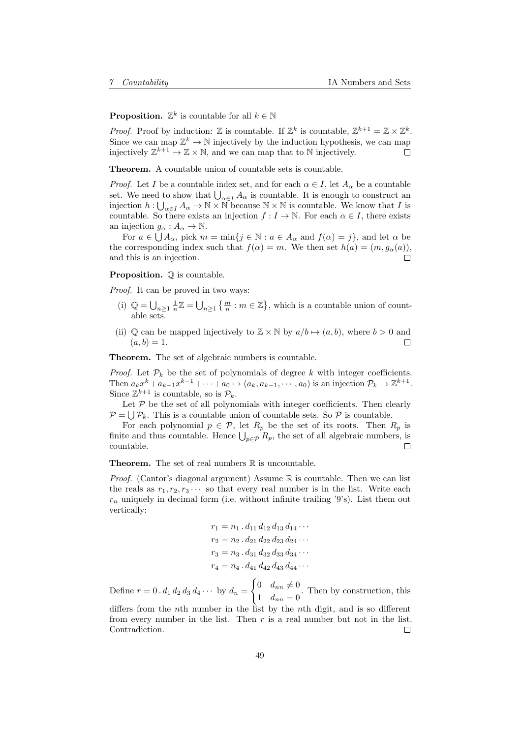**Proposition.** $\mathbb{Z}^k$ is countable for all $k \in \mathbb{N}$

*Proof.* Proof by induction: $\mathbb{Z}$ is countable. If $\mathbb{Z}^k$ is countable, $\mathbb{Z}^{k+1} = \mathbb{Z} \times \mathbb{Z}^k$. Since we can map $\mathbb{Z}^k \to \mathbb{N}$ injectively by the induction hypothesis, we can map injectively $\mathbb{Z}^{k+1} \to \mathbb{Z} \times \mathbb{N}$, and we can map that to $\mathbb{N}$ injectively. □

**Theorem.** A countable union of countable sets is countable.

*Proof.* Let $I$ be a countable index set, and for each $\alpha \in I$, let $A_\alpha$ be a countable set. We need to show that $\bigcup_{\alpha \in I} A_\alpha$ is countable. It is enough to construct an injection $h : \bigcup_{\alpha \in I} A_\alpha \to \mathbb{N} \times \mathbb{N}$ because $\mathbb{N} \times \mathbb{N}$ is countable. We know that $I$ is countable. So there exists an injection $f : I \to \mathbb{N}$. For each $\alpha \in I$, there exists an injection $g_\alpha : A_\alpha \to \mathbb{N}$.

For $a \in \bigcup A_\alpha$, pick $m = \min\{j \in \mathbb{N} : a \in A_\alpha \text{ and } f(\alpha) = j\}$, and let $\alpha$ be the corresponding index such that $f(\alpha) = m$. We then set $h(a) = (m, g_\alpha(a))$, and this is an injection. □

**Proposition.** $\mathbb{Q}$ is countable.

*Proof.* It can be proved in two ways:

(i) $\mathbb{Q} = \bigcup_{n \geq 1} \frac{1}{n}\mathbb{Z} = \bigcup_{n \geq 1} \left\{ \frac{m}{n} : m \in \mathbb{Z} \right\}$, which is a countable union of countable sets.

(ii) $\mathbb{Q}$ can be mapped injectively to $\mathbb{Z} \times \mathbb{N}$ by $a/b \mapsto (a, b)$, where $b > 0$ and $(a, b) = 1$. □

**Theorem.** The set of algebraic numbers is countable.

*Proof.* Let $\mathcal{P}_k$ be the set of polynomials of degree $k$ with integer coefficients. Then $a_k x^k + a_{k-1}x^{k-1} + \cdots + a_0 \mapsto (a_k, a_{k-1}, \cdots, a_0)$ is an injection $\mathcal{P}_k \to \mathbb{Z}^{k+1}$. Since $\mathbb{Z}^{k+1}$ is countable, so is $\mathcal{P}_k$.

Let $\mathcal{P}$ be the set of all polynomials with integer coefficients. Then clearly $\mathcal{P} = \bigcup \mathcal{P}_k$. This is a countable union of countable sets. So $\mathcal{P}$ is countable.

For each polynomial $p \in \mathcal{P}$, let $R_p$ be the set of its roots. Then $R_p$ is finite and thus countable. Hence $\bigcup_{p \in \mathcal{P}} R_p$, the set of all algebraic numbers, is countable. □

**Theorem.** The set of real numbers $\mathbb{R}$ is uncountable.

*Proof.* (Cantor's diagonal argument) Assume $\mathbb{R}$ is countable. Then we can list the reals as $r_1, r_2, r_3 \cdots$ so that every real number is in the list. Write each $r_n$ uniquely in decimal form (i.e. without infinite trailing '9's). List them out vertically:

$$
\begin{aligned}
r_1 &= n_1 \,.\, d_{11}\, d_{12}\, d_{13}\, d_{14} \cdots \\
r_2 &= n_2 \,.\, d_{21}\, d_{22}\, d_{23}\, d_{24} \cdots \\
r_3 &= n_3 \,.\, d_{31}\, d_{32}\, d_{33}\, d_{34} \cdots \\
r_4 &= n_4 \,.\, d_{41}\, d_{42}\, d_{43}\, d_{44} \cdots
\end{aligned}
$$

Define $r = 0 \,.\, d_1\, d_2\, d_3\, d_4 \cdots$ by $d_n = \begin{cases} 0 & d_{nn} \neq 0 \\ 1 & d_{nn} = 0 \end{cases}$. Then by construction, this differs from the $n$th number in the list by the $n$th digit, and is so different from every number in the list. Then $r$ is a real number but not in the list. Contradiction. □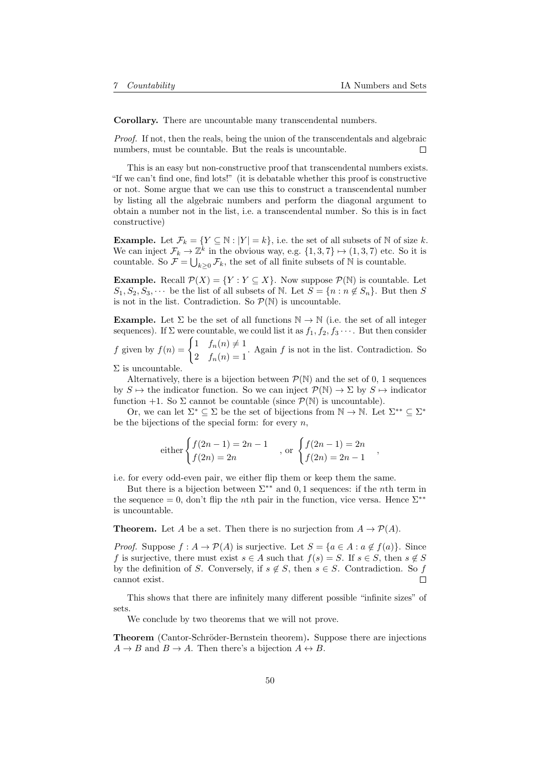**Corollary.** There are uncountable many transcendental numbers.

*Proof.* If not, then the reals, being the union of the transcendentals and algebraic numbers, must be countable. But the reals is uncountable. $\square$

This is an easy but non-constructive proof that transcendental numbers exists. "If we can't find one, find lots!" (it is debatable whether this proof is constructive or not. Some argue that we can use this to construct a transcendental number by listing all the algebraic numbers and perform the diagonal argument to obtain a number not in the list, i.e. a transcendental number. So this is in fact constructive)

**Example.** Let $\mathcal{F}_k = \{Y \subseteq \mathbb{N} : |Y| = k\}$, i.e. the set of all subsets of $\mathbb{N}$ of size $k$. We can inject $\mathcal{F}_k \to \mathbb{Z}^k$ in the obvious way, e.g. $\{1, 3, 7\} \mapsto (1, 3, 7)$ etc. So it is countable. So $\mathcal{F} = \bigcup_{k\geq 0} \mathcal{F}_k$, the set of all finite subsets of $\mathbb{N}$ is countable.

**Example.** Recall $\mathcal{P}(X) = \{Y : Y \subseteq X\}$. Now suppose $\mathcal{P}(\mathbb{N})$ is countable. Let $S_1, S_2, S_3, \cdots$ be the list of all subsets of $\mathbb{N}$. Let $S = \{n : n \not\in S_n\}$. But then $S$ is not in the list. Contradiction. So $\mathcal{P}(\mathbb{N})$ is uncountable.

**Example.** Let $\Sigma$ be the set of all functions $\mathbb{N} \to \mathbb{N}$ (i.e. the set of all integer sequences). If $\Sigma$ were countable, we could list it as $f_1, f_2, f_3 \cdots$. But then consider $f$ given by $f(n) = \begin{cases} 1 & f_n(n) \neq 1 \\ 2 & f_n(n) = 1 \end{cases}$. Again $f$ is not in the list. Contradiction. So $\Sigma$ is uncountable.

Alternatively, there is a bijection between $\mathcal{P}(\mathbb{N})$ and the set of 0, 1 sequences by $S \mapsto$ the indicator function. So we can inject $\mathcal{P}(\mathbb{N}) \to \Sigma$ by $S \mapsto$ indicator function $+1$. So $\Sigma$ cannot be countable (since $\mathcal{P}(\mathbb{N})$ is uncountable).

Or, we can let $\Sigma^* \subseteq \Sigma$ be the set of bijections from $\mathbb{N} \to \mathbb{N}$. Let $\Sigma^{**} \subseteq \Sigma^*$ be the bijections of the special form: for every $n$,

$$\text{either} \begin{cases} f(2n-1) = 2n-1 \\ f(2n) = 2n \end{cases}, \text{ or } \begin{cases} f(2n-1) = 2n \\ f(2n) = 2n-1 \end{cases},$$

i.e. for every odd-even pair, we either flip them or keep them the same.

But there is a bijection between $\Sigma^{**}$ and 0, 1 sequences: if the $n$th term in the sequence $= 0$, don't flip the $n$th pair in the function, vice versa. Hence $\Sigma^{**}$ is uncountable.

**Theorem.** Let $A$ be a set. Then there is no surjection from $A \to \mathcal{P}(A)$.

*Proof.* Suppose $f : A \to \mathcal{P}(A)$ is surjective. Let $S = \{a \in A : a \not\in f(a)\}$. Since $f$ is surjective, there must exist $s \in A$ such that $f(s) = S$. If $s \in S$, then $s \not\in S$ by the definition of $S$. Conversely, if $s \not\in S$, then $s \in S$. Contradiction. So $f$ cannot exist. $\square$

This shows that there are infinitely many different possible "infinite sizes" of sets.

We conclude by two theorems that we will not prove.

**Theorem** (Cantor-Schröder-Bernstein theorem)**.** Suppose there are injections $A \to B$ and $B \to A$. Then there's a bijection $A \leftrightarrow B$.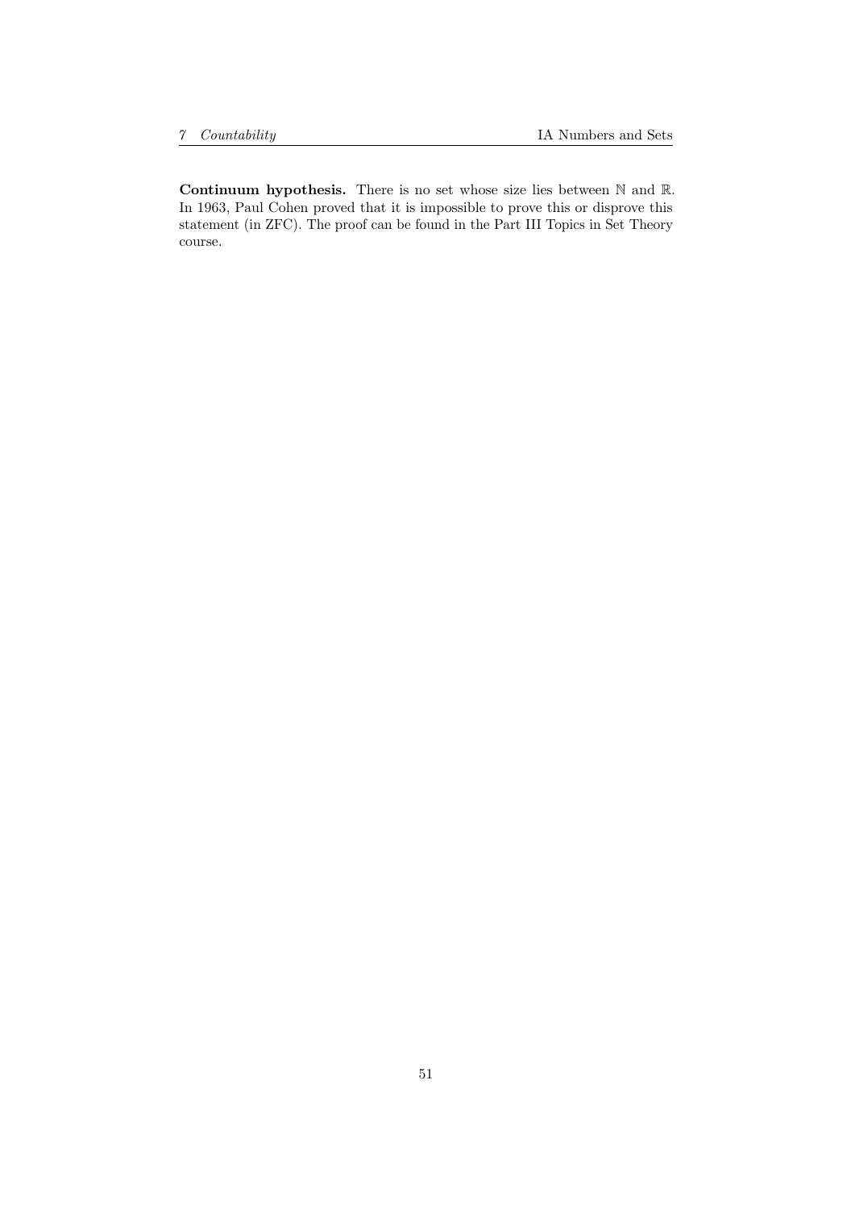**Continuum hypothesis.** There is no set whose size lies between $\mathbb{N}$ and $\mathbb{R}$. In 1963, Paul Cohen proved that it is impossible to prove this or disprove this statement (in ZFC). The proof can be found in the Part III Topics in Set Theory course.